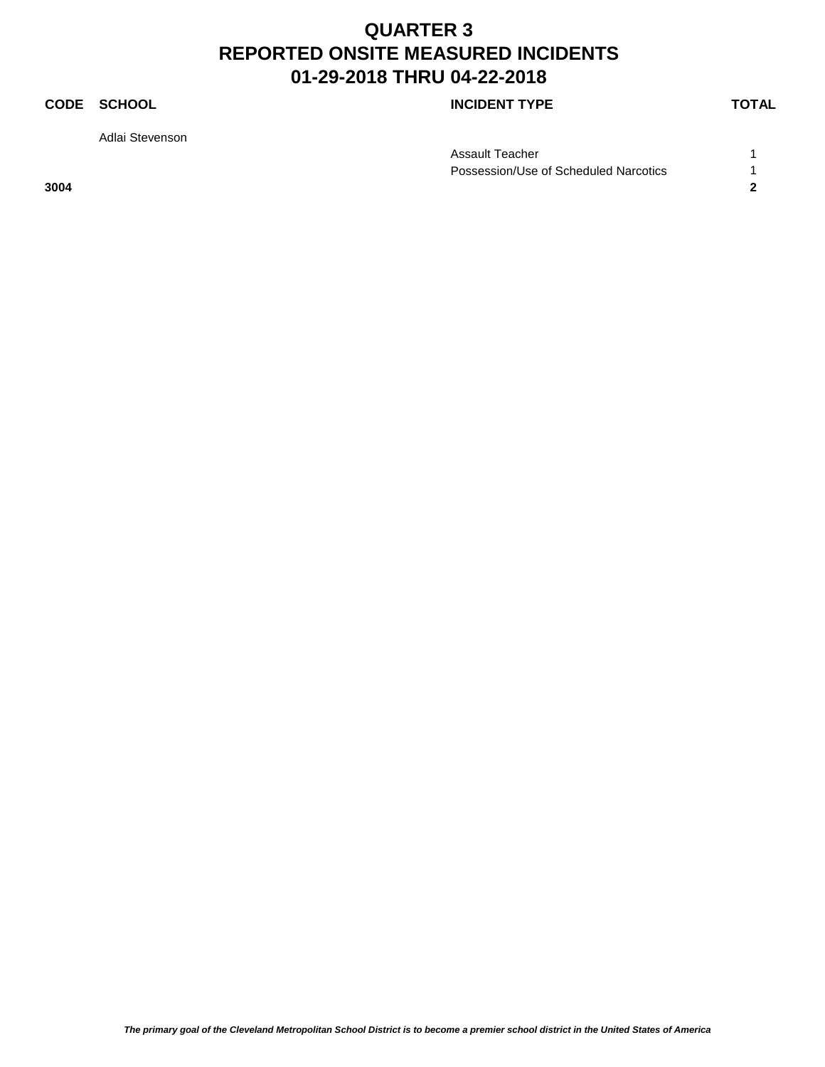# QUARTER 3
# REPORTED ONSITE MEASURED INCIDENTS
# 01-29-2018 THRU 04-22-2018

| CODE | SCHOOL | INCIDENT TYPE | TOTAL |
|---|---|---|---|
| | Adlai Stevenson | | |
| | | Assault Teacher | 1 |
| | | Possession/Use of Scheduled Narcotics | 1 |
| **3004** | | | **2** |

*The primary goal of the Cleveland Metropolitan School District is to become a premier school district in the United States of America*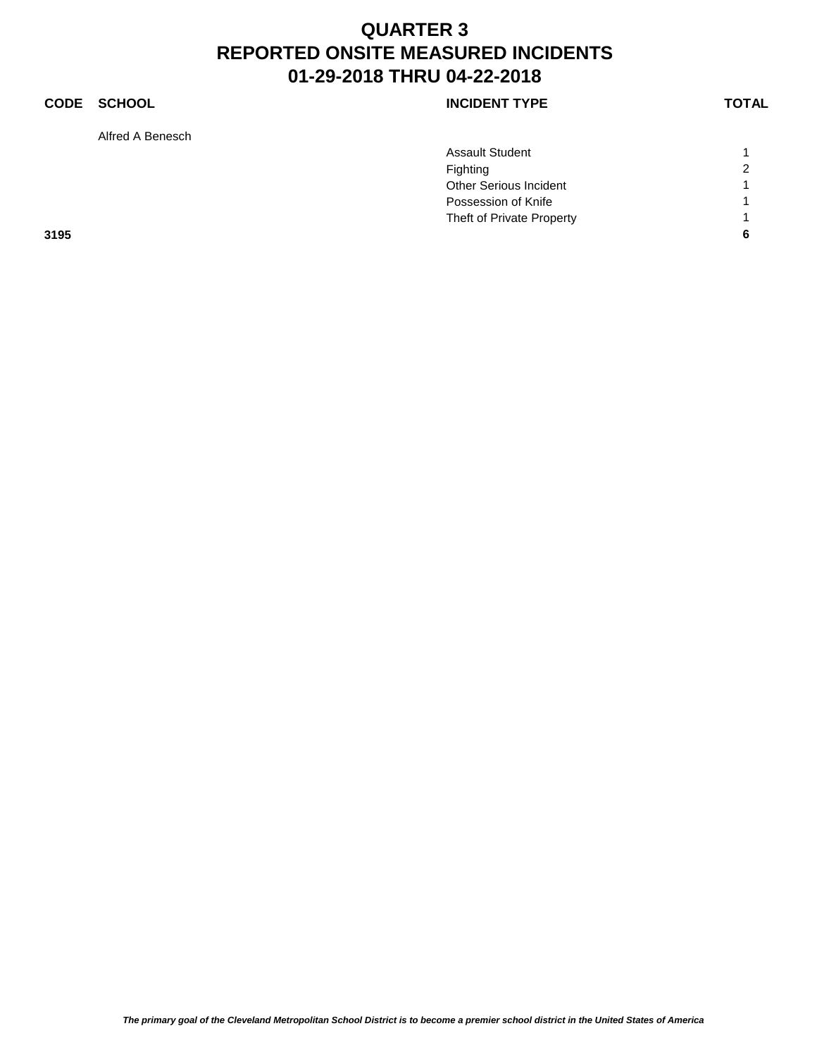# QUARTER 3
# REPORTED ONSITE MEASURED INCIDENTS
# 01-29-2018 THRU 04-22-2018

| CODE | SCHOOL | INCIDENT TYPE | TOTAL |
|---|---|---|---|
| | Alfred A Benesch | | |
| | | Assault Student | 1 |
| | | Fighting | 2 |
| | | Other Serious Incident | 1 |
| | | Possession of Knife | 1 |
| | | Theft of Private Property | 1 |
| **3195** | | | **6** |

***The primary goal of the Cleveland Metropolitan School District is to become a premier school district in the United States of America***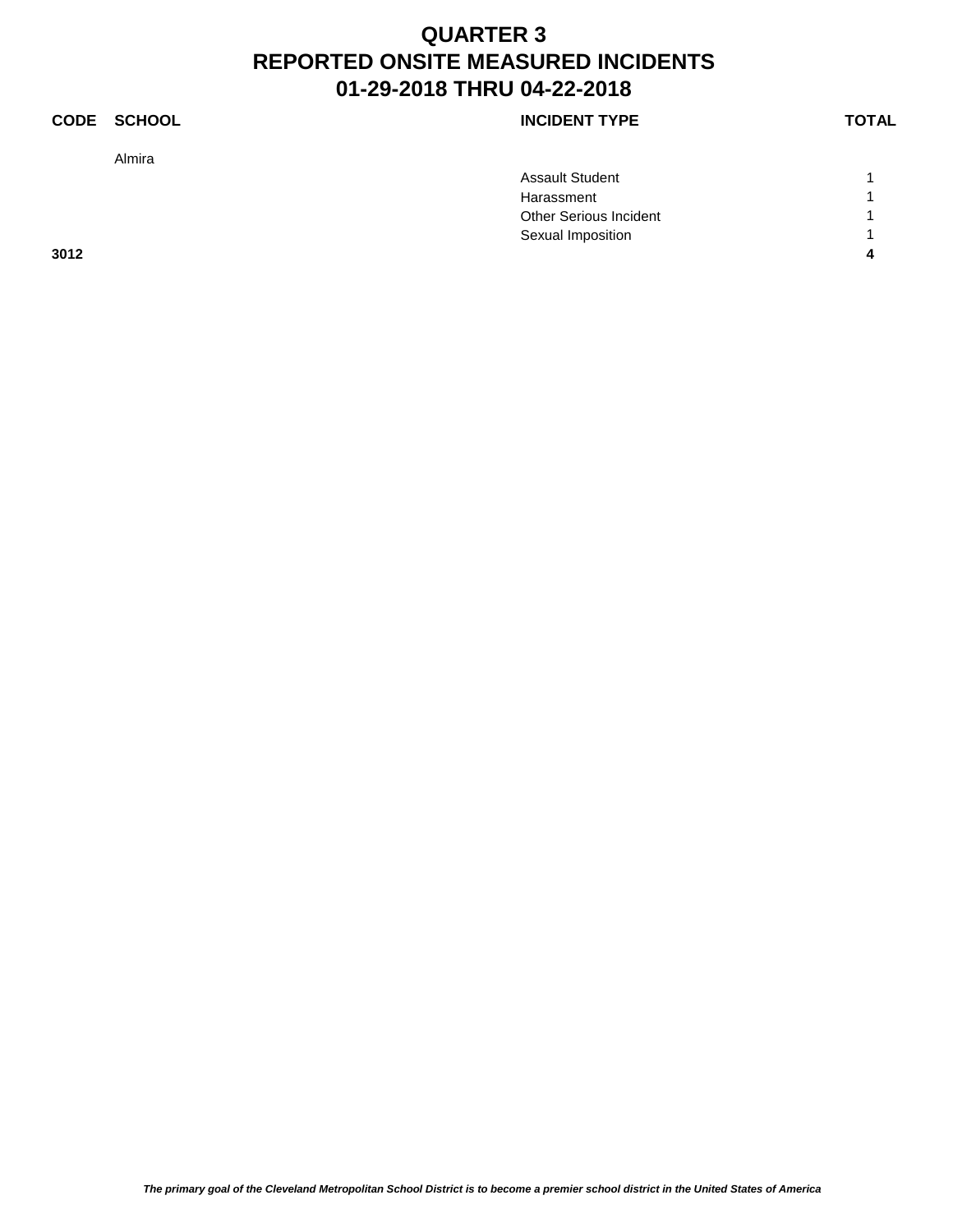# QUARTER 3
# REPORTED ONSITE MEASURED INCIDENTS
# 01-29-2018 THRU 04-22-2018

| CODE | SCHOOL | INCIDENT TYPE | TOTAL |
|---|---|---|---|
| | Almira | | |
| | | Assault Student | 1 |
| | | Harassment | 1 |
| | | Other Serious Incident | 1 |
| | | Sexual Imposition | 1 |
| **3012** | | | **4** |

*The primary goal of the Cleveland Metropolitan School District is to become a premier school district in the United States of America*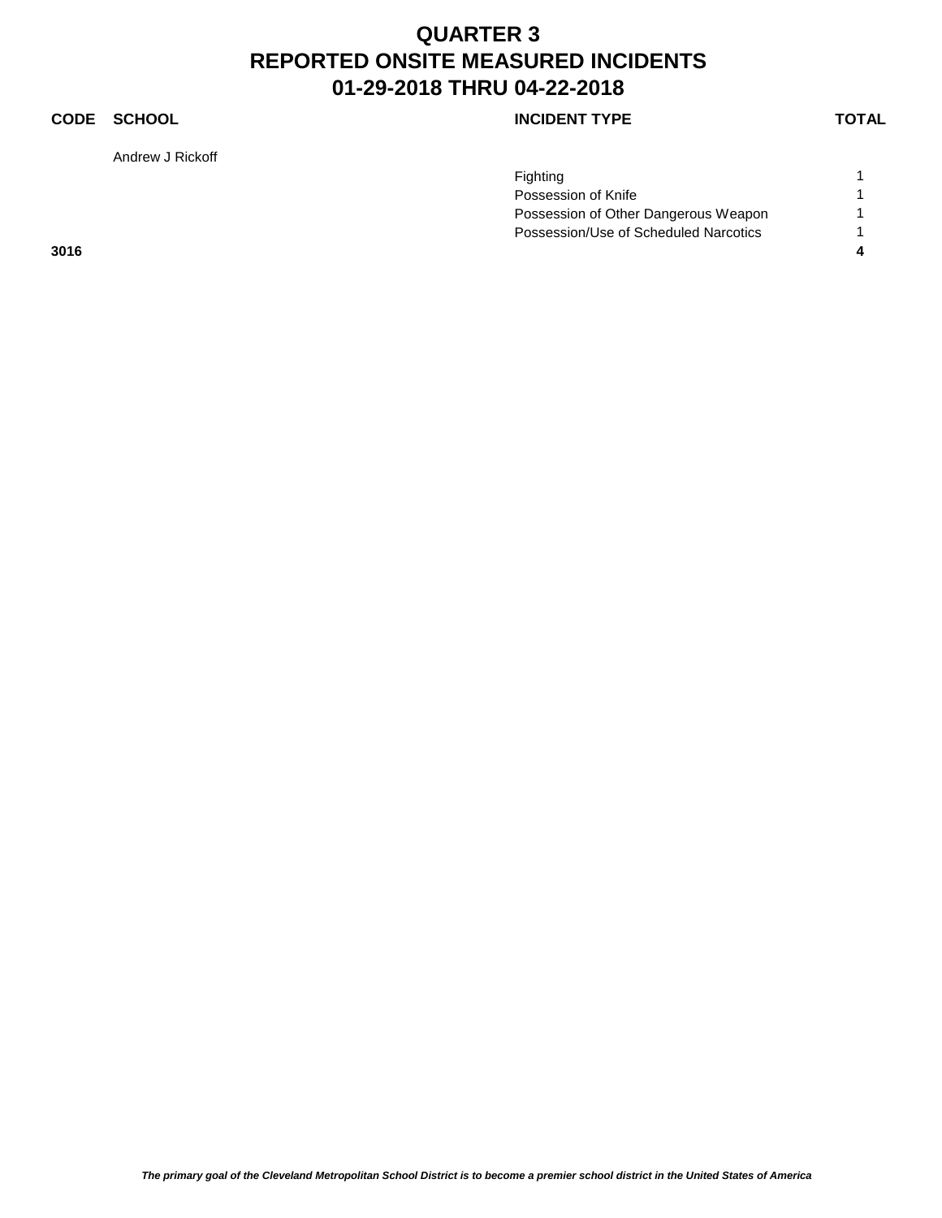# QUARTER 3
# REPORTED ONSITE MEASURED INCIDENTS
# 01-29-2018 THRU 04-22-2018

| CODE | SCHOOL | INCIDENT TYPE | TOTAL |
|---|---|---|---|
| | Andrew J Rickoff | | |
| | | Fighting | 1 |
| | | Possession of Knife | 1 |
| | | Possession of Other Dangerous Weapon | 1 |
| | | Possession/Use of Scheduled Narcotics | 1 |
| **3016** | | | **4** |

*The primary goal of the Cleveland Metropolitan School District is to become a premier school district in the United States of America*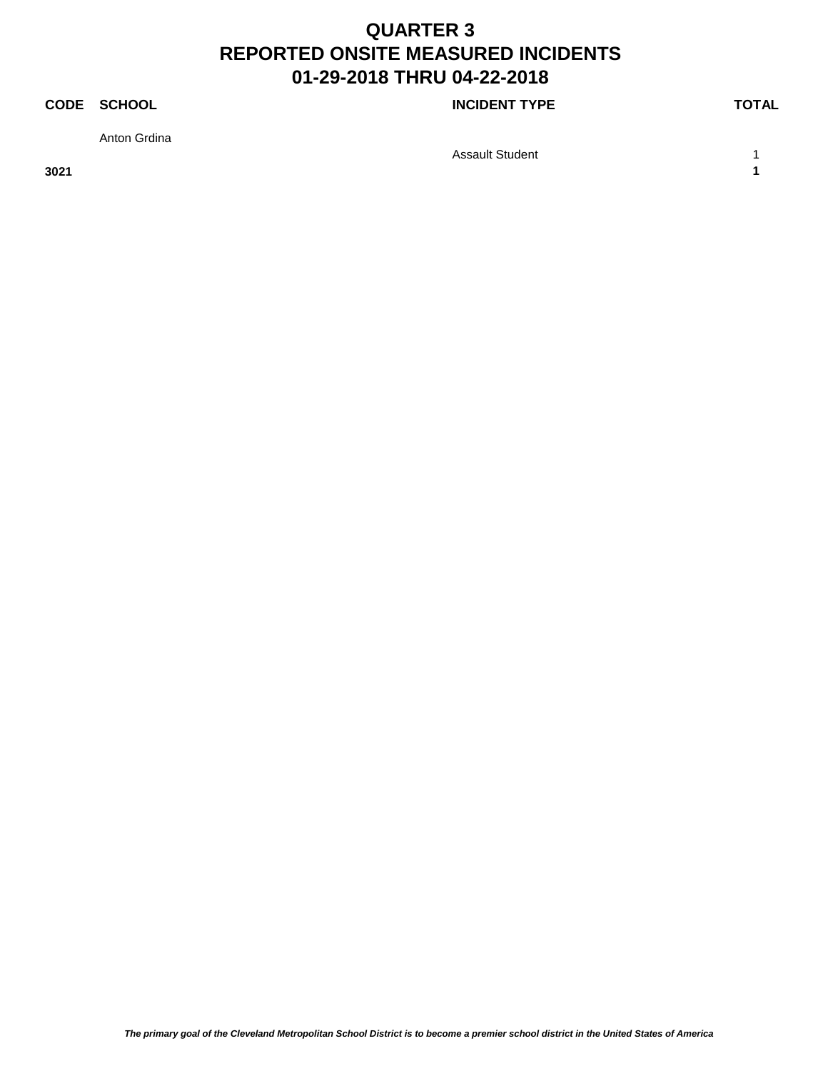# QUARTER 3
# REPORTED ONSITE MEASURED INCIDENTS
# 01-29-2018 THRU 04-22-2018

| CODE | SCHOOL | INCIDENT TYPE | TOTAL |
|---|---|---|---|
| | Anton Grdina | | |
| | | Assault Student | 1 |
| **3021** | | | **1** |

***The primary goal of the Cleveland Metropolitan School District is to become a premier school district in the United States of America***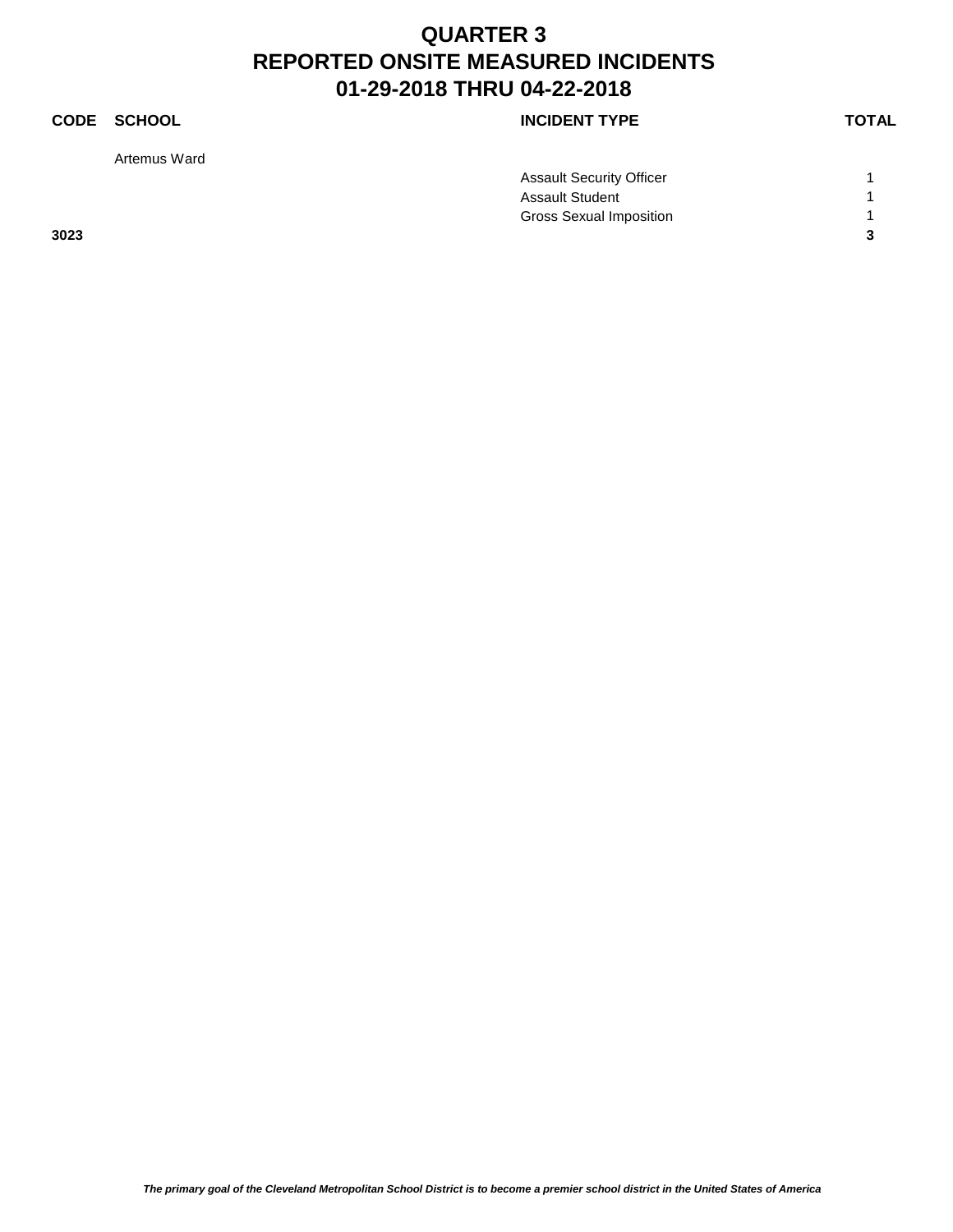# QUARTER 3
# REPORTED ONSITE MEASURED INCIDENTS
# 01-29-2018 THRU 04-22-2018

| CODE | SCHOOL | INCIDENT TYPE | TOTAL |
|---|---|---|---|
| | Artemus Ward | | |
| | | Assault Security Officer | 1 |
| | | Assault Student | 1 |
| | | Gross Sexual Imposition | 1 |
| **3023** | | | **3** |

*The primary goal of the Cleveland Metropolitan School District is to become a premier school district in the United States of America*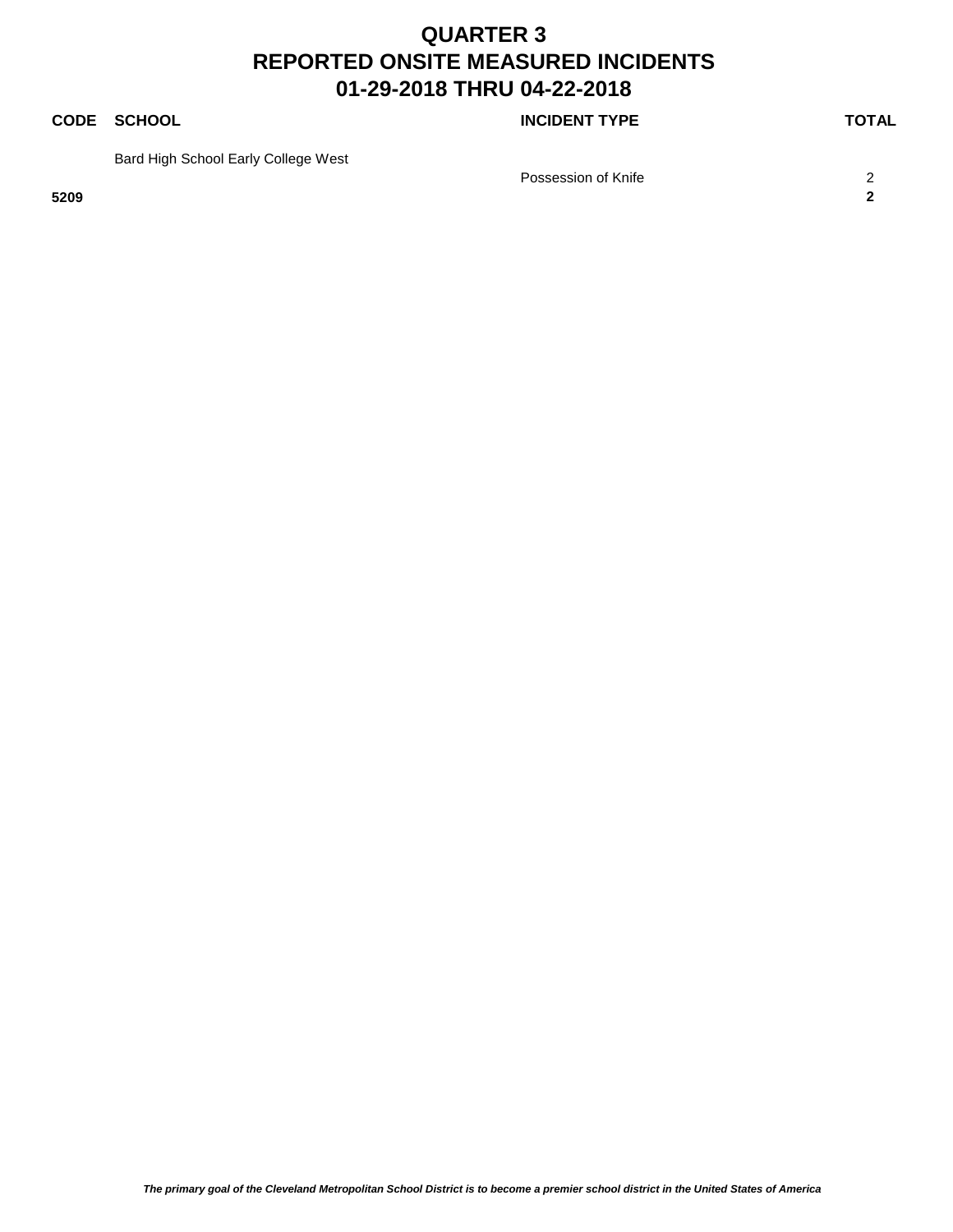# QUARTER 3
# REPORTED ONSITE MEASURED INCIDENTS
# 01-29-2018 THRU 04-22-2018

| CODE | SCHOOL | INCIDENT TYPE | TOTAL |
|---|---|---|---|
| | Bard High School Early College West | | |
| | | Possession of Knife | 2 |
| **5209** | | | **2** |

***The primary goal of the Cleveland Metropolitan School District is to become a premier school district in the United States of America***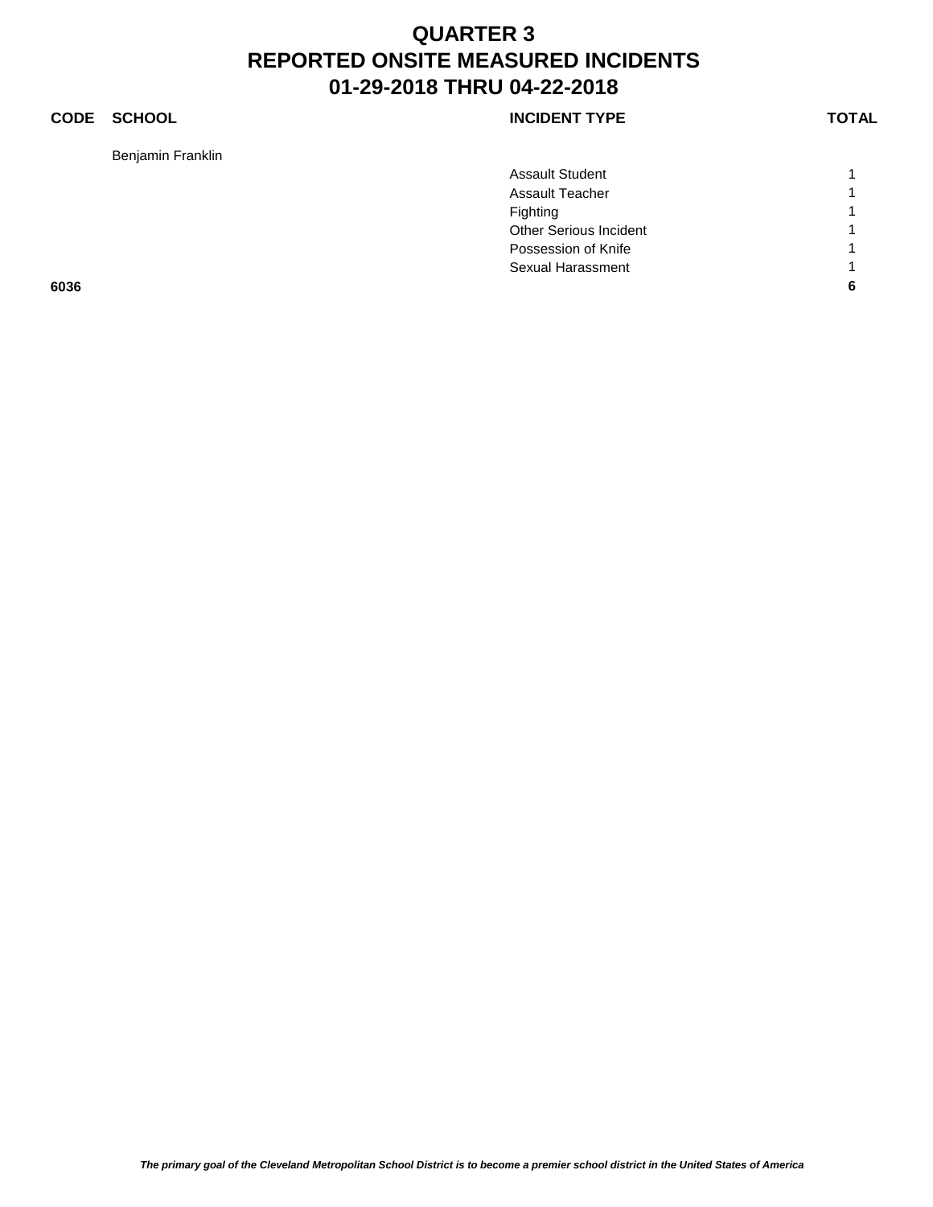# QUARTER 3
# REPORTED ONSITE MEASURED INCIDENTS
# 01-29-2018 THRU 04-22-2018

| CODE | SCHOOL | INCIDENT TYPE | TOTAL |
|---|---|---|---|
| | Benjamin Franklin | | |
| | | Assault Student | 1 |
| | | Assault Teacher | 1 |
| | | Fighting | 1 |
| | | Other Serious Incident | 1 |
| | | Possession of Knife | 1 |
| | | Sexual Harassment | 1 |
| **6036** | | | **6** |

*The primary goal of the Cleveland Metropolitan School District is to become a premier school district in the United States of America*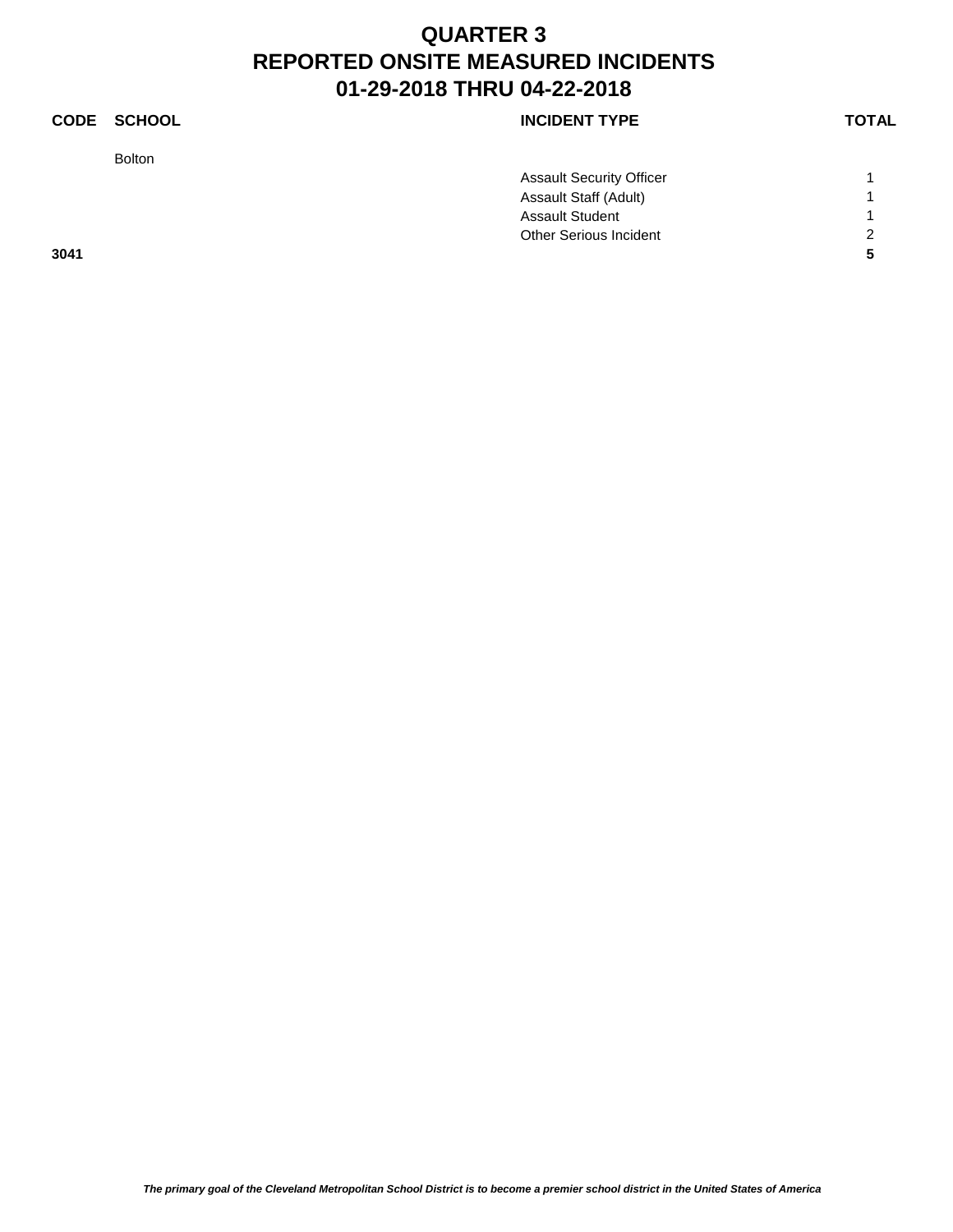# QUARTER 3
# REPORTED ONSITE MEASURED INCIDENTS
# 01-29-2018 THRU 04-22-2018

| CODE | SCHOOL | INCIDENT TYPE | TOTAL |
|---|---|---|---|
| | Bolton | | |
| | | Assault Security Officer | 1 |
| | | Assault Staff (Adult) | 1 |
| | | Assault Student | 1 |
| | | Other Serious Incident | 2 |
| **3041** | | | **5** |

*The primary goal of the Cleveland Metropolitan School District is to become a premier school district in the United States of America*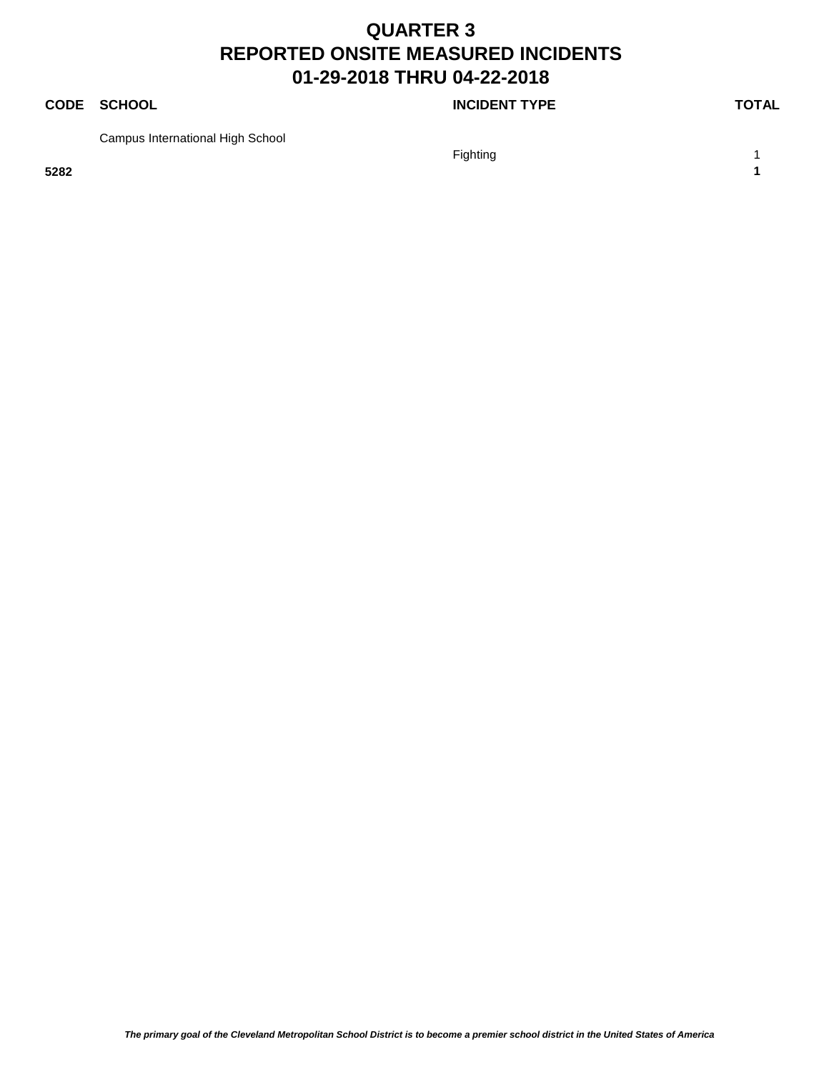# QUARTER 3
# REPORTED ONSITE MEASURED INCIDENTS
# 01-29-2018 THRU 04-22-2018

| CODE | SCHOOL | INCIDENT TYPE | TOTAL |
| --- | --- | --- | --- |
| | Campus International High School | | |
| | | Fighting | 1 |
| **5282** | | | **1** |

*The primary goal of the Cleveland Metropolitan School District is to become a premier school district in the United States of America*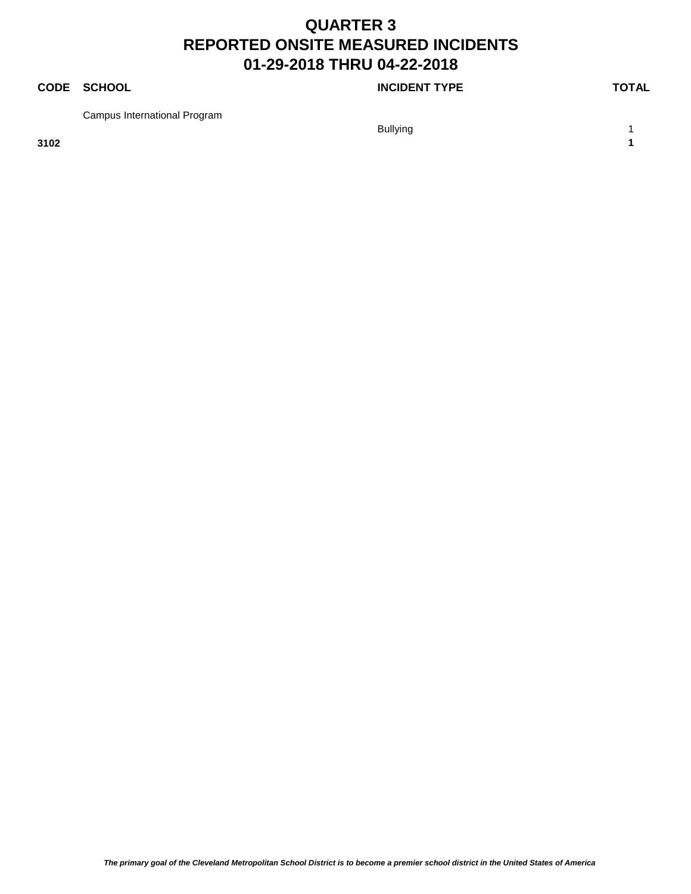# QUARTER 3
# REPORTED ONSITE MEASURED INCIDENTS
# 01-29-2018 THRU 04-22-2018

| CODE | SCHOOL | INCIDENT TYPE | TOTAL |
|---|---|---|---|
| | Campus International Program | | |
| | | Bullying | 1 |
| **3102** | | | **1** |

*The primary goal of the Cleveland Metropolitan School District is to become a premier school district in the United States of America*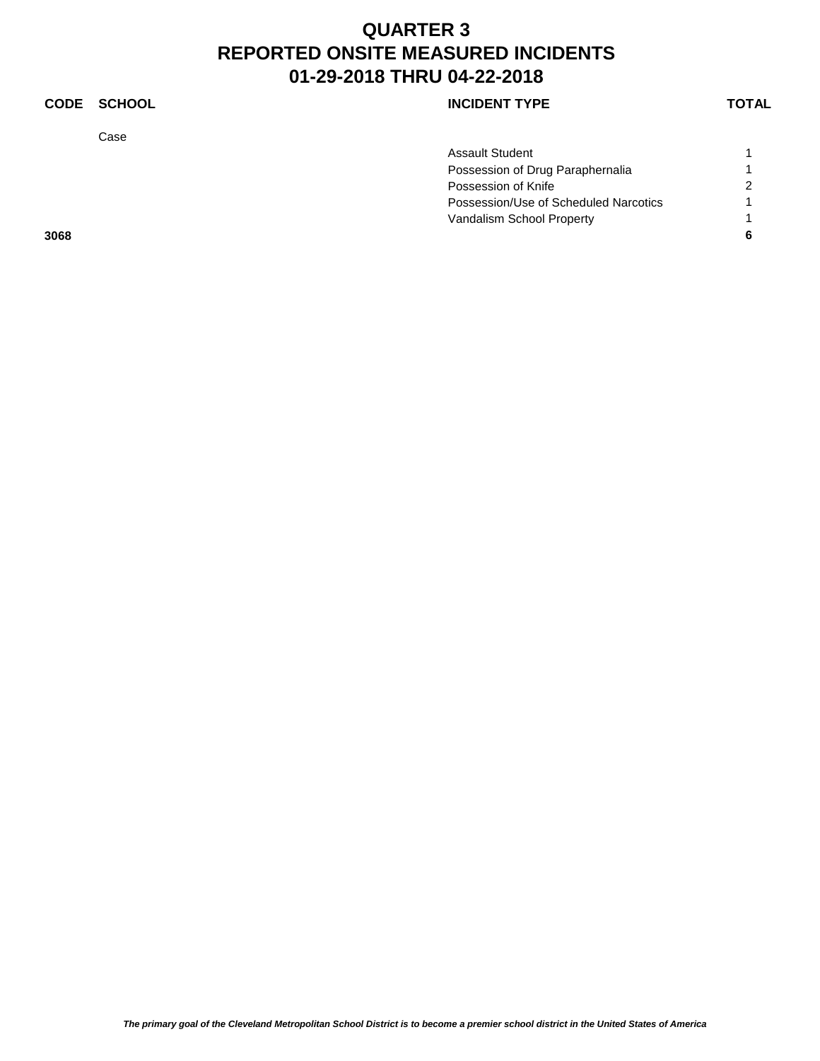# QUARTER 3
# REPORTED ONSITE MEASURED INCIDENTS
# 01-29-2018 THRU 04-22-2018

| CODE | SCHOOL | INCIDENT TYPE | TOTAL |
|---|---|---|---|
| | Case | | |
| | | Assault Student | 1 |
| | | Possession of Drug Paraphernalia | 1 |
| | | Possession of Knife | 2 |
| | | Possession/Use of Scheduled Narcotics | 1 |
| | | Vandalism School Property | 1 |
| **3068** | | | **6** |

*The primary goal of the Cleveland Metropolitan School District is to become a premier school district in the United States of America*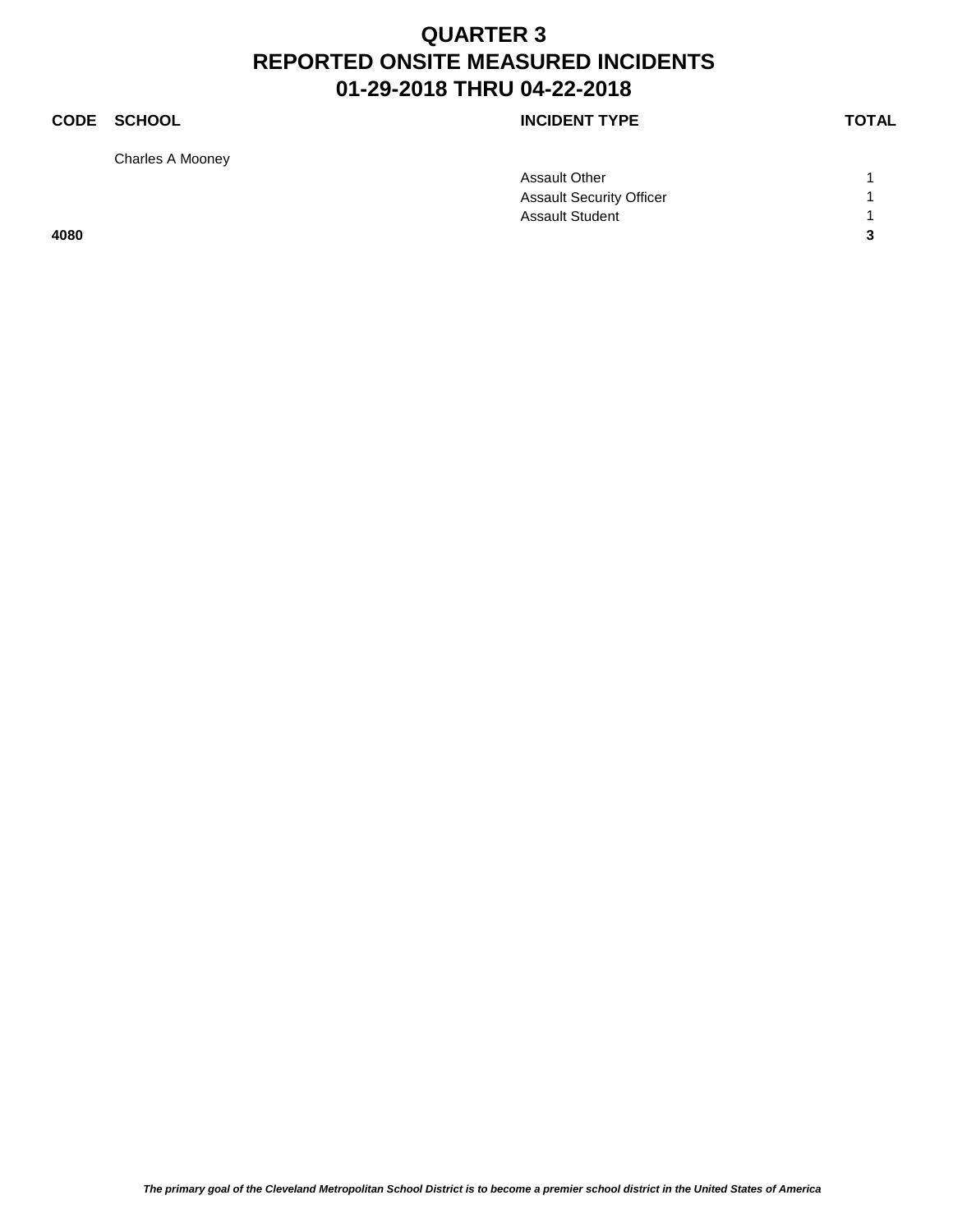# QUARTER 3
# REPORTED ONSITE MEASURED INCIDENTS
# 01-29-2018 THRU 04-22-2018

| CODE | SCHOOL | INCIDENT TYPE | TOTAL |
|---|---|---|---|
| | Charles A Mooney | | |
| | | Assault Other | 1 |
| | | Assault Security Officer | 1 |
| | | Assault Student | 1 |
| **4080** | | | **3** |

*The primary goal of the Cleveland Metropolitan School District is to become a premier school district in the United States of America*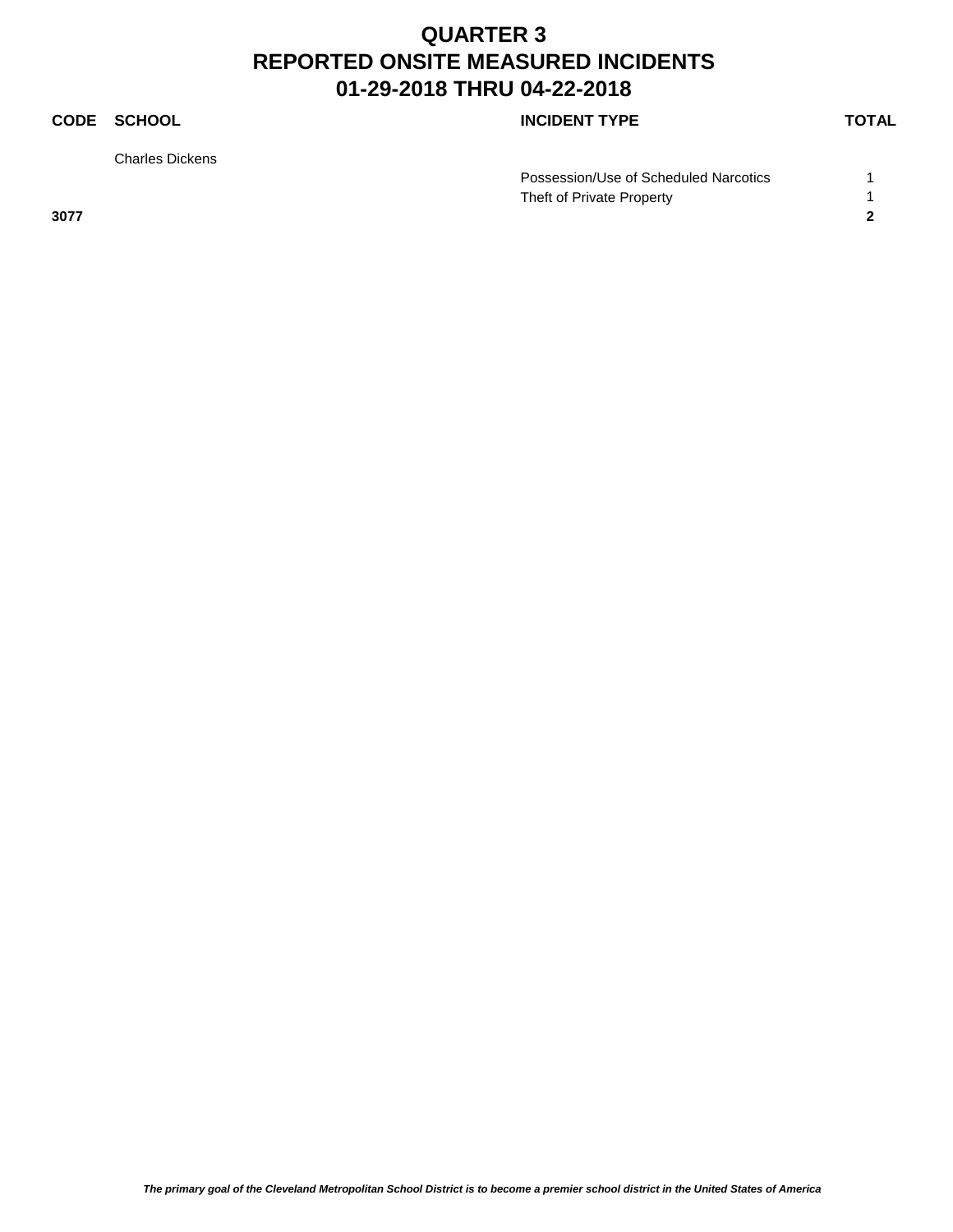# QUARTER 3
# REPORTED ONSITE MEASURED INCIDENTS
# 01-29-2018 THRU 04-22-2018

| CODE | SCHOOL | INCIDENT TYPE | TOTAL |
|---|---|---|---|
| | Charles Dickens | | |
| | | Possession/Use of Scheduled Narcotics | 1 |
| | | Theft of Private Property | 1 |
| **3077** | | | **2** |

*The primary goal of the Cleveland Metropolitan School District is to become a premier school district in the United States of America*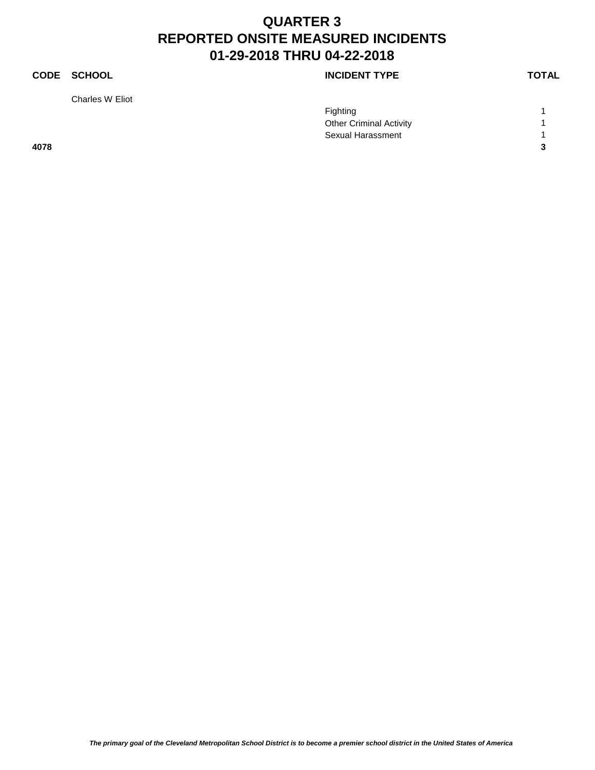# QUARTER 3
# REPORTED ONSITE MEASURED INCIDENTS
# 01-29-2018 THRU 04-22-2018

| CODE | SCHOOL | INCIDENT TYPE | TOTAL |
|---|---|---|---|
| | Charles W Eliot | | |
| | | Fighting | 1 |
| | | Other Criminal Activity | 1 |
| | | Sexual Harassment | 1 |
| **4078** | | | **3** |

***The primary goal of the Cleveland Metropolitan School District is to become a premier school district in the United States of America***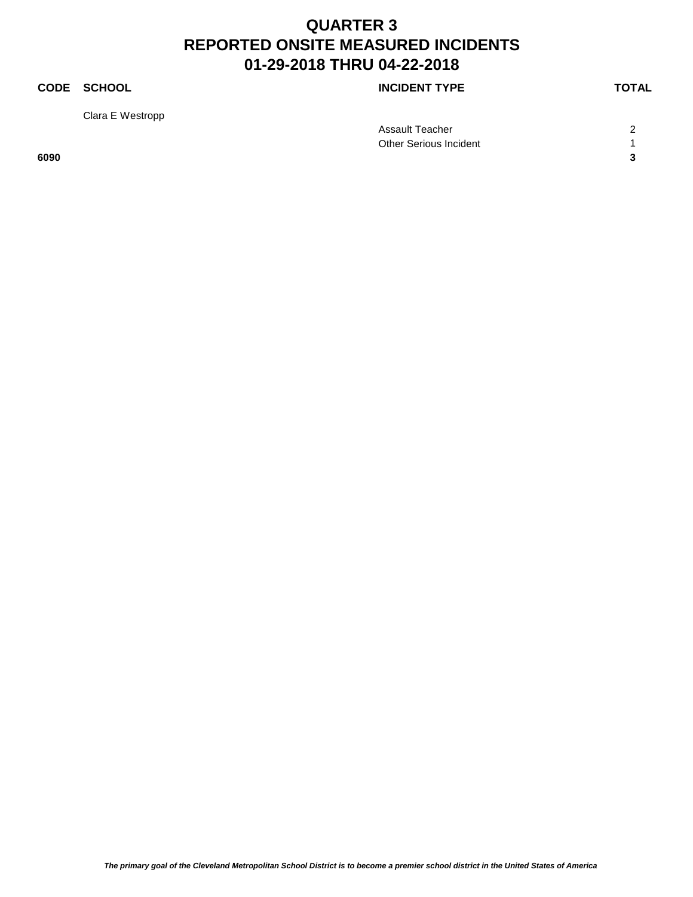# QUARTER 3
# REPORTED ONSITE MEASURED INCIDENTS
# 01-29-2018 THRU 04-22-2018

| CODE | SCHOOL | INCIDENT TYPE | TOTAL |
|---|---|---|---|
| | Clara E Westropp | | |
| | | Assault Teacher | 2 |
| | | Other Serious Incident | 1 |
| **6090** | | | **3** |

*The primary goal of the Cleveland Metropolitan School District is to become a premier school district in the United States of America*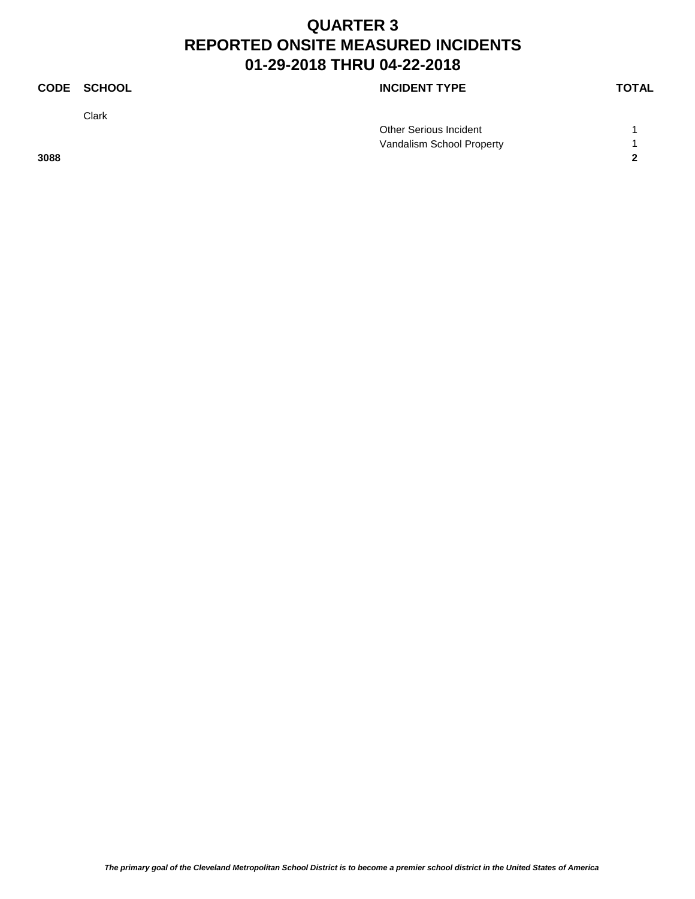# QUARTER 3
# REPORTED ONSITE MEASURED INCIDENTS
# 01-29-2018 THRU 04-22-2018

| CODE | SCHOOL | INCIDENT TYPE | TOTAL |
|---|---|---|---|
| | Clark | | |
| | | Other Serious Incident | 1 |
| | | Vandalism School Property | 1 |
| **3088** | | | **2** |

*The primary goal of the Cleveland Metropolitan School District is to become a premier school district in the United States of America*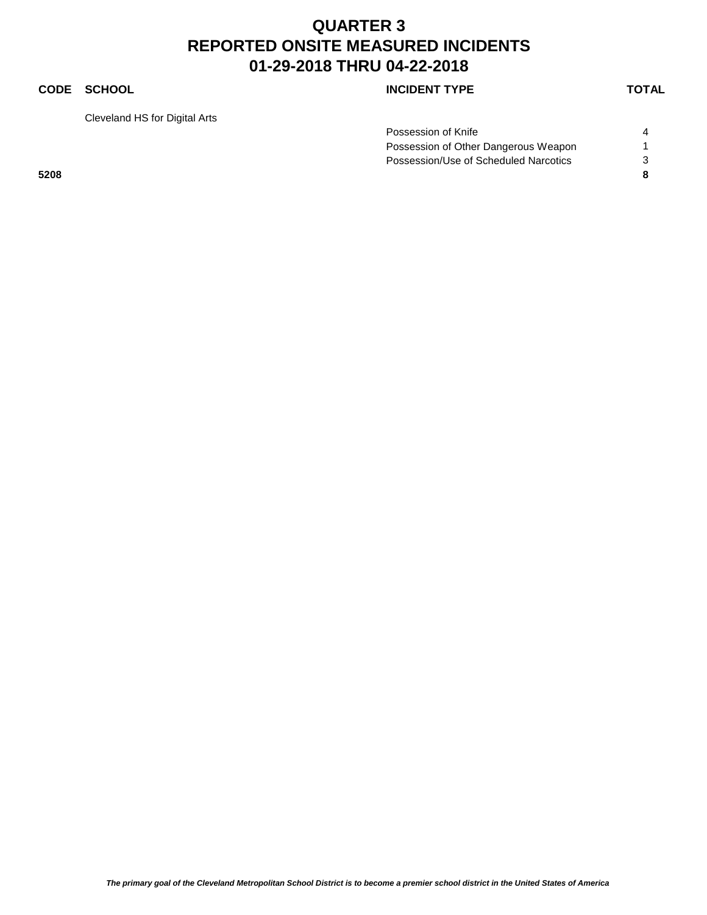# QUARTER 3
# REPORTED ONSITE MEASURED INCIDENTS
# 01-29-2018 THRU 04-22-2018

| CODE | SCHOOL | INCIDENT TYPE | TOTAL |
|---|---|---|---|
| | Cleveland HS for Digital Arts | | |
| | | Possession of Knife | 4 |
| | | Possession of Other Dangerous Weapon | 1 |
| | | Possession/Use of Scheduled Narcotics | 3 |
| **5208** | | | **8** |

*The primary goal of the Cleveland Metropolitan School District is to become a premier school district in the United States of America*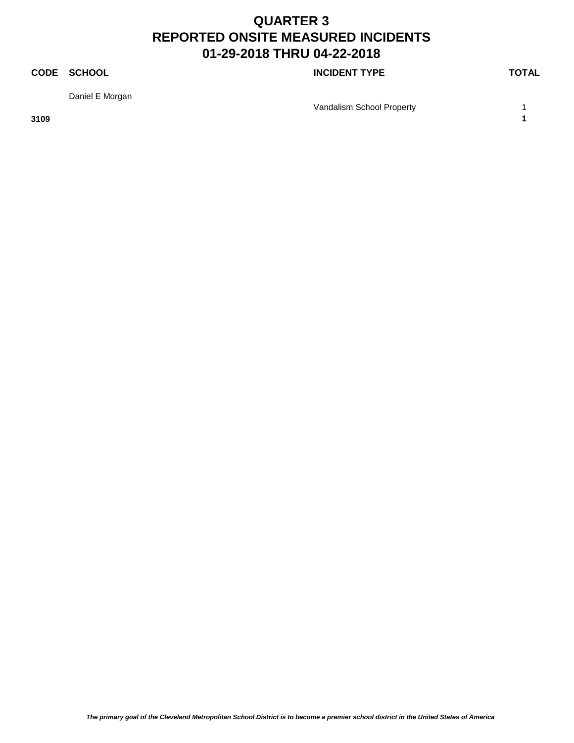# QUARTER 3
# REPORTED ONSITE MEASURED INCIDENTS
# 01-29-2018 THRU 04-22-2018

| CODE | SCHOOL | INCIDENT TYPE | TOTAL |
|---|---|---|---|
| | Daniel E Morgan | | |
| | | Vandalism School Property | 1 |
| **3109** | | | **1** |

*The primary goal of the Cleveland Metropolitan School District is to become a premier school district in the United States of America*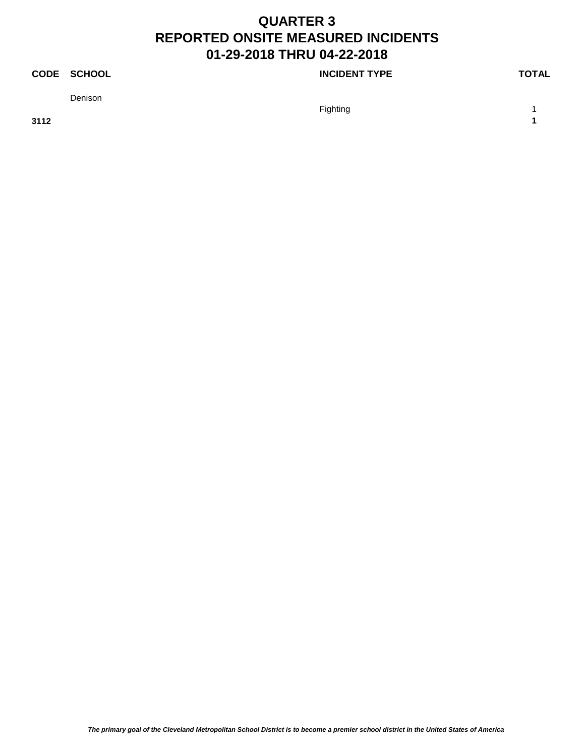# QUARTER 3
# REPORTED ONSITE MEASURED INCIDENTS
# 01-29-2018 THRU 04-22-2018

| CODE | SCHOOL | INCIDENT TYPE | TOTAL |
|---|---|---|---|
| | Denison | | |
| | | Fighting | 1 |
| **3112** | | | **1** |

***The primary goal of the Cleveland Metropolitan School District is to become a premier school district in the United States of America***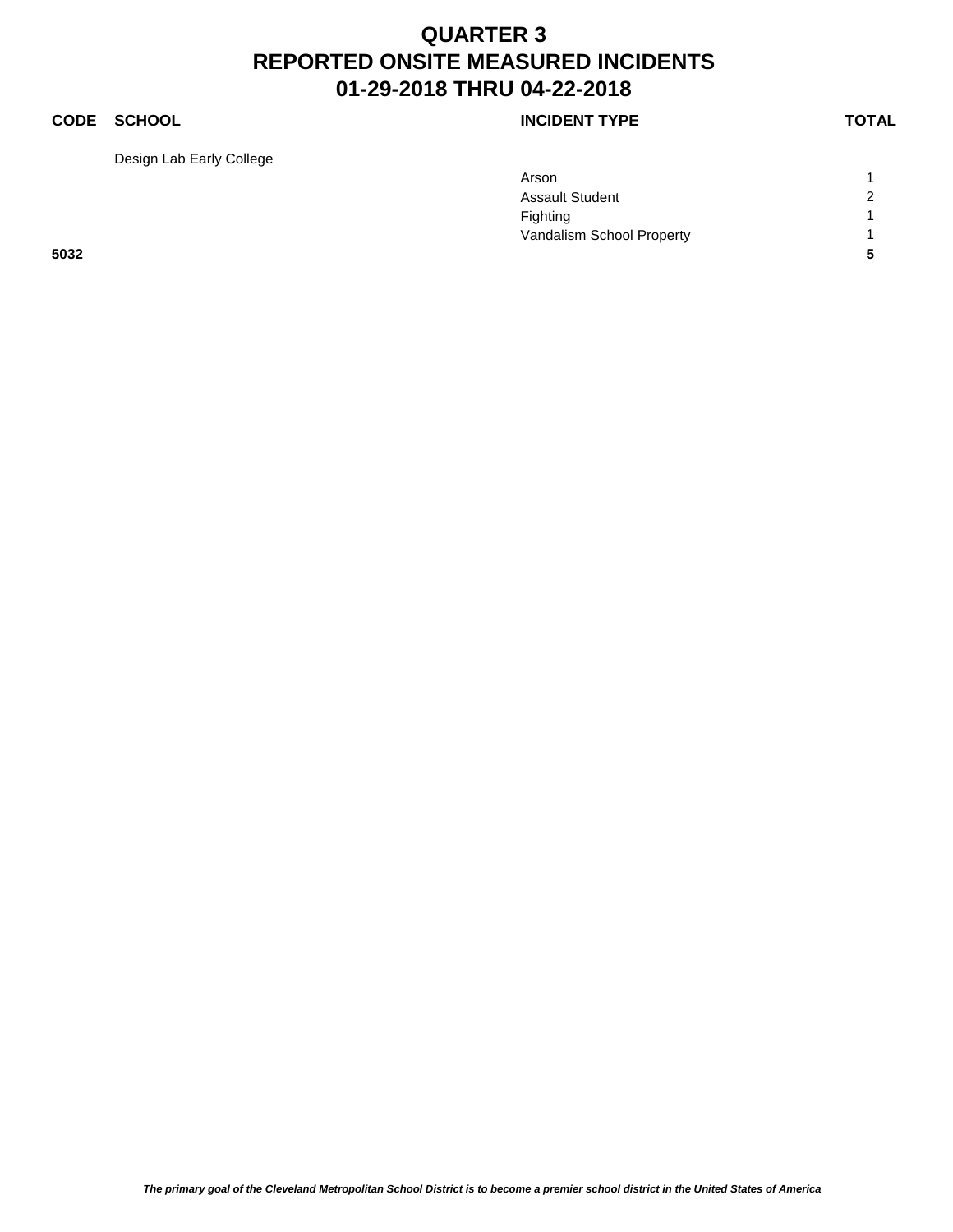# QUARTER 3
# REPORTED ONSITE MEASURED INCIDENTS
# 01-29-2018 THRU 04-22-2018

| CODE | SCHOOL | INCIDENT TYPE | TOTAL |
|---|---|---|---|
| | Design Lab Early College | | |
| | | Arson | 1 |
| | | Assault Student | 2 |
| | | Fighting | 1 |
| | | Vandalism School Property | 1 |
| **5032** | | | **5** |

*The primary goal of the Cleveland Metropolitan School District is to become a premier school district in the United States of America*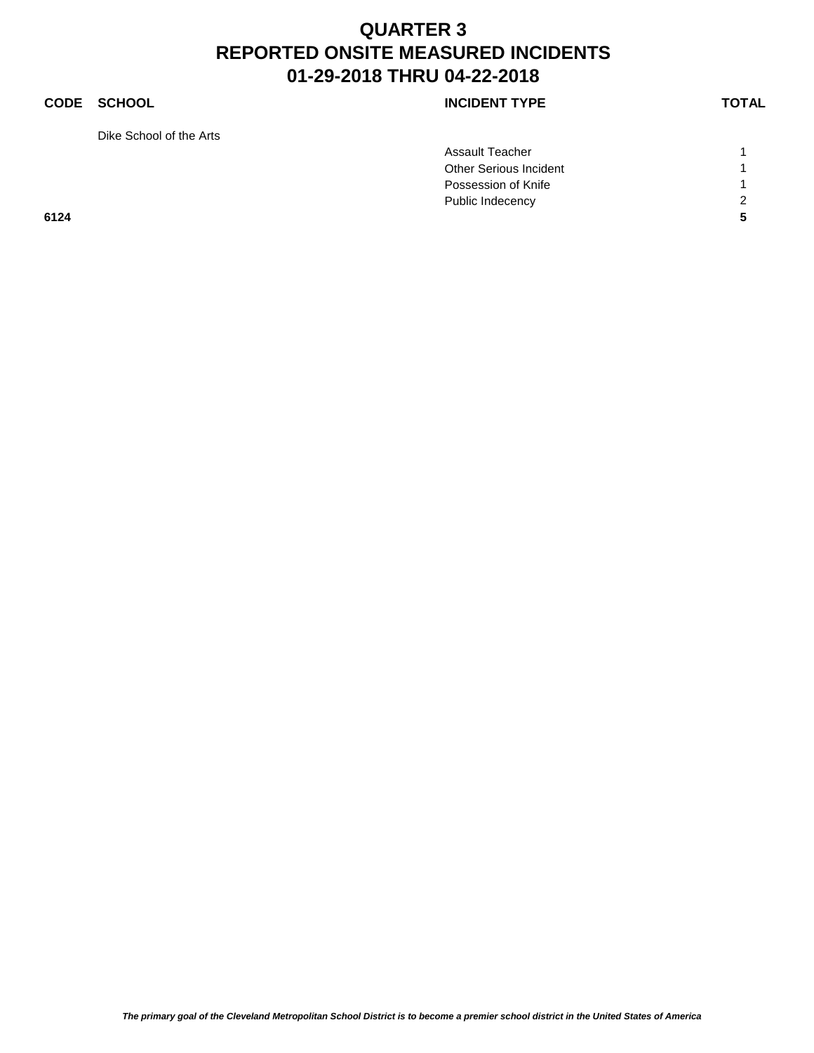# QUARTER 3
# REPORTED ONSITE MEASURED INCIDENTS
# 01-29-2018 THRU 04-22-2018

| CODE | SCHOOL | INCIDENT TYPE | TOTAL |
|---|---|---|---|
| | Dike School of the Arts | | |
| | | Assault Teacher | 1 |
| | | Other Serious Incident | 1 |
| | | Possession of Knife | 1 |
| | | Public Indecency | 2 |
| **6124** | | | **5** |

*The primary goal of the Cleveland Metropolitan School District is to become a premier school district in the United States of America*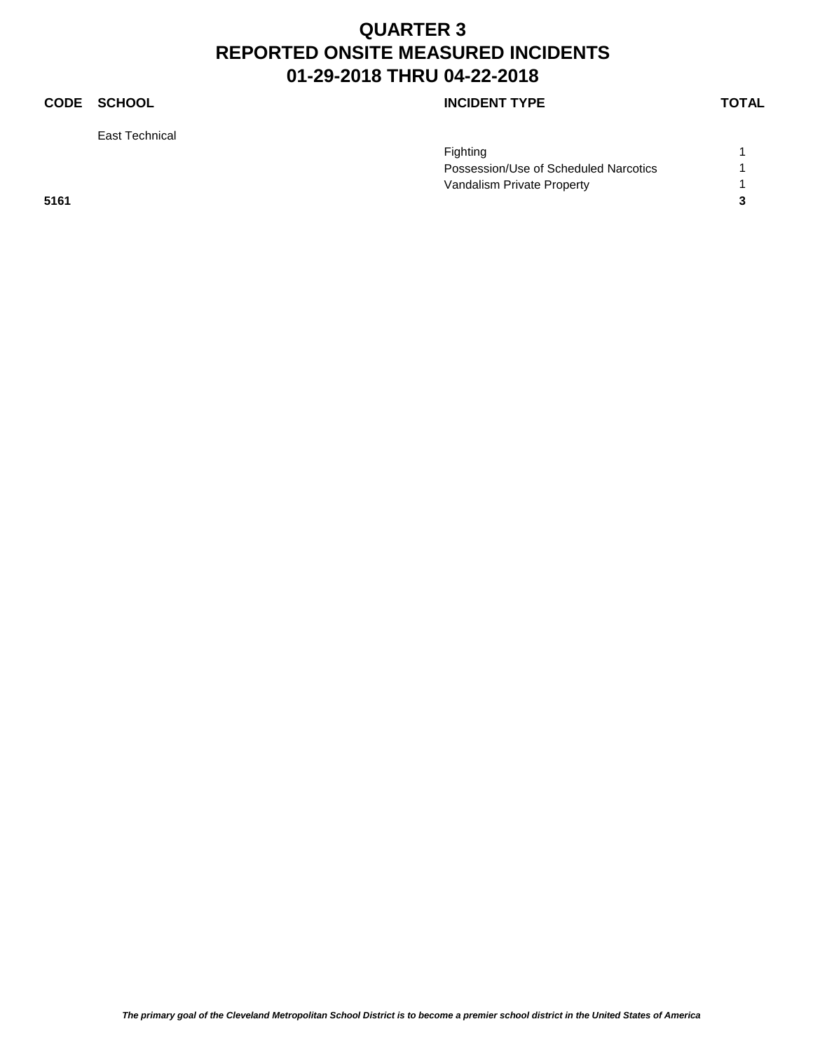# QUARTER 3
# REPORTED ONSITE MEASURED INCIDENTS
# 01-29-2018 THRU 04-22-2018

| CODE | SCHOOL | INCIDENT TYPE | TOTAL |
|---|---|---|---|
| | East Technical | | |
| | | Fighting | 1 |
| | | Possession/Use of Scheduled Narcotics | 1 |
| | | Vandalism Private Property | 1 |
| **5161** | | | **3** |

***The primary goal of the Cleveland Metropolitan School District is to become a premier school district in the United States of America***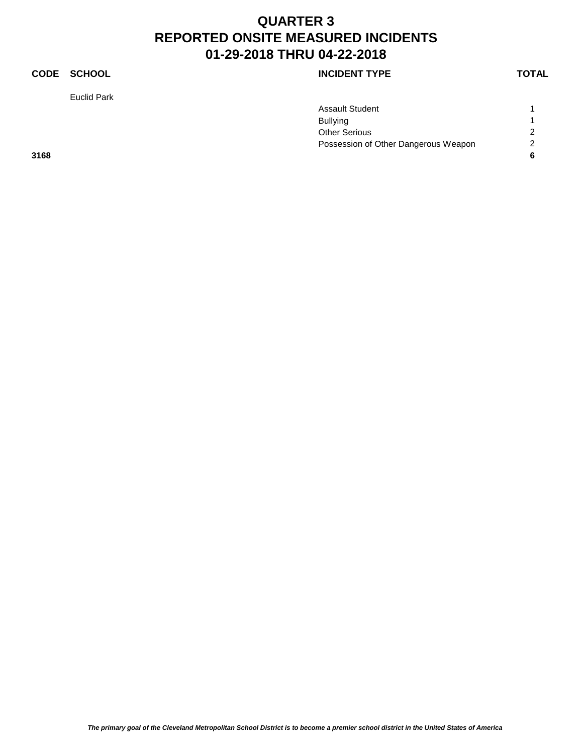# QUARTER 3
# REPORTED ONSITE MEASURED INCIDENTS
# 01-29-2018 THRU 04-22-2018

| CODE | SCHOOL | INCIDENT TYPE | TOTAL |
|---|---|---|---|
| | Euclid Park | | |
| | | Assault Student | 1 |
| | | Bullying | 1 |
| | | Other Serious | 2 |
| | | Possession of Other Dangerous Weapon | 2 |
| **3168** | | | **6** |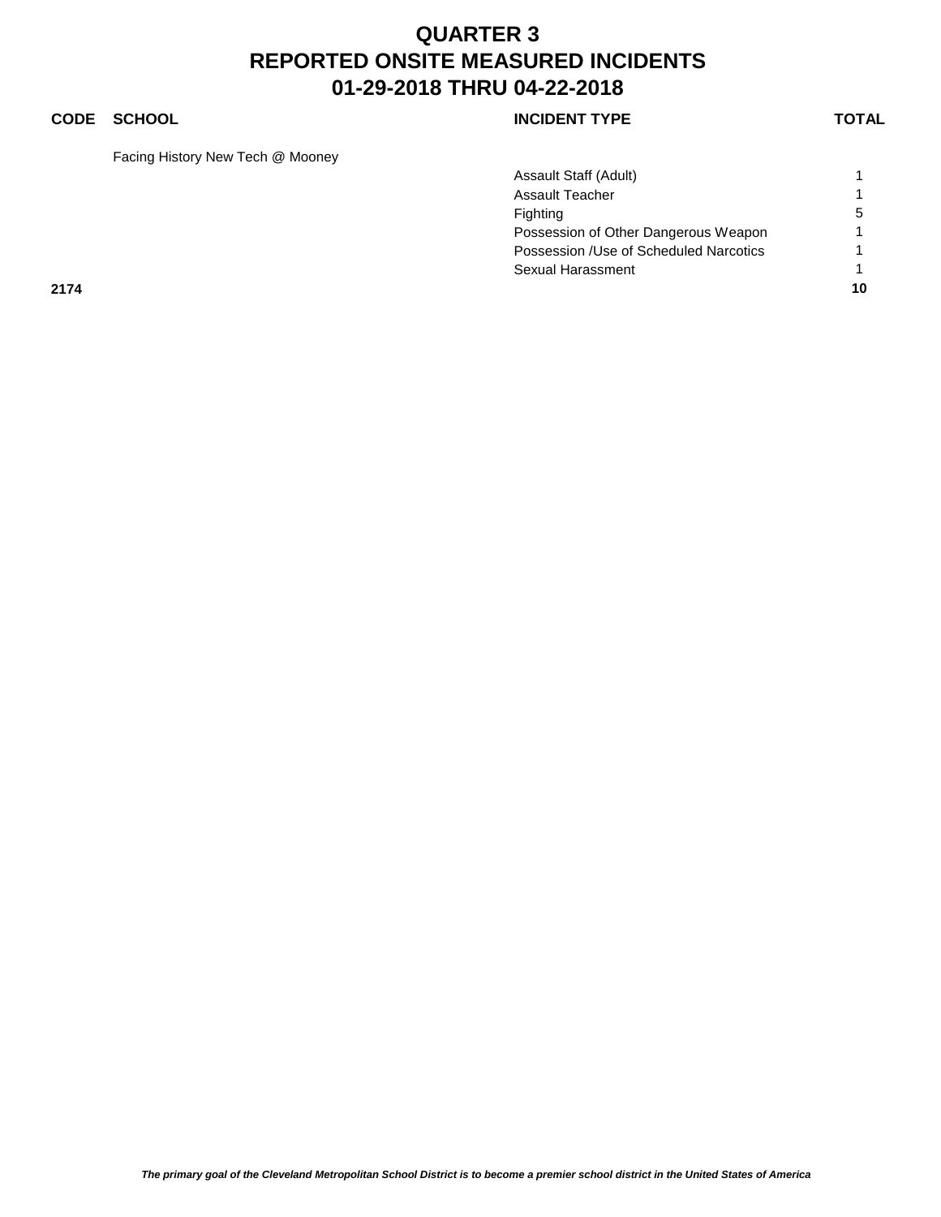# QUARTER 3
# REPORTED ONSITE MEASURED INCIDENTS
# 01-29-2018 THRU 04-22-2018

| CODE | SCHOOL | INCIDENT TYPE | TOTAL |
|---|---|---|---|
| | Facing History New Tech @ Mooney | | |
| | | Assault Staff (Adult) | 1 |
| | | Assault Teacher | 1 |
| | | Fighting | 5 |
| | | Possession of Other Dangerous Weapon | 1 |
| | | Possession /Use of Scheduled Narcotics | 1 |
| | | Sexual Harassment | 1 |
| **2174** | | | **10** |

***The primary goal of the Cleveland Metropolitan School District is to become a premier school district in the United States of America***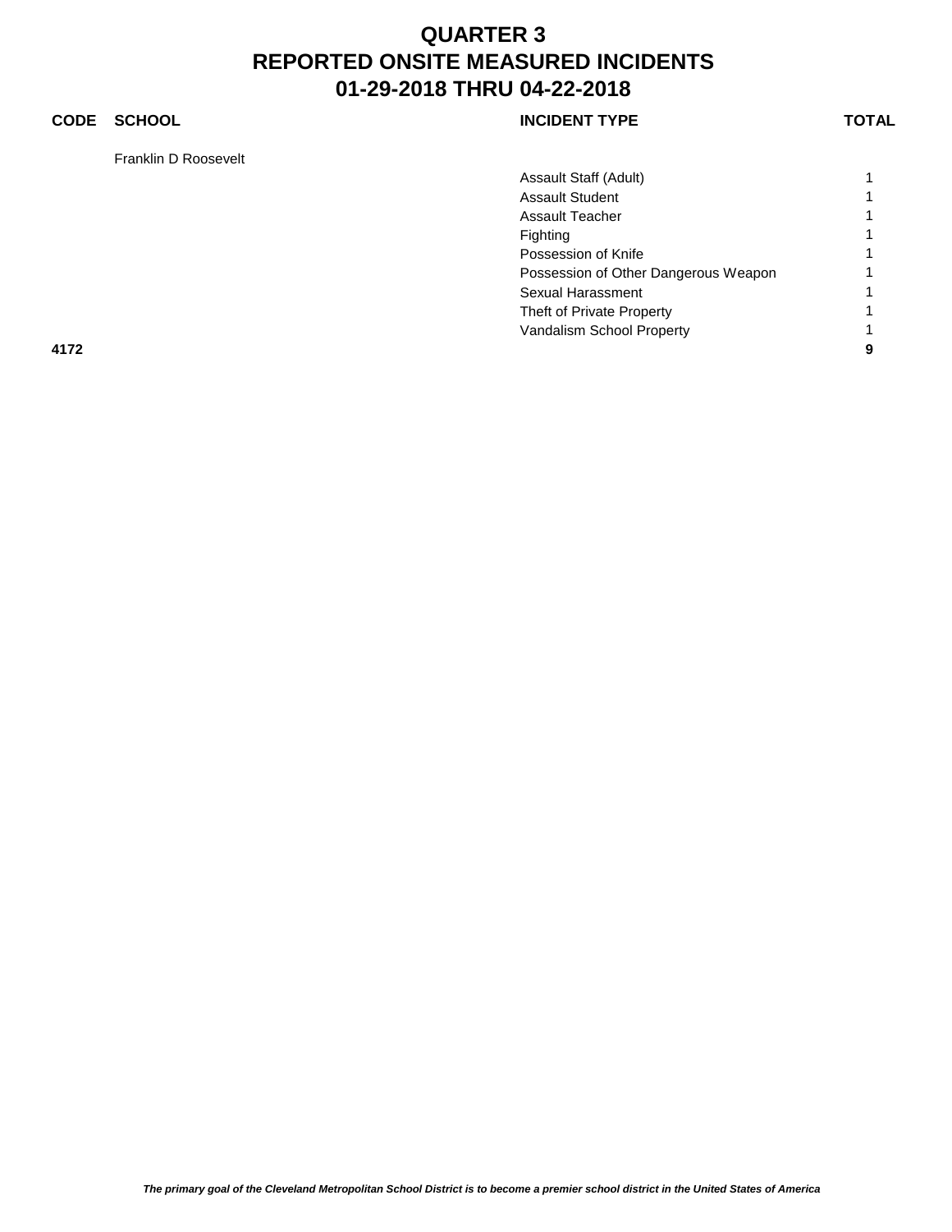# QUARTER 3
# REPORTED ONSITE MEASURED INCIDENTS
# 01-29-2018 THRU 04-22-2018

| CODE | SCHOOL | INCIDENT TYPE | TOTAL |
|---|---|---|---|
| | Franklin D Roosevelt | | |
| | | Assault Staff (Adult) | 1 |
| | | Assault Student | 1 |
| | | Assault Teacher | 1 |
| | | Fighting | 1 |
| | | Possession of Knife | 1 |
| | | Possession of Other Dangerous Weapon | 1 |
| | | Sexual Harassment | 1 |
| | | Theft of Private Property | 1 |
| | | Vandalism School Property | 1 |
| **4172** | | | **9** |

*The primary goal of the Cleveland Metropolitan School District is to become a premier school district in the United States of America*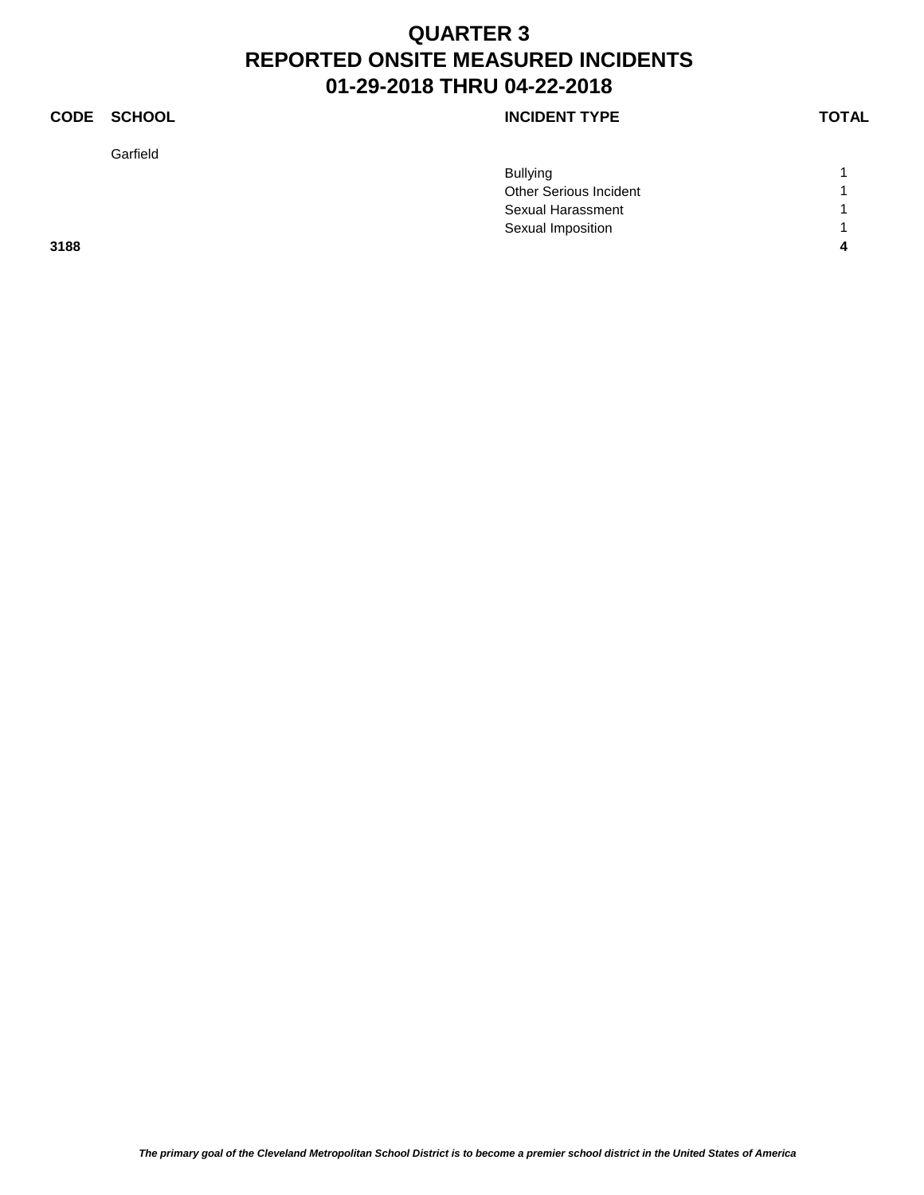# QUARTER 3
# REPORTED ONSITE MEASURED INCIDENTS
# 01-29-2018 THRU 04-22-2018

| CODE | SCHOOL | INCIDENT TYPE | TOTAL |
|---|---|---|---|
| | Garfield | | |
| | | Bullying | 1 |
| | | Other Serious Incident | 1 |
| | | Sexual Harassment | 1 |
| | | Sexual Imposition | 1 |
| **3188** | | | **4** |

***The primary goal of the Cleveland Metropolitan School District is to become a premier school district in the United States of America***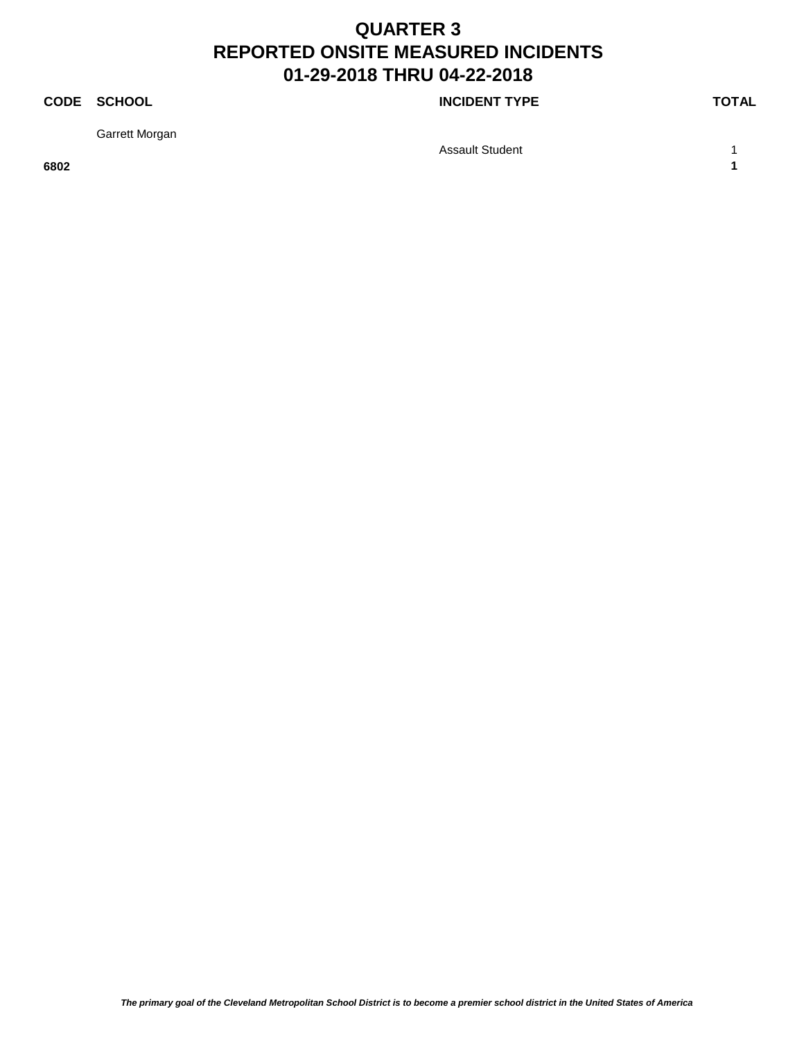# QUARTER 3
# REPORTED ONSITE MEASURED INCIDENTS
# 01-29-2018 THRU 04-22-2018

| CODE | SCHOOL | INCIDENT TYPE | TOTAL |
|---|---|---|---|
| | Garrett Morgan | | |
| | | Assault Student | 1 |
| **6802** | | | **1** |

***The primary goal of the Cleveland Metropolitan School District is to become a premier school district in the United States of America***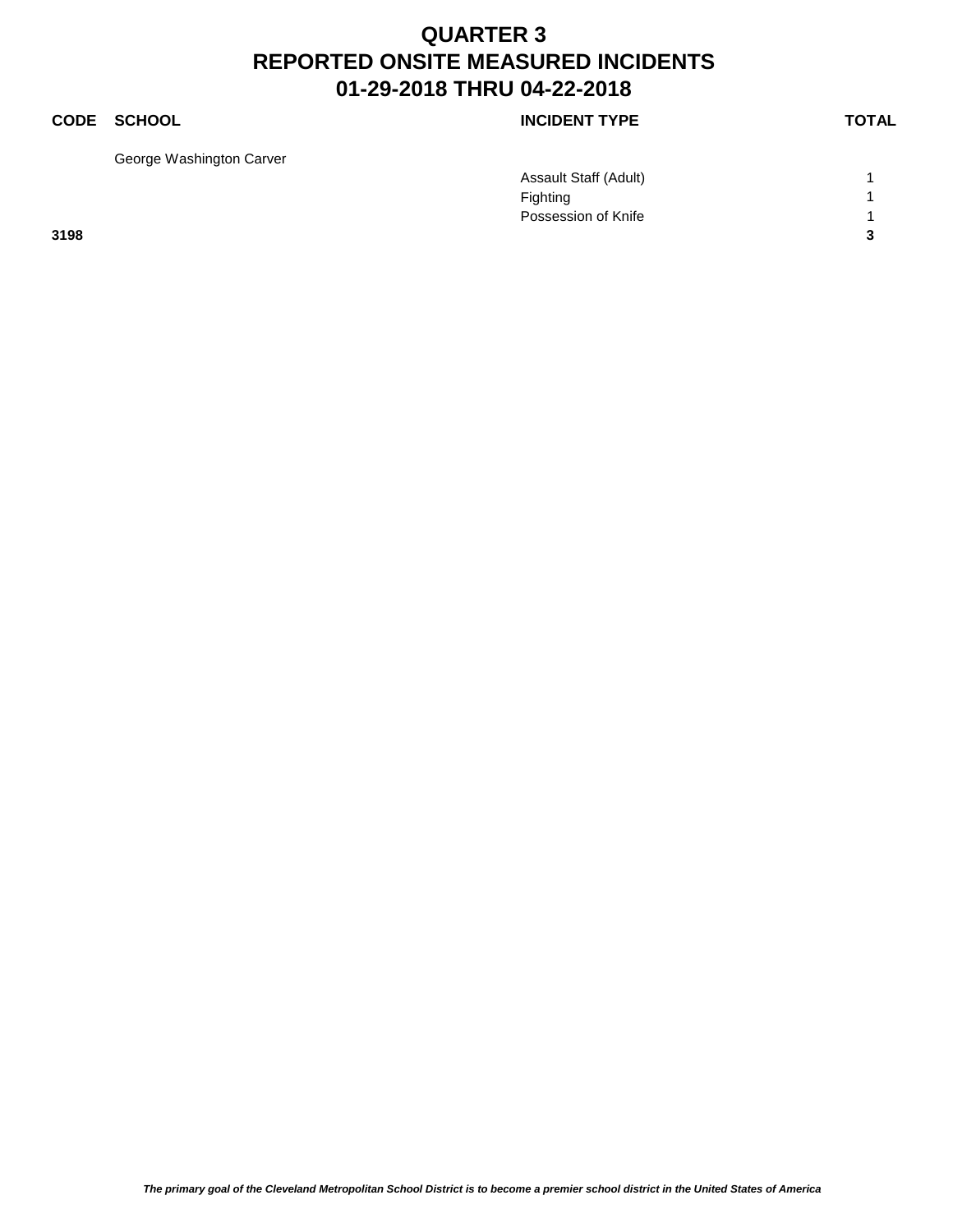# QUARTER 3
# REPORTED ONSITE MEASURED INCIDENTS
# 01-29-2018 THRU 04-22-2018

| CODE | SCHOOL | INCIDENT TYPE | TOTAL |
|---|---|---|---|
| | George Washington Carver | | |
| | | Assault Staff (Adult) | 1 |
| | | Fighting | 1 |
| | | Possession of Knife | 1 |
| **3198** | | | **3** |

*The primary goal of the Cleveland Metropolitan School District is to become a premier school district in the United States of America*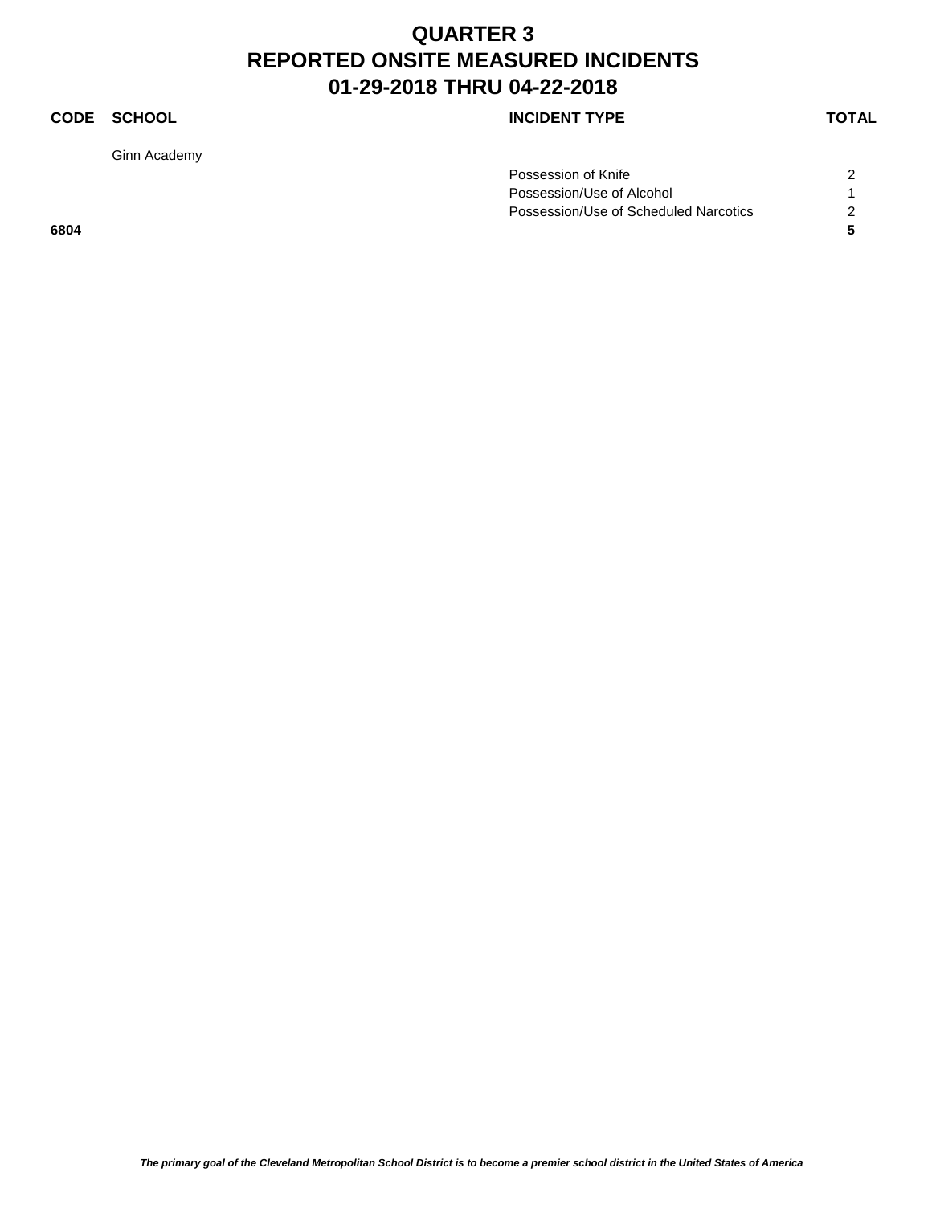# QUARTER 3
# REPORTED ONSITE MEASURED INCIDENTS
# 01-29-2018 THRU 04-22-2018

| CODE | SCHOOL | INCIDENT TYPE | TOTAL |
|---|---|---|---|
| | Ginn Academy | | |
| | | Possession of Knife | 2 |
| | | Possession/Use of Alcohol | 1 |
| | | Possession/Use of Scheduled Narcotics | 2 |
| **6804** | | | **5** |

*The primary goal of the Cleveland Metropolitan School District is to become a premier school district in the United States of America*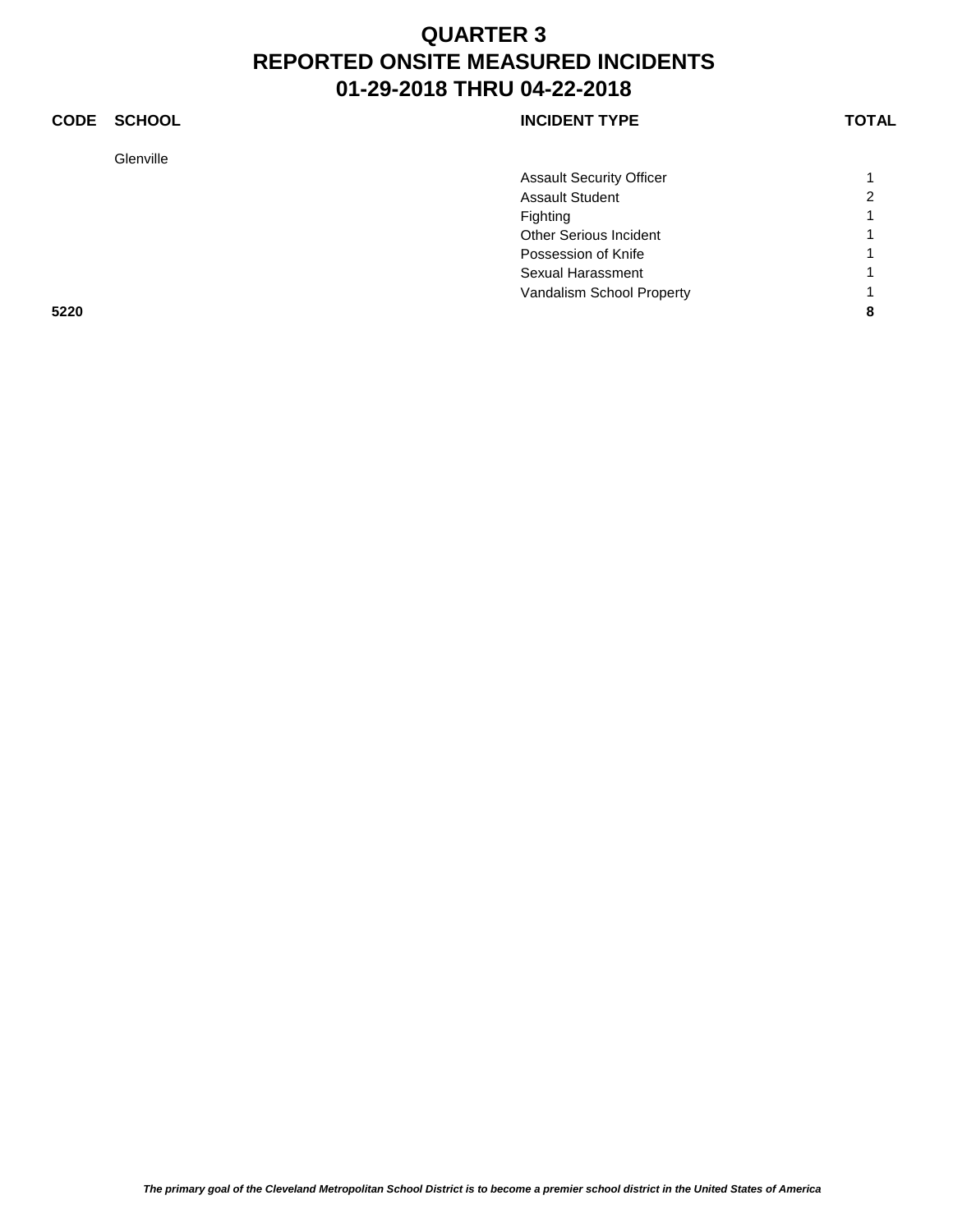# QUARTER 3
# REPORTED ONSITE MEASURED INCIDENTS
# 01-29-2018 THRU 04-22-2018

| CODE | SCHOOL | INCIDENT TYPE | TOTAL |
|---|---|---|---|
| | Glenville | | |
| | | Assault Security Officer | 1 |
| | | Assault Student | 2 |
| | | Fighting | 1 |
| | | Other Serious Incident | 1 |
| | | Possession of Knife | 1 |
| | | Sexual Harassment | 1 |
| | | Vandalism School Property | 1 |
| **5220** | | | **8** |

*The primary goal of the Cleveland Metropolitan School District is to become a premier school district in the United States of America*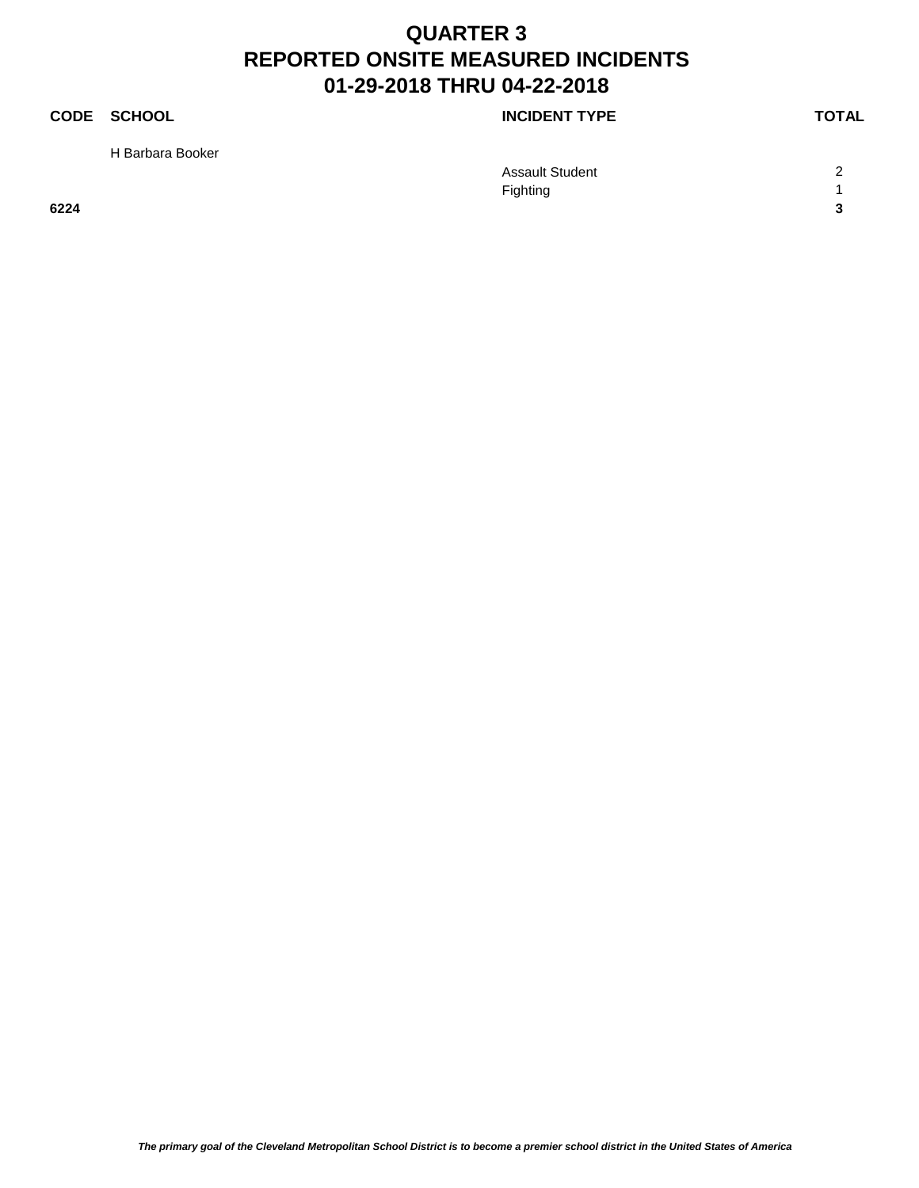# QUARTER 3
# REPORTED ONSITE MEASURED INCIDENTS
# 01-29-2018 THRU 04-22-2018

| CODE | SCHOOL | INCIDENT TYPE | TOTAL |
|---|---|---|---|
| | H Barbara Booker | | |
| | | Assault Student | 2 |
| | | Fighting | 1 |
| **6224** | | | **3** |

***The primary goal of the Cleveland Metropolitan School District is to become a premier school district in the United States of America***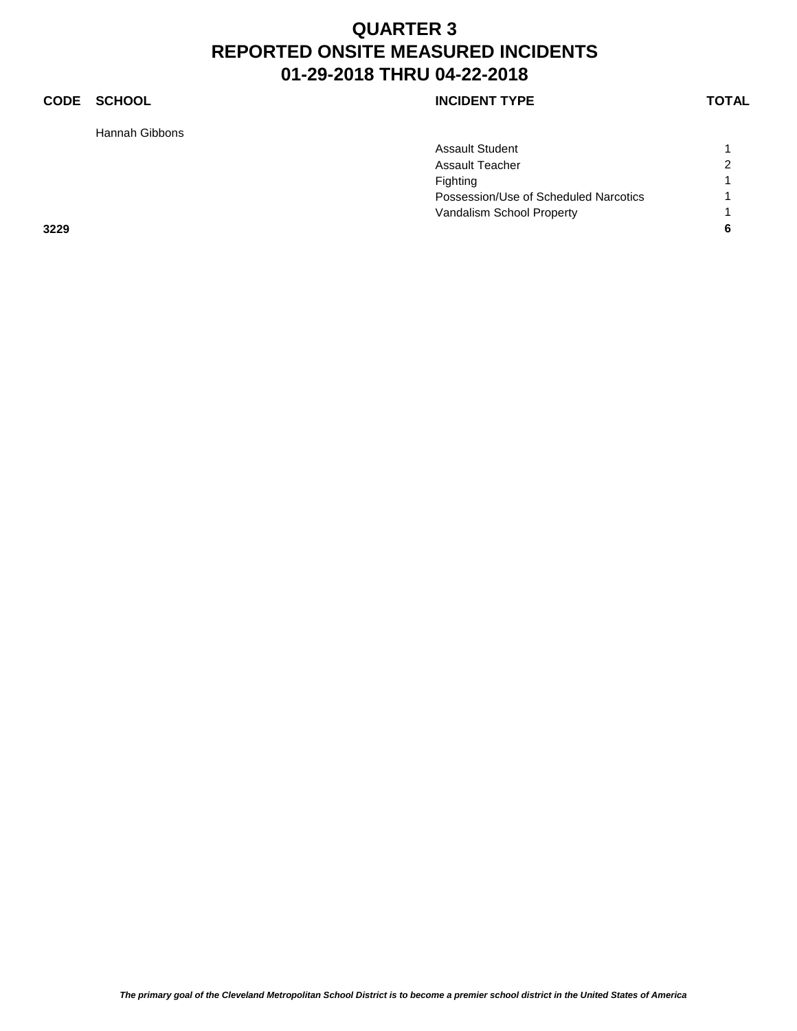# QUARTER 3
# REPORTED ONSITE MEASURED INCIDENTS
# 01-29-2018 THRU 04-22-2018

| CODE | SCHOOL | INCIDENT TYPE | TOTAL |
|---|---|---|---|
| | Hannah Gibbons | | |
| | | Assault Student | 1 |
| | | Assault Teacher | 2 |
| | | Fighting | 1 |
| | | Possession/Use of Scheduled Narcotics | 1 |
| | | Vandalism School Property | 1 |
| **3229** | | | **6** |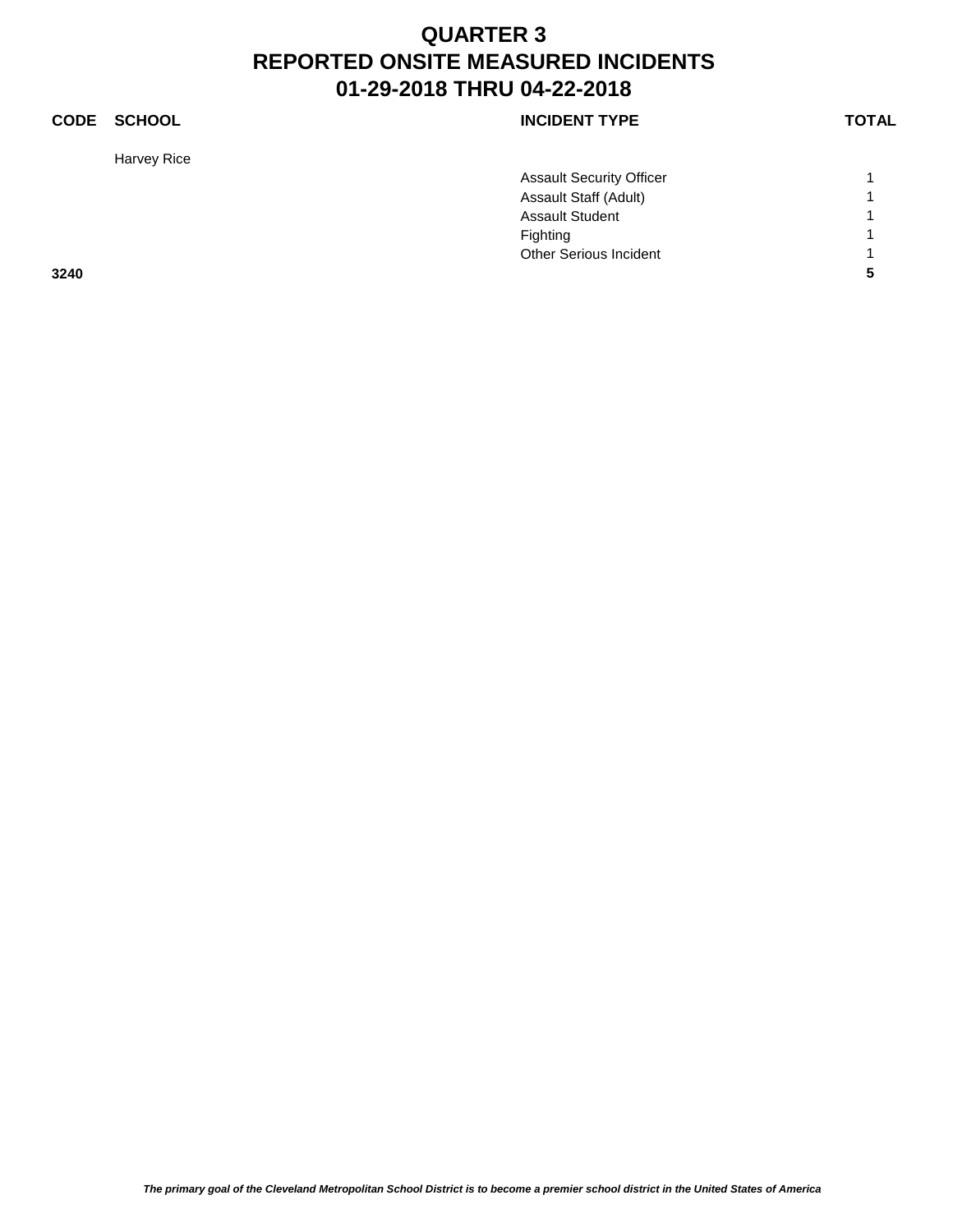# QUARTER 3
# REPORTED ONSITE MEASURED INCIDENTS
# 01-29-2018 THRU 04-22-2018

| CODE | SCHOOL | INCIDENT TYPE | TOTAL |
|---|---|---|---|
| | Harvey Rice | | |
| | | Assault Security Officer | 1 |
| | | Assault Staff (Adult) | 1 |
| | | Assault Student | 1 |
| | | Fighting | 1 |
| | | Other Serious Incident | 1 |
| **3240** | | | **5** |

*The primary goal of the Cleveland Metropolitan School District is to become a premier school district in the United States of America*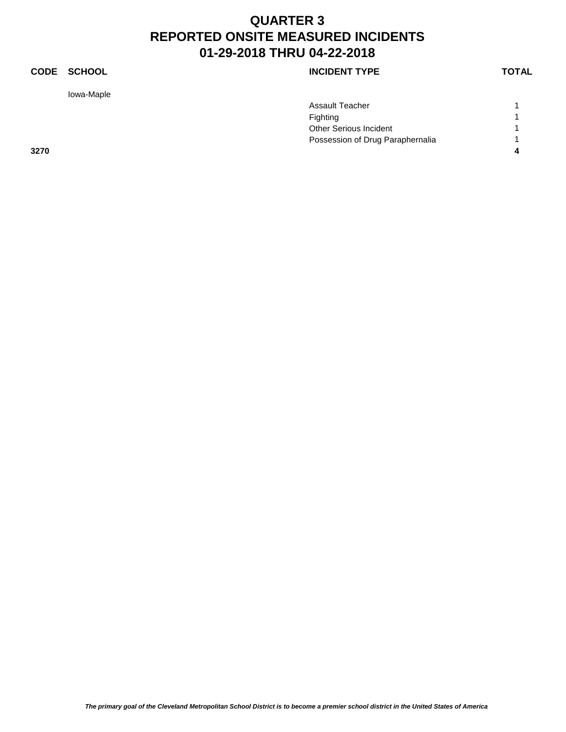# QUARTER 3
# REPORTED ONSITE MEASURED INCIDENTS
# 01-29-2018 THRU 04-22-2018

| CODE | SCHOOL | INCIDENT TYPE | TOTAL |
|---|---|---|---|
| | Iowa-Maple | | |
| | | Assault Teacher | 1 |
| | | Fighting | 1 |
| | | Other Serious Incident | 1 |
| | | Possession of Drug Paraphernalia | 1 |
| **3270** | | | **4** |

*The primary goal of the Cleveland Metropolitan School District is to become a premier school district in the United States of America*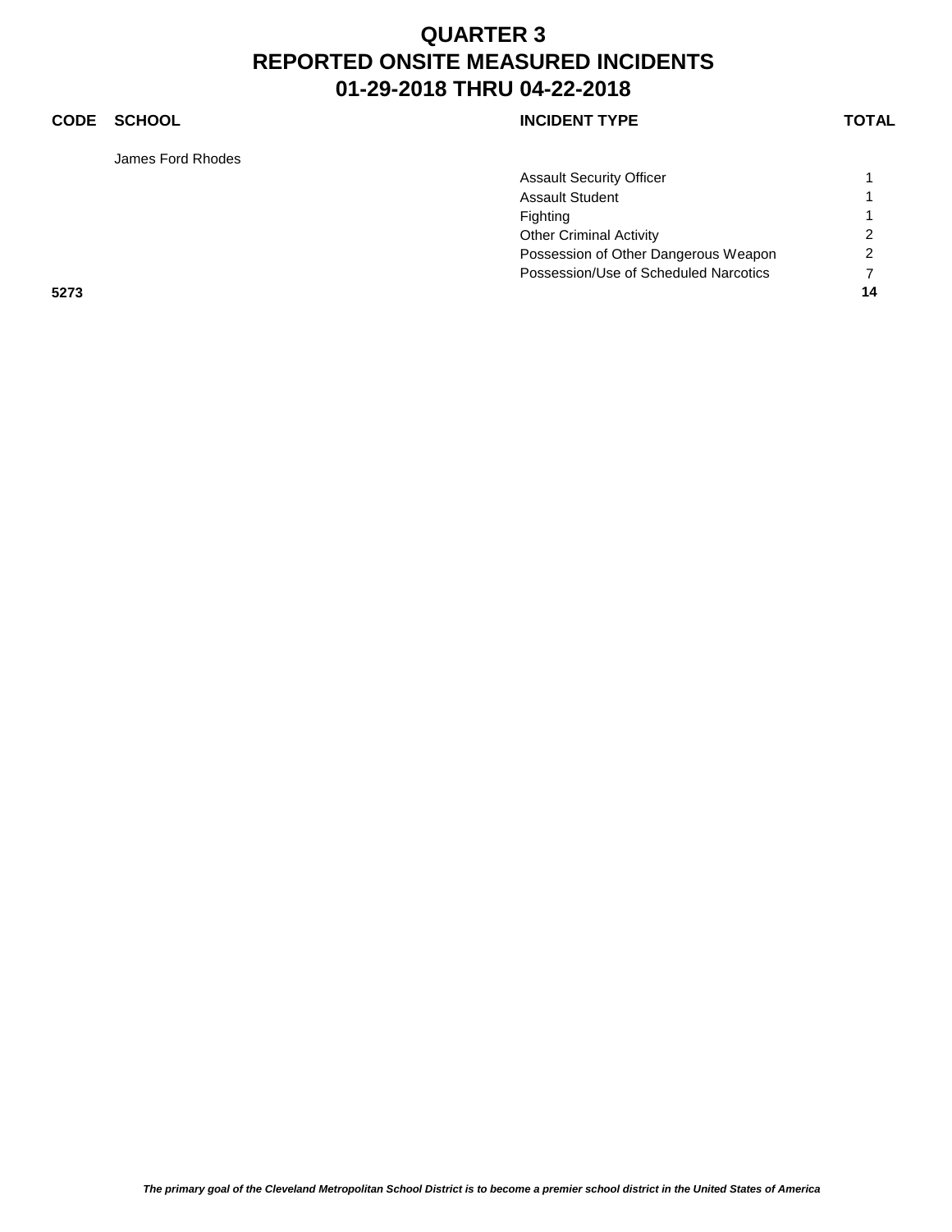# QUARTER 3
# REPORTED ONSITE MEASURED INCIDENTS
# 01-29-2018 THRU 04-22-2018

| CODE | SCHOOL | INCIDENT TYPE | TOTAL |
|---|---|---|---|
| | James Ford Rhodes | | |
| | | Assault Security Officer | 1 |
| | | Assault Student | 1 |
| | | Fighting | 1 |
| | | Other Criminal Activity | 2 |
| | | Possession of Other Dangerous Weapon | 2 |
| | | Possession/Use of Scheduled Narcotics | 7 |
| **5273** | | | **14** |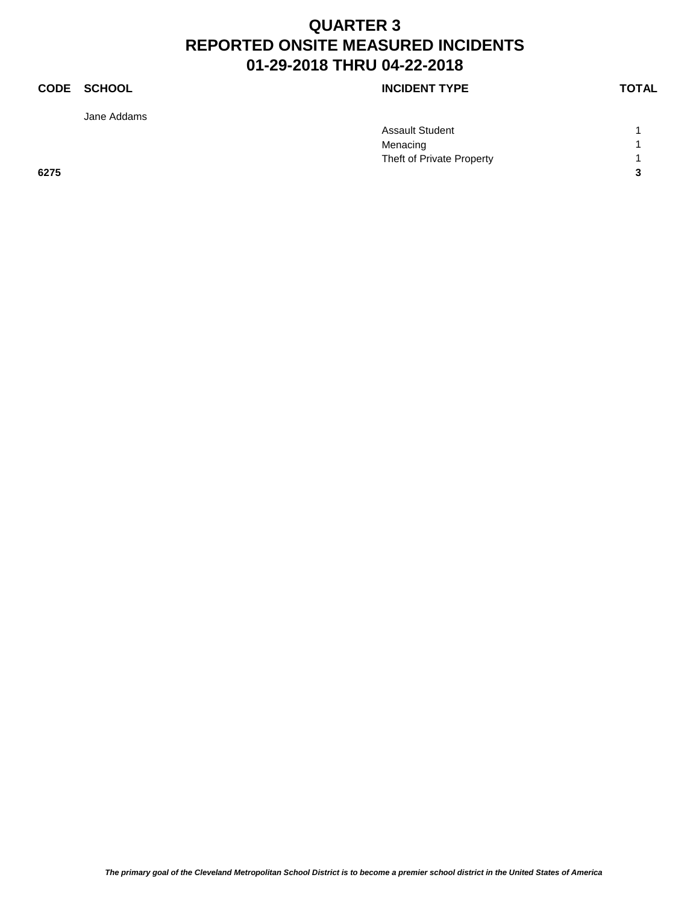# QUARTER 3
# REPORTED ONSITE MEASURED INCIDENTS
# 01-29-2018 THRU 04-22-2018

| CODE | SCHOOL | INCIDENT TYPE | TOTAL |
| --- | --- | --- | --- |
| | Jane Addams | | |
| | | Assault Student | 1 |
| | | Menacing | 1 |
| | | Theft of Private Property | 1 |
| **6275** | | | **3** |

*The primary goal of the Cleveland Metropolitan School District is to become a premier school district in the United States of America*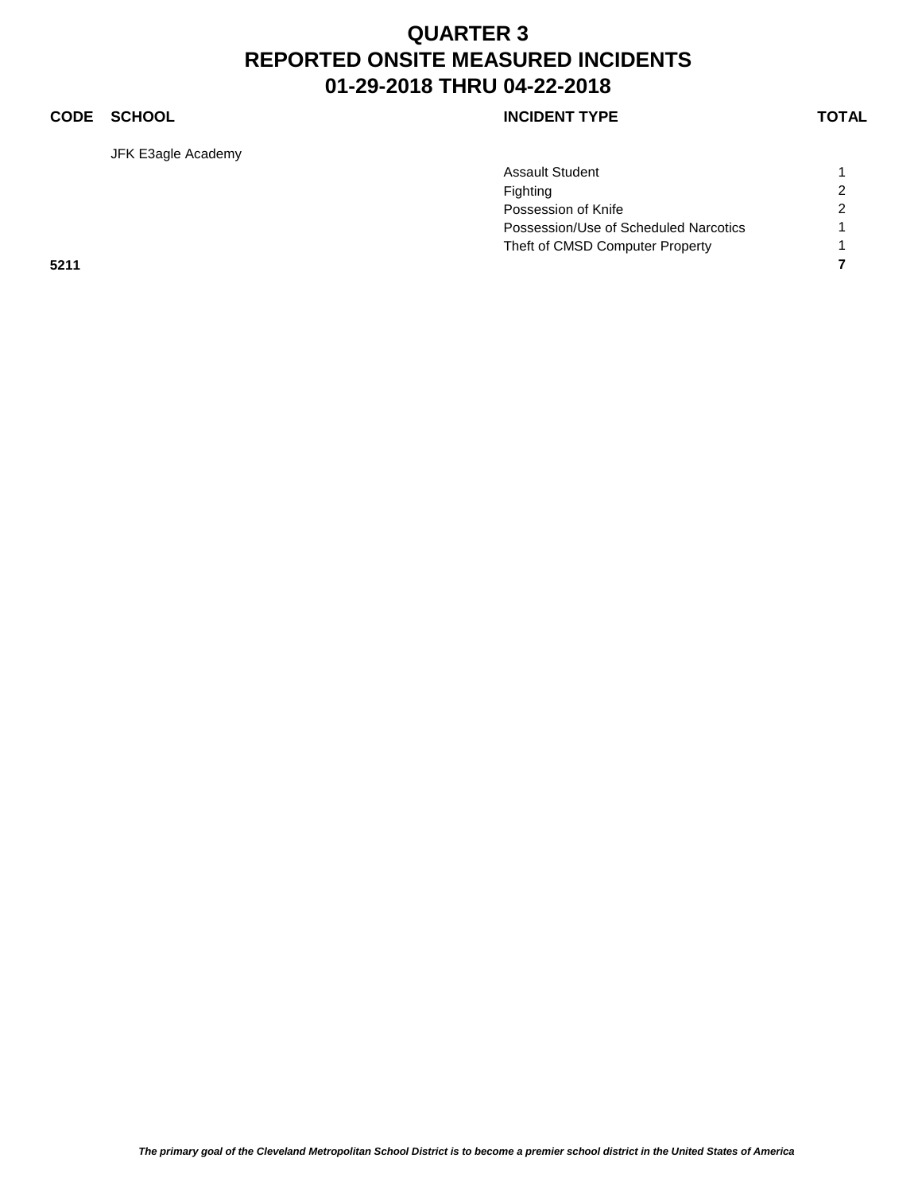# QUARTER 3
# REPORTED ONSITE MEASURED INCIDENTS
# 01-29-2018 THRU 04-22-2018

| CODE | SCHOOL | INCIDENT TYPE | TOTAL |
|---|---|---|---|
| | JFK E3agle Academy | | |
| | | Assault Student | 1 |
| | | Fighting | 2 |
| | | Possession of Knife | 2 |
| | | Possession/Use of Scheduled Narcotics | 1 |
| | | Theft of CMSD Computer Property | 1 |
| **5211** | | | **7** |

*The primary goal of the Cleveland Metropolitan School District is to become a premier school district in the United States of America*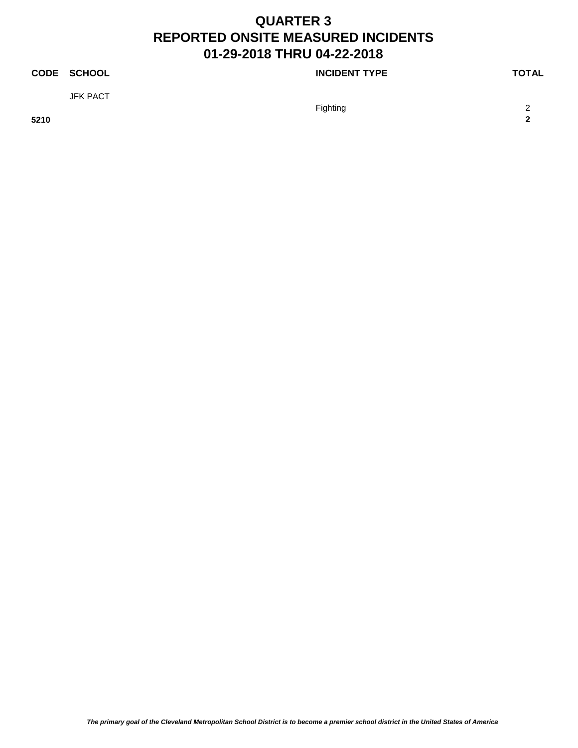# QUARTER 3
# REPORTED ONSITE MEASURED INCIDENTS
# 01-29-2018 THRU 04-22-2018

| CODE | SCHOOL | INCIDENT TYPE | TOTAL |
|---|---|---|---|
| | JFK PACT | | |
| | | Fighting | 2 |
| **5210** | | | **2** |

*The primary goal of the Cleveland Metropolitan School District is to become a premier school district in the United States of America*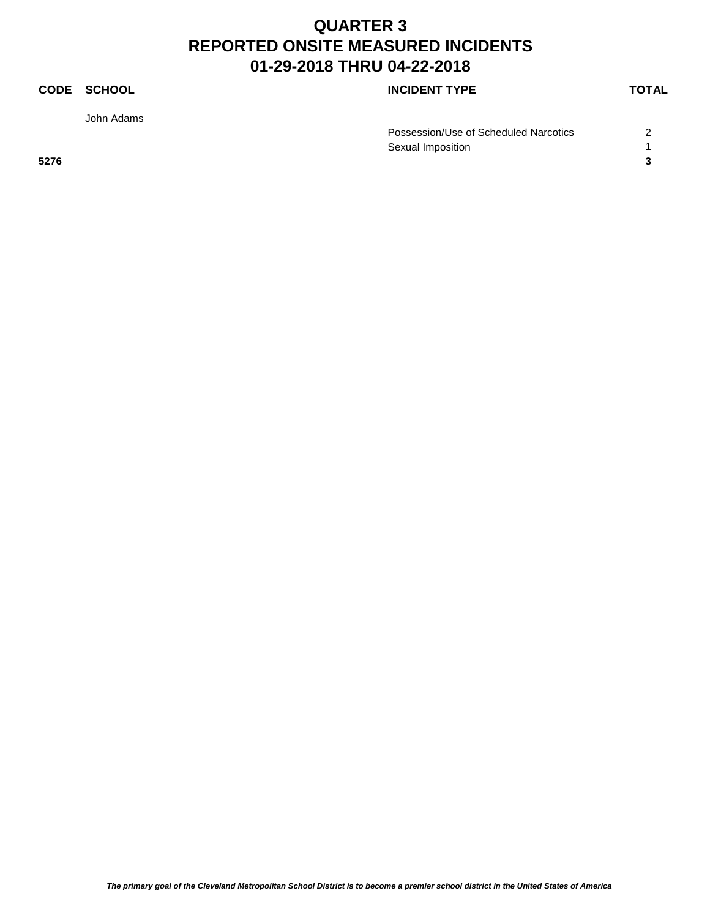# QUARTER 3
# REPORTED ONSITE MEASURED INCIDENTS
# 01-29-2018 THRU 04-22-2018

| CODE | SCHOOL | INCIDENT TYPE | TOTAL |
|---|---|---|---|
| | John Adams | | |
| | | Possession/Use of Scheduled Narcotics | 2 |
| | | Sexual Imposition | 1 |
| **5276** | | | **3** |

*The primary goal of the Cleveland Metropolitan School District is to become a premier school district in the United States of America*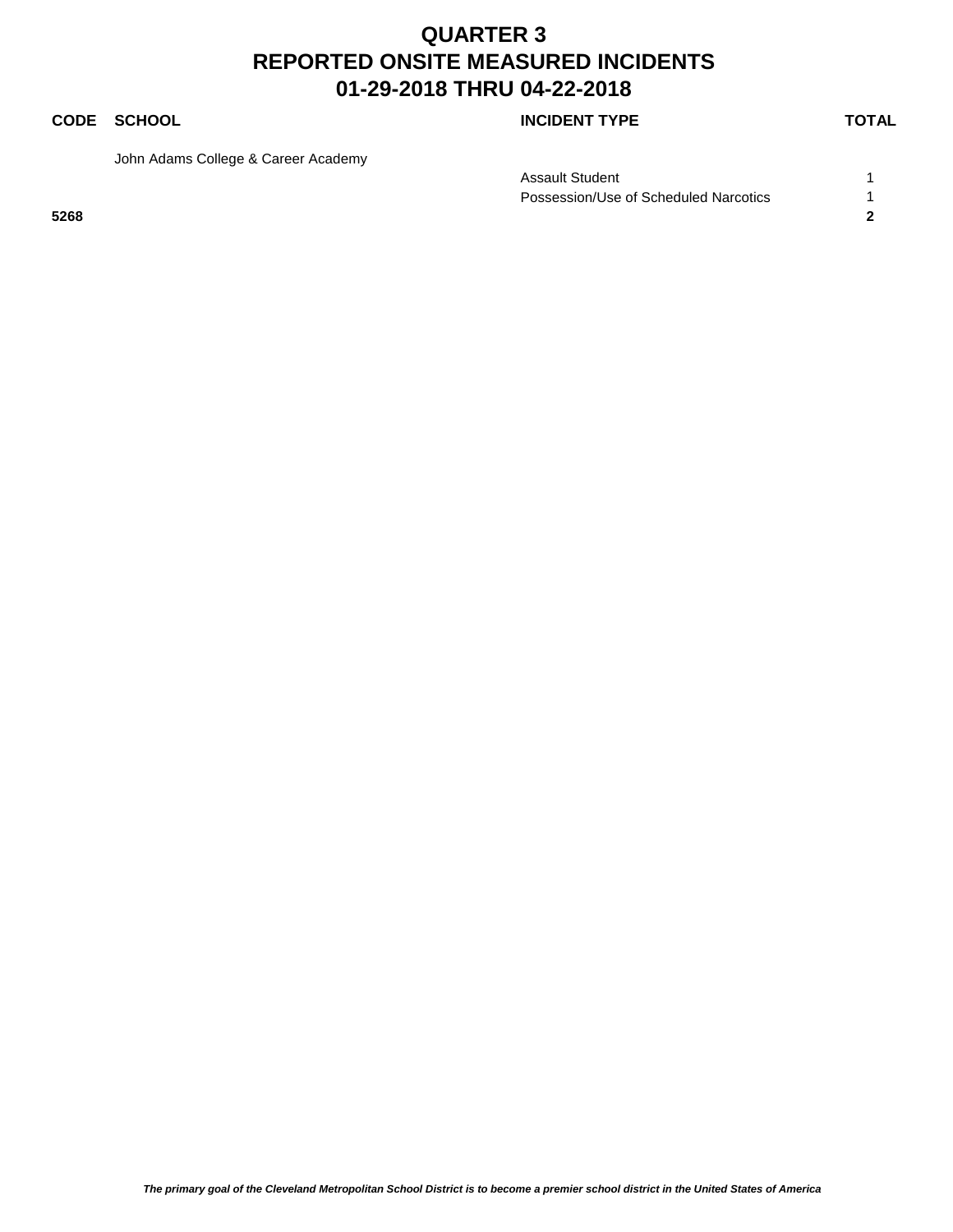# QUARTER 3
# REPORTED ONSITE MEASURED INCIDENTS
# 01-29-2018 THRU 04-22-2018

| CODE | SCHOOL | INCIDENT TYPE | TOTAL |
|---|---|---|---|
| | John Adams College & Career Academy | | |
| | | Assault Student | 1 |
| | | Possession/Use of Scheduled Narcotics | 1 |
| **5268** | | | **2** |

*The primary goal of the Cleveland Metropolitan School District is to become a premier school district in the United States of America*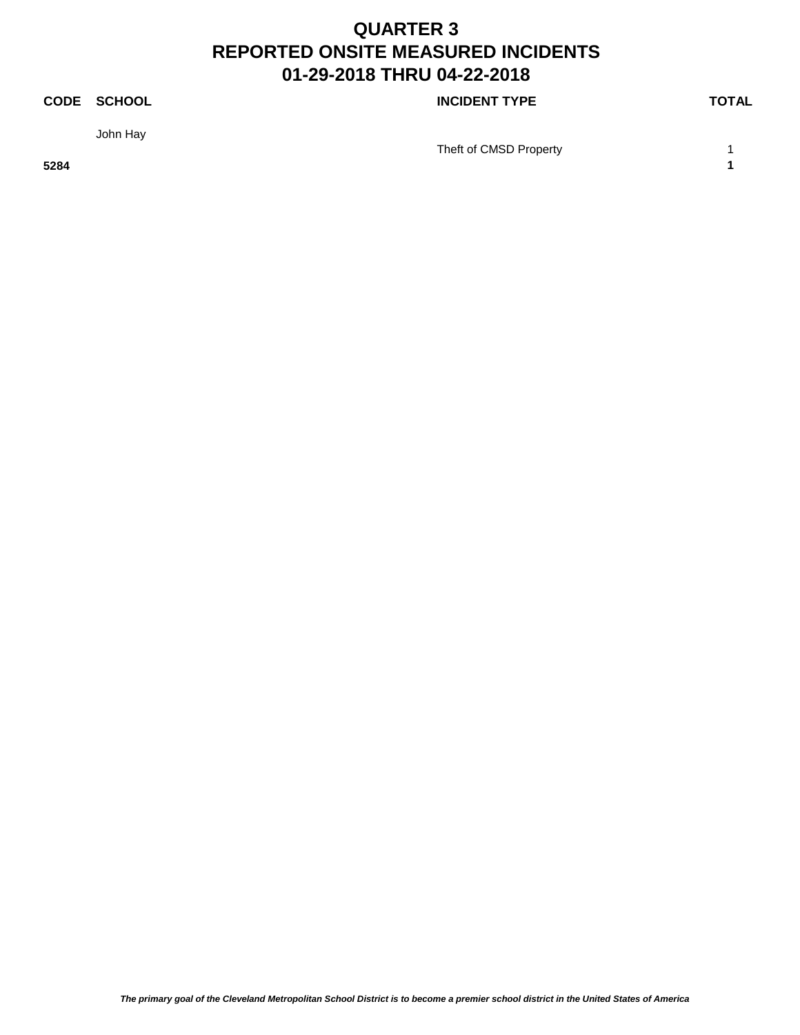# QUARTER 3
# REPORTED ONSITE MEASURED INCIDENTS
# 01-29-2018 THRU 04-22-2018

| CODE | SCHOOL | INCIDENT TYPE | TOTAL |
|---|---|---|---|
| | John Hay | | |
| | | Theft of CMSD Property | 1 |
| **5284** | | | **1** |

*The primary goal of the Cleveland Metropolitan School District is to become a premier school district in the United States of America*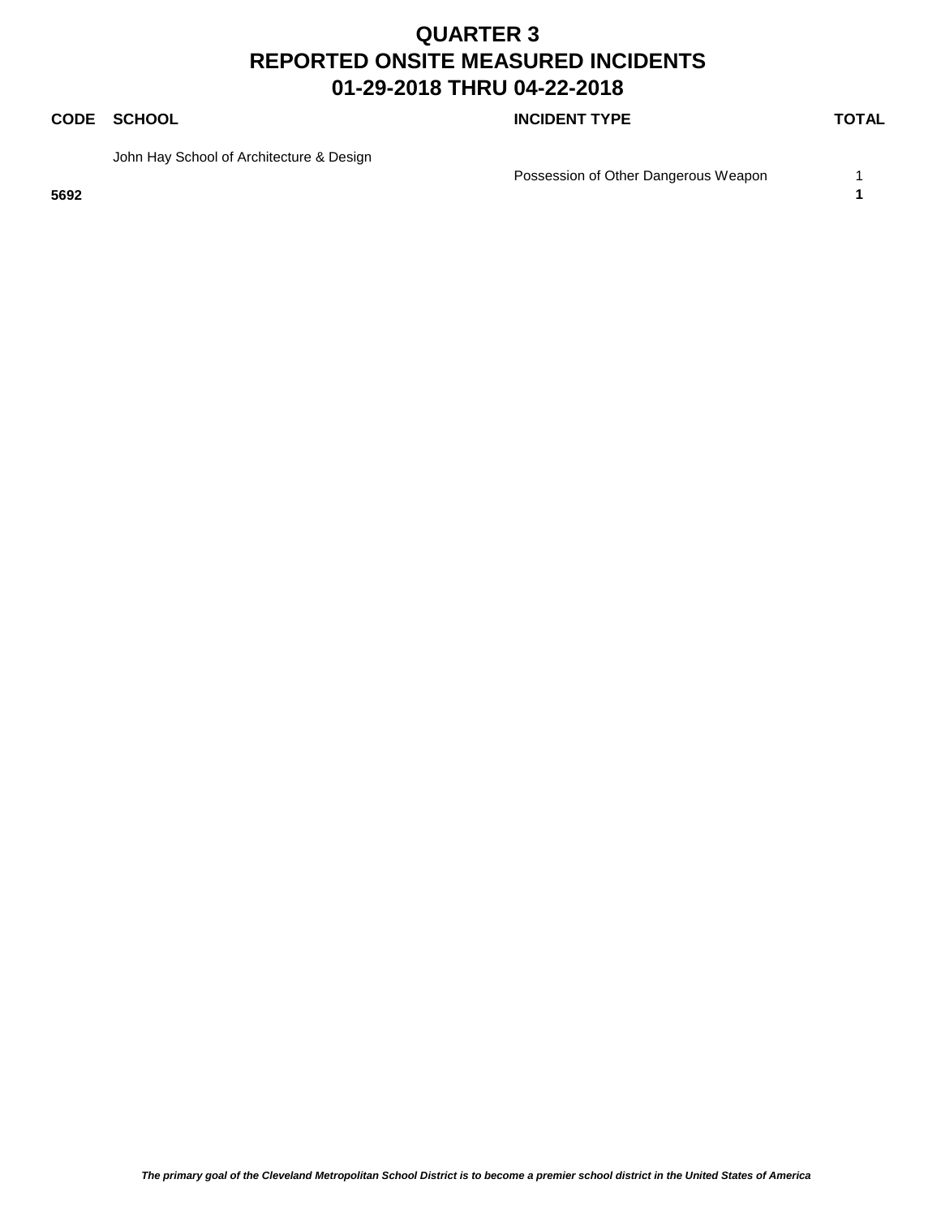# QUARTER 3
# REPORTED ONSITE MEASURED INCIDENTS
# 01-29-2018 THRU 04-22-2018

| CODE | SCHOOL | INCIDENT TYPE | TOTAL |
|---|---|---|---|
| | John Hay School of Architecture & Design | | |
| | | Possession of Other Dangerous Weapon | 1 |
| **5692** | | | **1** |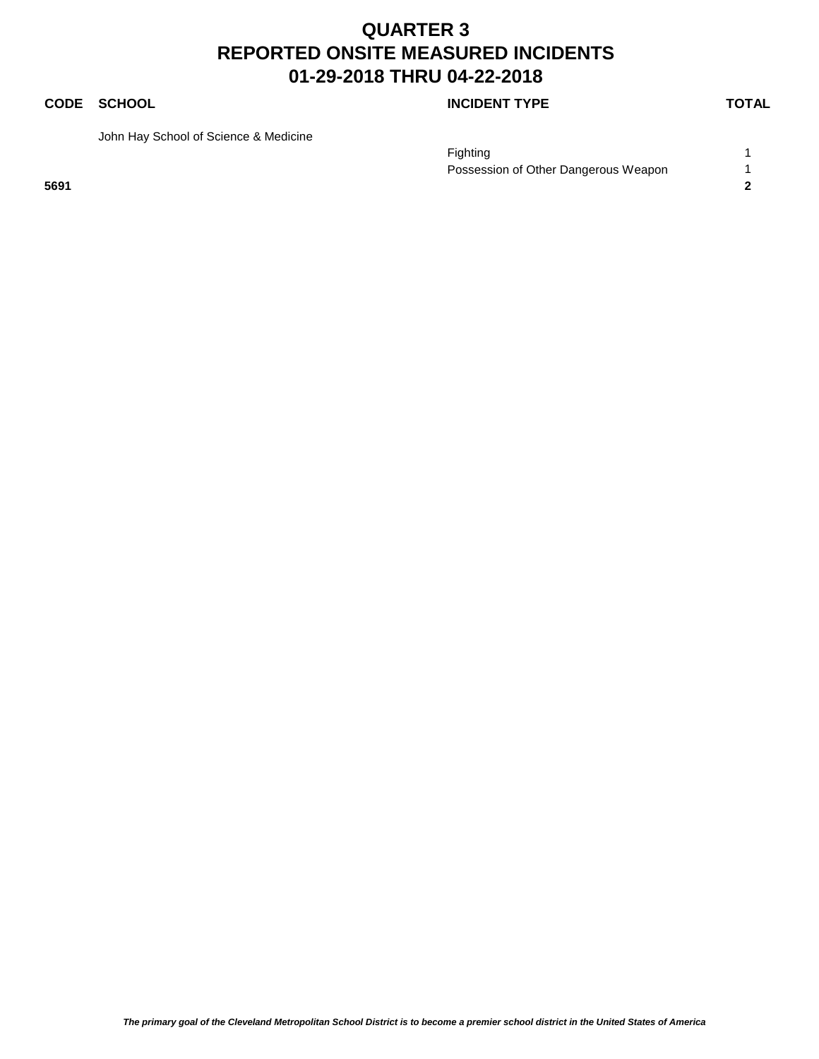# QUARTER 3
# REPORTED ONSITE MEASURED INCIDENTS
# 01-29-2018 THRU 04-22-2018

| CODE | SCHOOL | INCIDENT TYPE | TOTAL |
|---|---|---|---|
| | John Hay School of Science & Medicine | | |
| | | Fighting | 1 |
| | | Possession of Other Dangerous Weapon | 1 |
| **5691** | | | **2** |

*The primary goal of the Cleveland Metropolitan School District is to become a premier school district in the United States of America*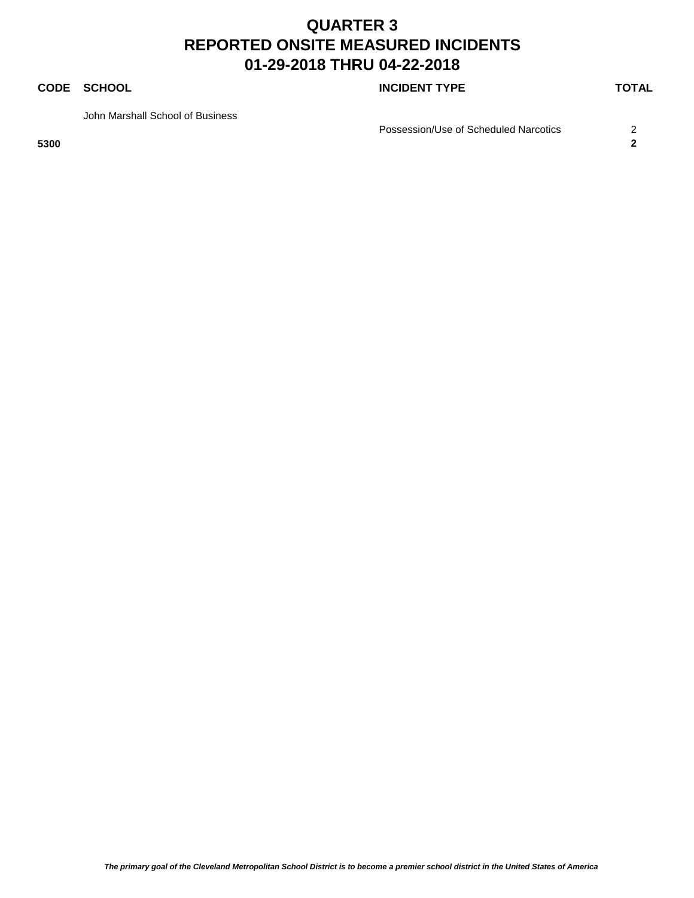# QUARTER 3
# REPORTED ONSITE MEASURED INCIDENTS
# 01-29-2018 THRU 04-22-2018

| CODE | SCHOOL | INCIDENT TYPE | TOTAL |
|---|---|---|---|
| | John Marshall School of Business | | |
| | | Possession/Use of Scheduled Narcotics | 2 |
| **5300** | | | **2** |

*The primary goal of the Cleveland Metropolitan School District is to become a premier school district in the United States of America*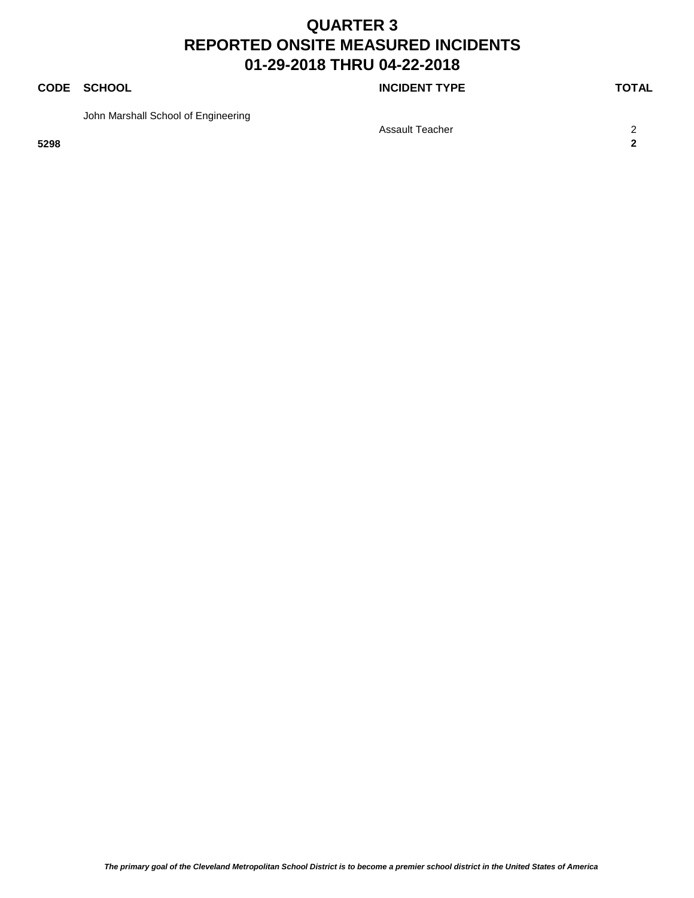# QUARTER 3
# REPORTED ONSITE MEASURED INCIDENTS
# 01-29-2018 THRU 04-22-2018

| CODE | SCHOOL | INCIDENT TYPE | TOTAL |
|---|---|---|---|
| | John Marshall School of Engineering | | |
| | | Assault Teacher | 2 |
| **5298** | | | **2** |

*The primary goal of the Cleveland Metropolitan School District is to become a premier school district in the United States of America*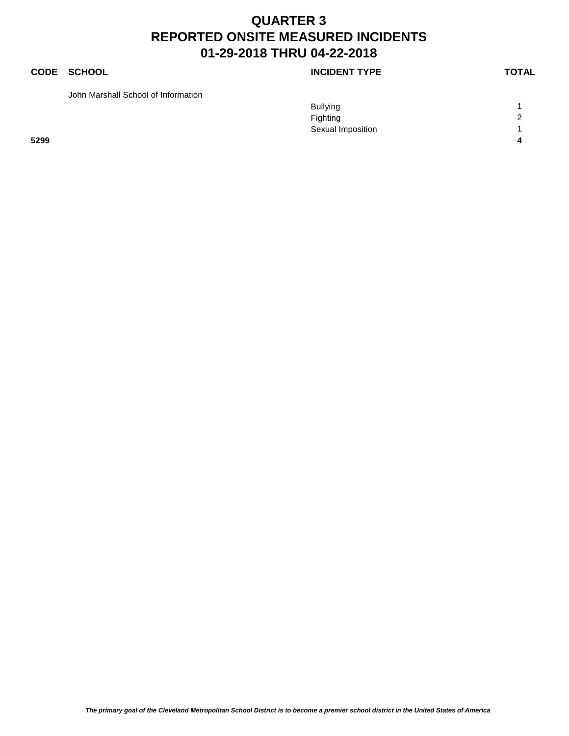# QUARTER 3
# REPORTED ONSITE MEASURED INCIDENTS
# 01-29-2018 THRU 04-22-2018

| CODE | SCHOOL | INCIDENT TYPE | TOTAL |
|---|---|---|---|
| | John Marshall School of Information | | |
| | | Bullying | 1 |
| | | Fighting | 2 |
| | | Sexual Imposition | 1 |
| **5299** | | | **4** |

*The primary goal of the Cleveland Metropolitan School District is to become a premier school district in the United States of America*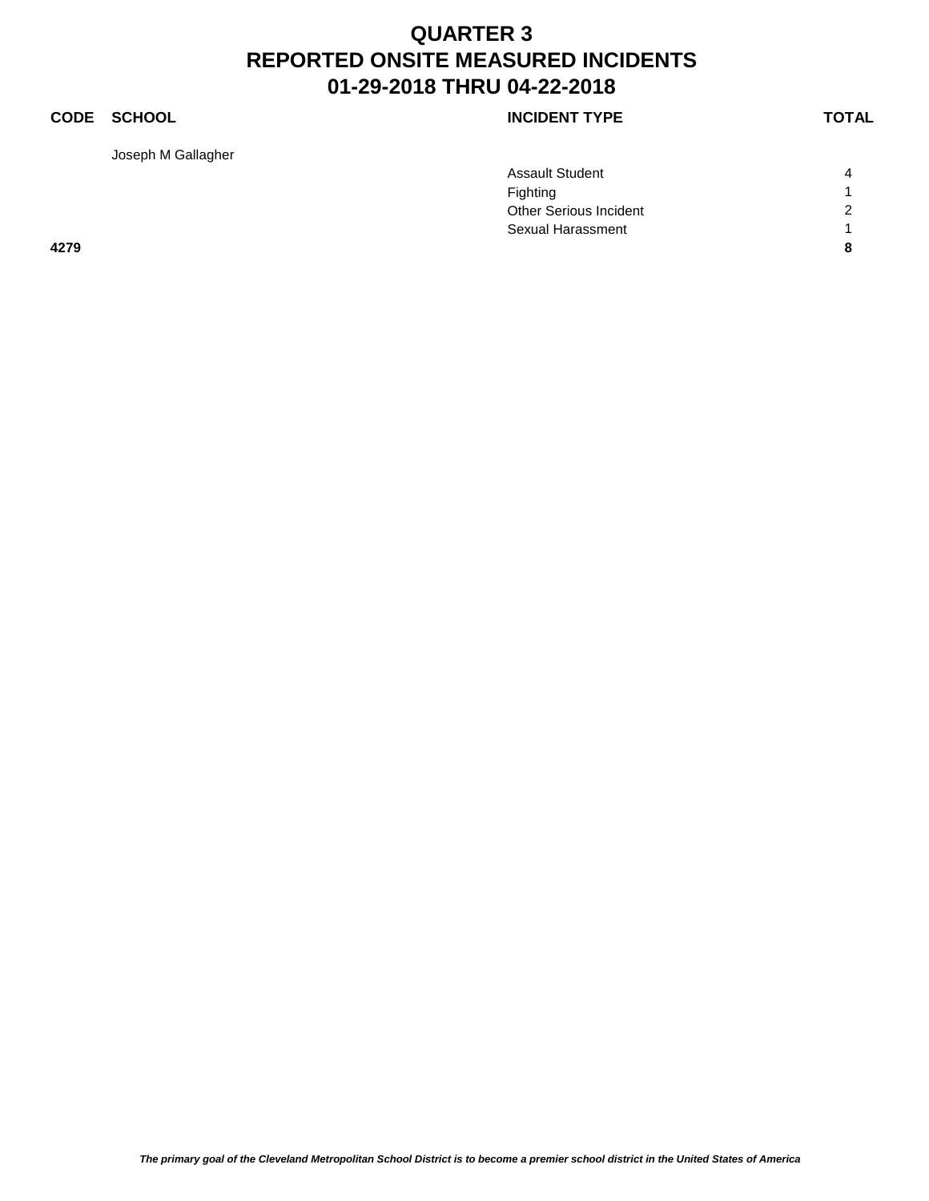# QUARTER 3
# REPORTED ONSITE MEASURED INCIDENTS
# 01-29-2018 THRU 04-22-2018

| CODE | SCHOOL | INCIDENT TYPE | TOTAL |
|---|---|---|---|
| | Joseph M Gallagher | | |
| | | Assault Student | 4 |
| | | Fighting | 1 |
| | | Other Serious Incident | 2 |
| | | Sexual Harassment | 1 |
| **4279** | | | **8** |

***The primary goal of the Cleveland Metropolitan School District is to become a premier school district in the United States of America***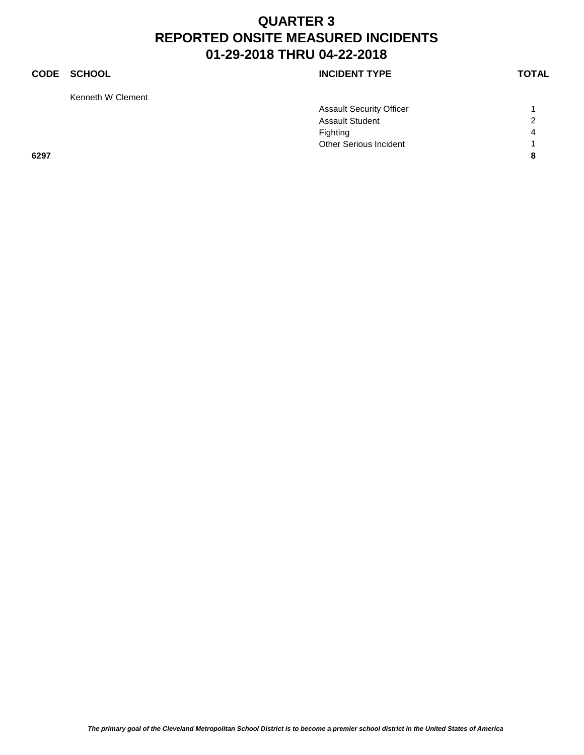# QUARTER 3
# REPORTED ONSITE MEASURED INCIDENTS
# 01-29-2018 THRU 04-22-2018

| CODE | SCHOOL | INCIDENT TYPE | TOTAL |
|---|---|---|---|
| | Kenneth W Clement | | |
| | | Assault Security Officer | 1 |
| | | Assault Student | 2 |
| | | Fighting | 4 |
| | | Other Serious Incident | 1 |
| **6297** | | | **8** |

*The primary goal of the Cleveland Metropolitan School District is to become a premier school district in the United States of America*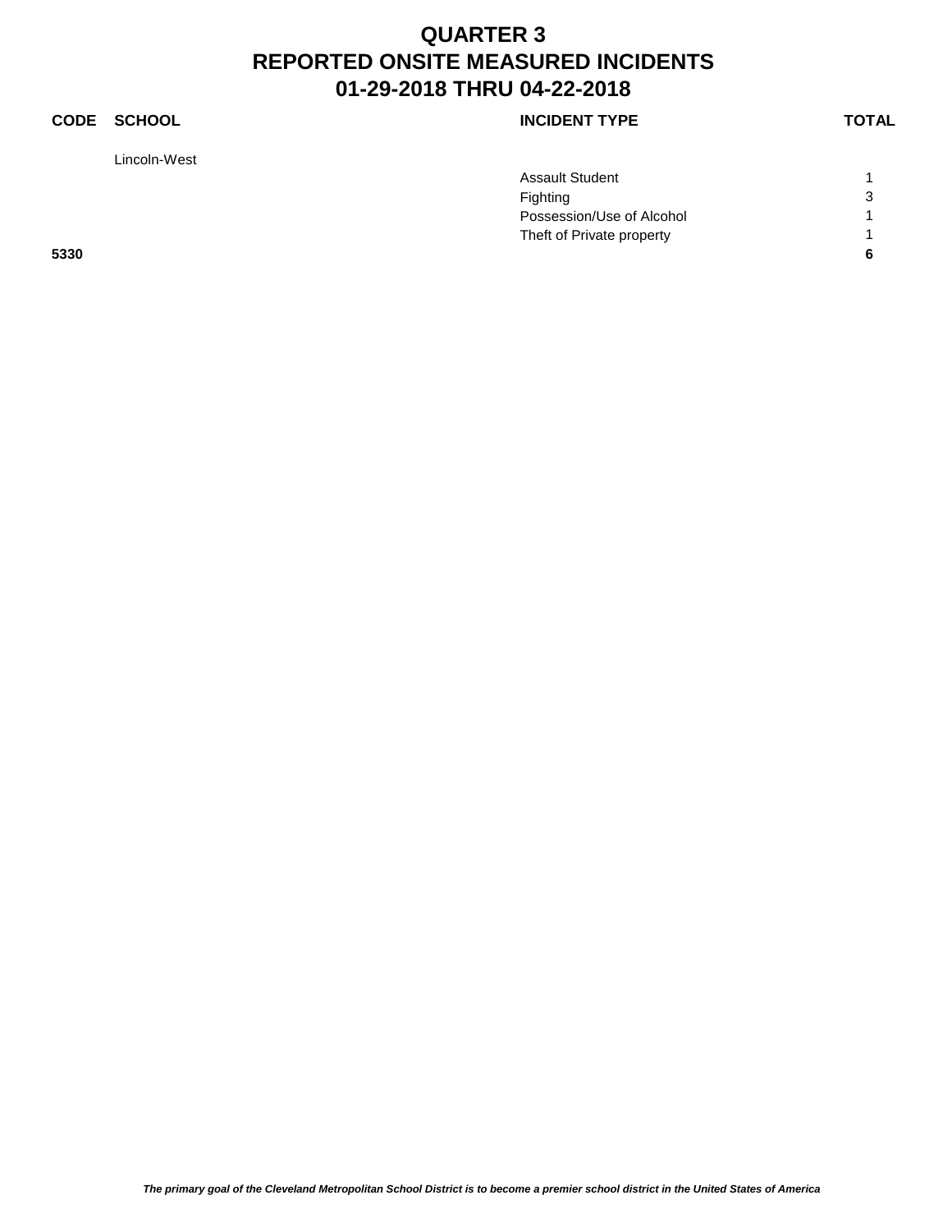# QUARTER 3
# REPORTED ONSITE MEASURED INCIDENTS
# 01-29-2018 THRU 04-22-2018

| CODE | SCHOOL | INCIDENT TYPE | TOTAL |
|---|---|---|---|
| | Lincoln-West | | |
| | | Assault Student | 1 |
| | | Fighting | 3 |
| | | Possession/Use of Alcohol | 1 |
| | | Theft of Private property | 1 |
| **5330** | | | **6** |

***The primary goal of the Cleveland Metropolitan School District is to become a premier school district in the United States of America***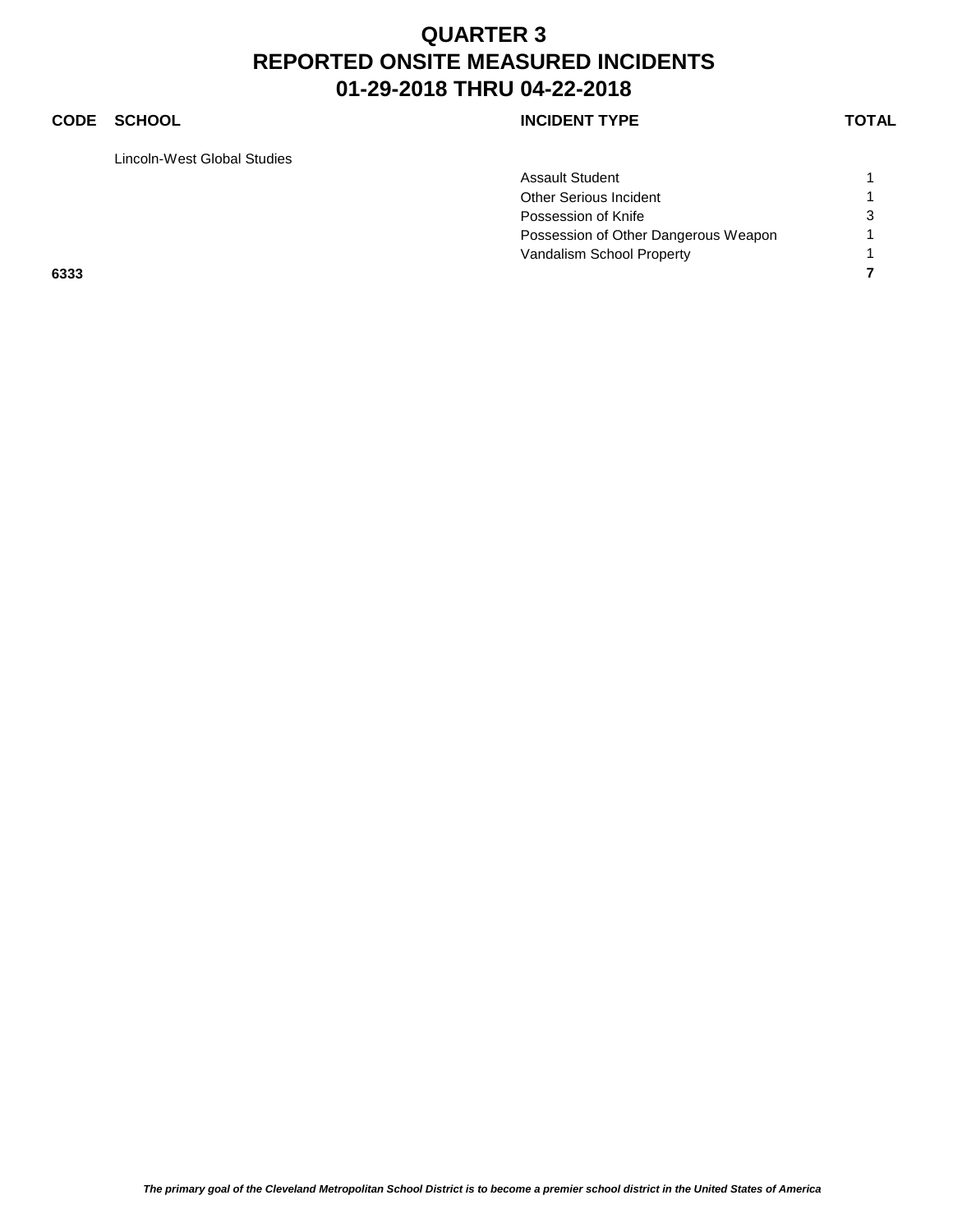# QUARTER 3
# REPORTED ONSITE MEASURED INCIDENTS
# 01-29-2018 THRU 04-22-2018

| CODE | SCHOOL | INCIDENT TYPE | TOTAL |
|---|---|---|---|
| | Lincoln-West Global Studies | | |
| | | Assault Student | 1 |
| | | Other Serious Incident | 1 |
| | | Possession of Knife | 3 |
| | | Possession of Other Dangerous Weapon | 1 |
| | | Vandalism School Property | 1 |
| **6333** | | | **7** |

*The primary goal of the Cleveland Metropolitan School District is to become a premier school district in the United States of America*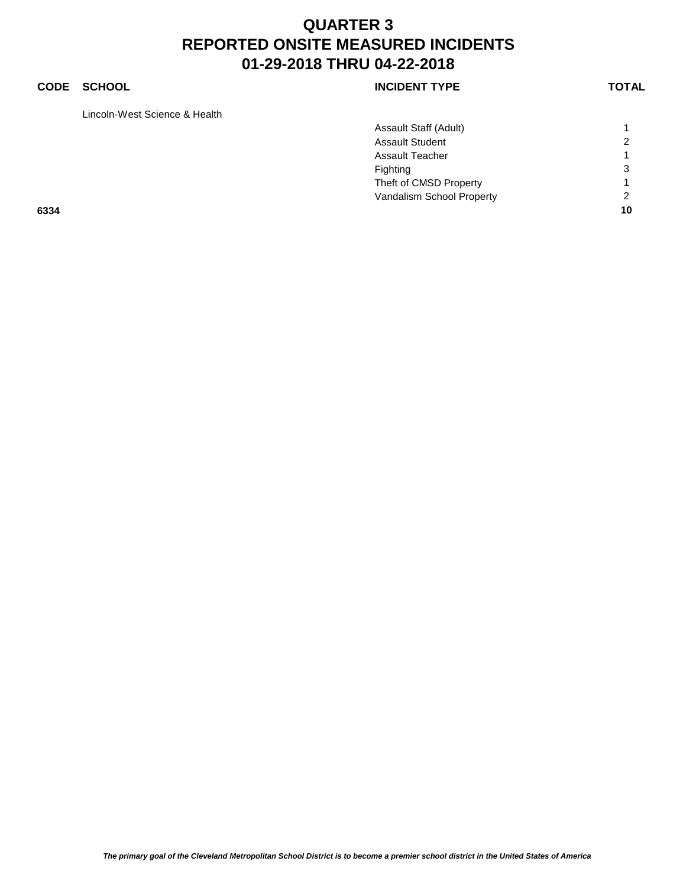# QUARTER 3
# REPORTED ONSITE MEASURED INCIDENTS
# 01-29-2018 THRU 04-22-2018

| CODE | SCHOOL | INCIDENT TYPE | TOTAL |
|---|---|---|---|
| | Lincoln-West Science & Health | | |
| | | Assault Staff (Adult) | 1 |
| | | Assault Student | 2 |
| | | Assault Teacher | 1 |
| | | Fighting | 3 |
| | | Theft of CMSD Property | 1 |
| | | Vandalism School Property | 2 |
| **6334** | | | **10** |

*The primary goal of the Cleveland Metropolitan School District is to become a premier school district in the United States of America*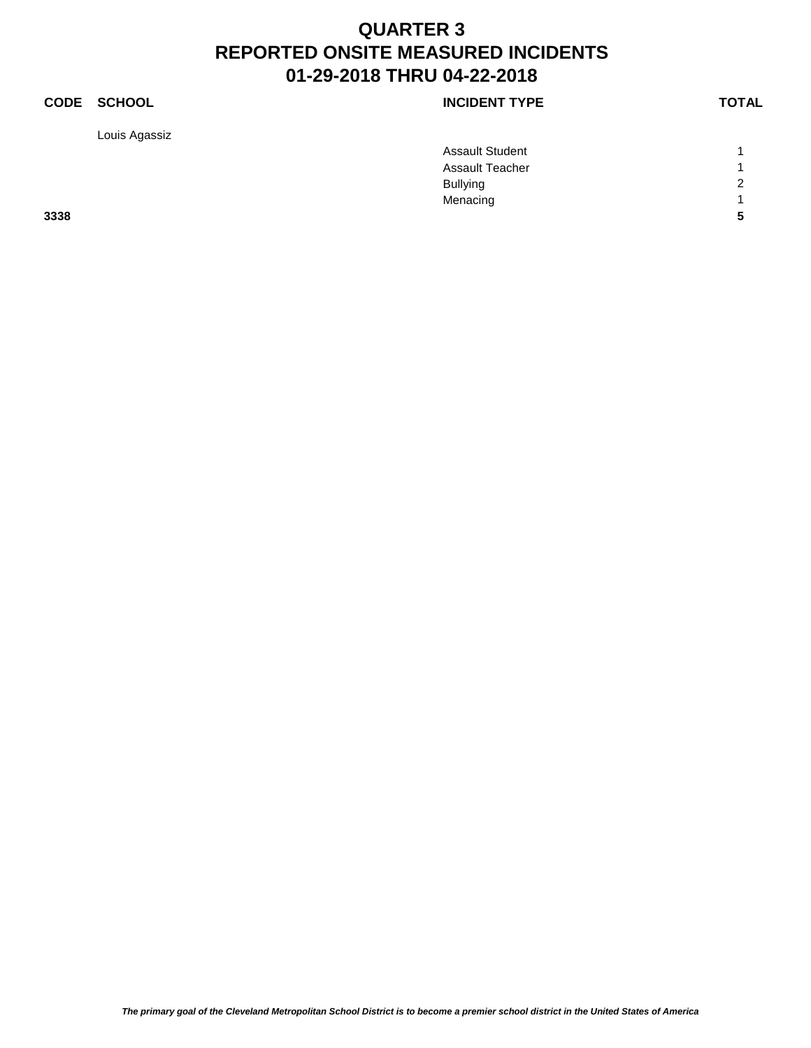# QUARTER 3
# REPORTED ONSITE MEASURED INCIDENTS
# 01-29-2018 THRU 04-22-2018

| CODE | SCHOOL | INCIDENT TYPE | TOTAL |
|---|---|---|---|
| | Louis Agassiz | | |
| | | Assault Student | 1 |
| | | Assault Teacher | 1 |
| | | Bullying | 2 |
| | | Menacing | 1 |
| **3338** | | | **5** |

*The primary goal of the Cleveland Metropolitan School District is to become a premier school district in the United States of America*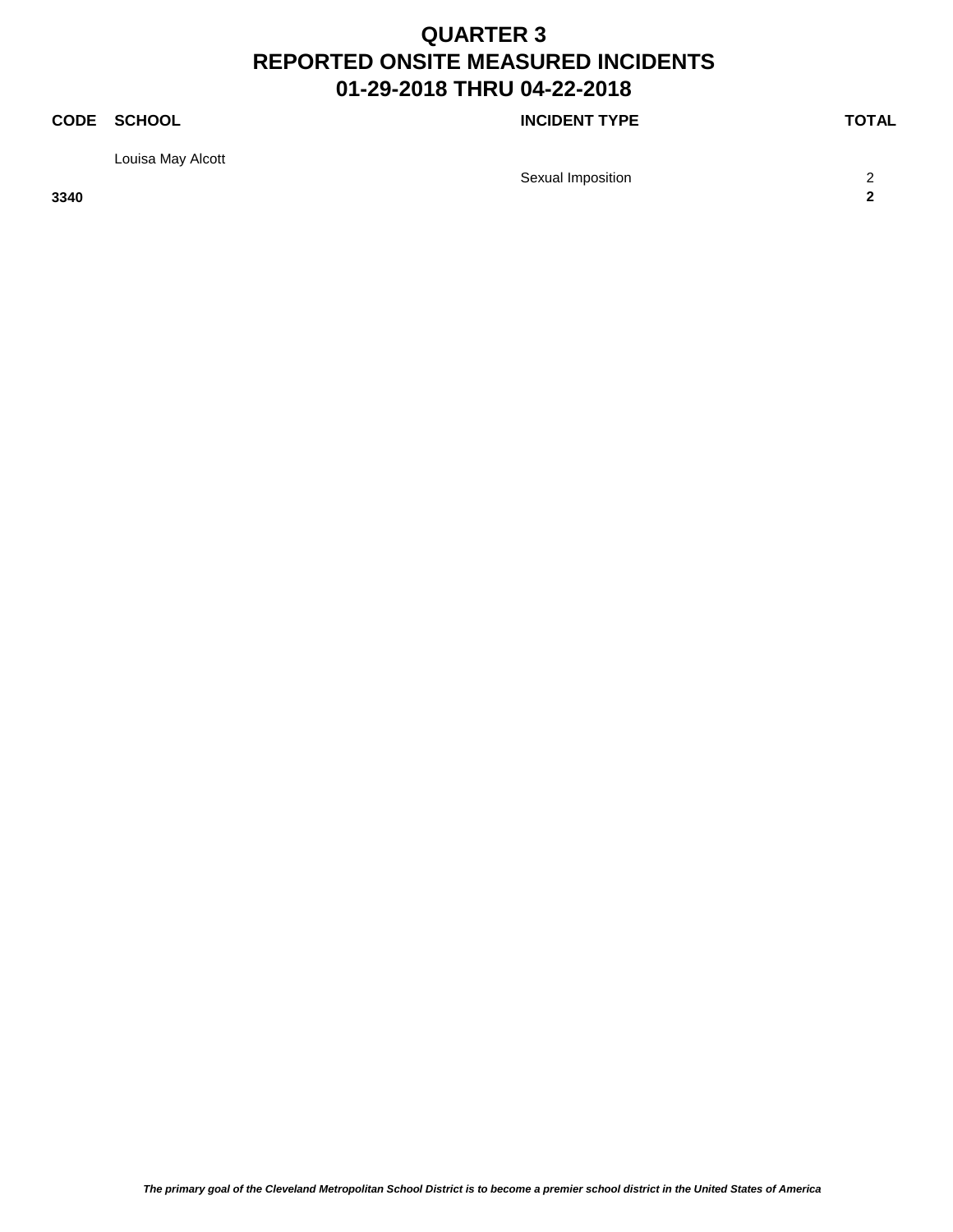# QUARTER 3
# REPORTED ONSITE MEASURED INCIDENTS
# 01-29-2018 THRU 04-22-2018

| CODE | SCHOOL | INCIDENT TYPE | TOTAL |
|---|---|---|---|
| | Louisa May Alcott | | |
| | | Sexual Imposition | 2 |
| **3340** | | | **2** |

***The primary goal of the Cleveland Metropolitan School District is to become a premier school district in the United States of America***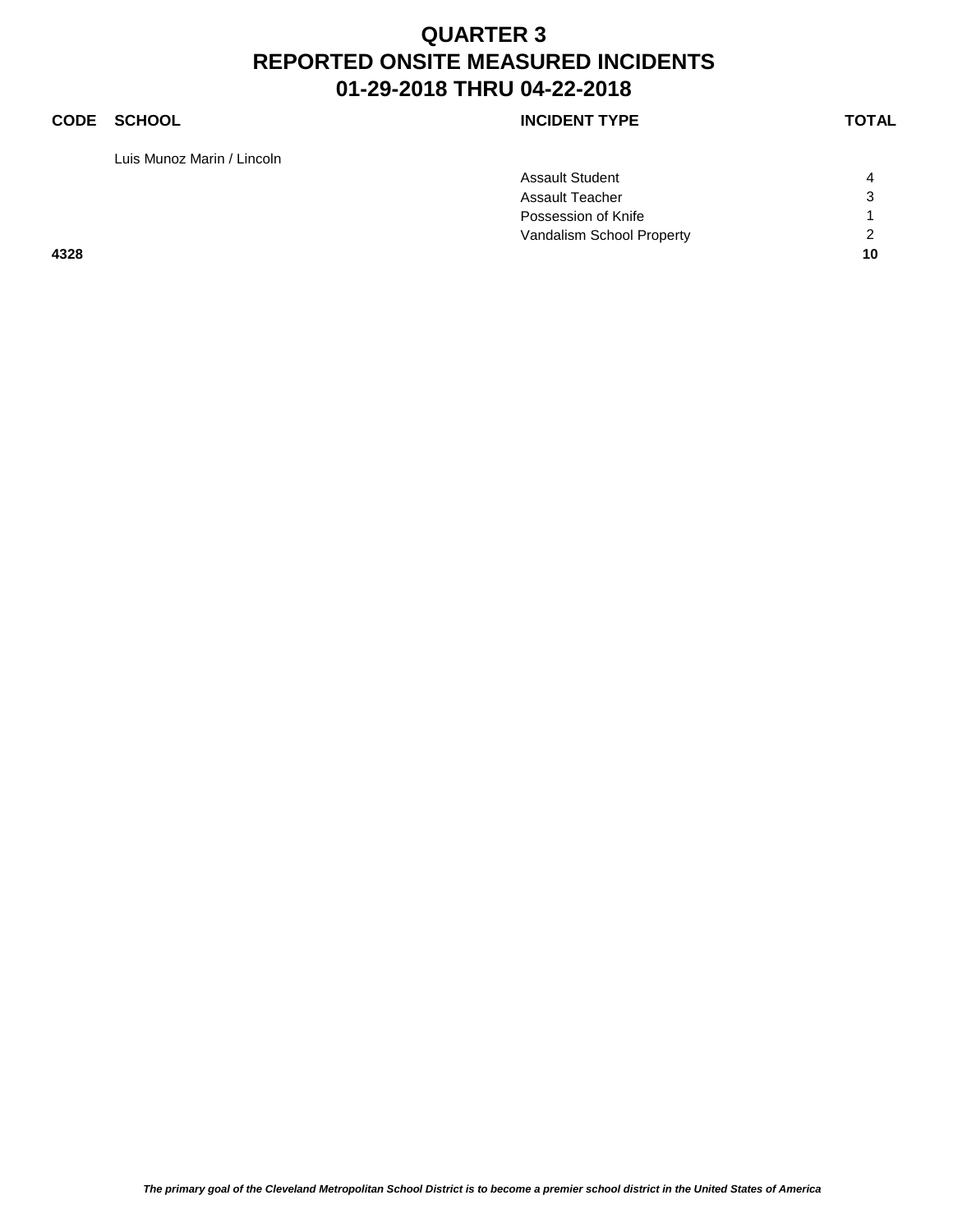# QUARTER 3
# REPORTED ONSITE MEASURED INCIDENTS
# 01-29-2018 THRU 04-22-2018

| CODE | SCHOOL | INCIDENT TYPE | TOTAL |
|---|---|---|---|
| | Luis Munoz Marin / Lincoln | | |
| | | Assault Student | 4 |
| | | Assault Teacher | 3 |
| | | Possession of Knife | 1 |
| | | Vandalism School Property | 2 |
| **4328** | | | **10** |

*The primary goal of the Cleveland Metropolitan School District is to become a premier school district in the United States of America*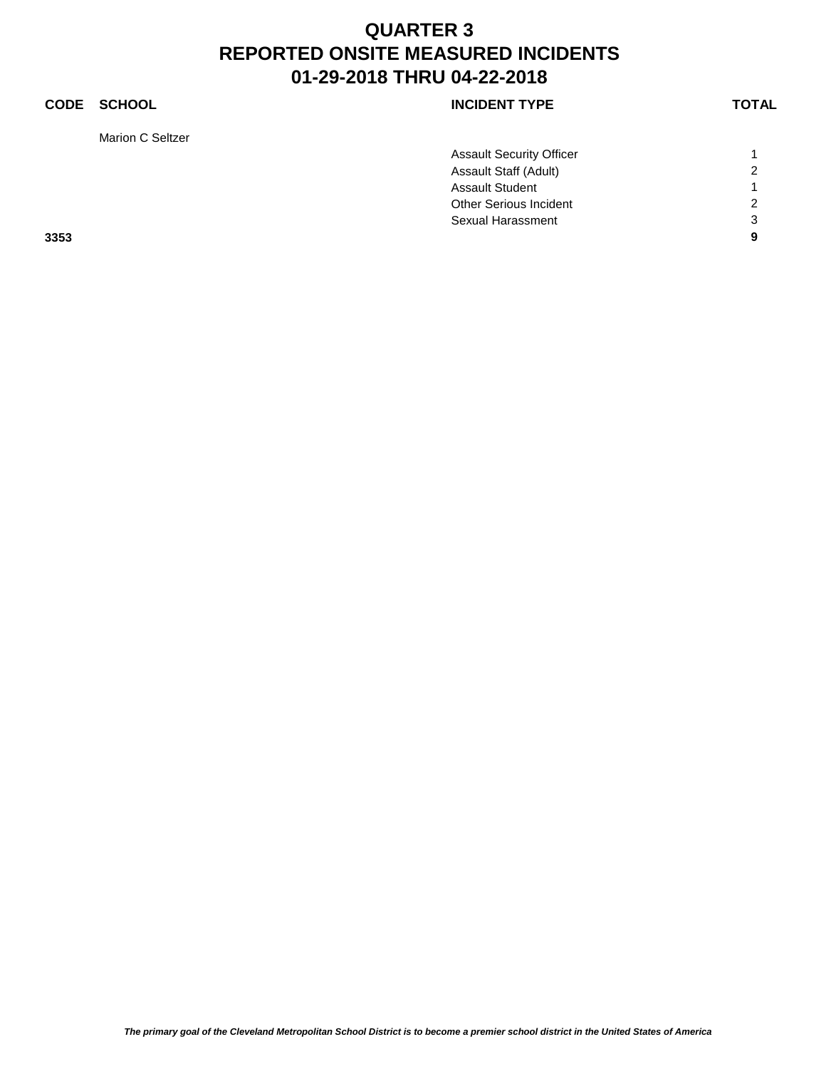# QUARTER 3
# REPORTED ONSITE MEASURED INCIDENTS
# 01-29-2018 THRU 04-22-2018

| CODE | SCHOOL | INCIDENT TYPE | TOTAL |
|---|---|---|---|
| | Marion C Seltzer | | |
| | | Assault Security Officer | 1 |
| | | Assault Staff (Adult) | 2 |
| | | Assault Student | 1 |
| | | Other Serious Incident | 2 |
| | | Sexual Harassment | 3 |
| **3353** | | | **9** |

*The primary goal of the Cleveland Metropolitan School District is to become a premier school district in the United States of America*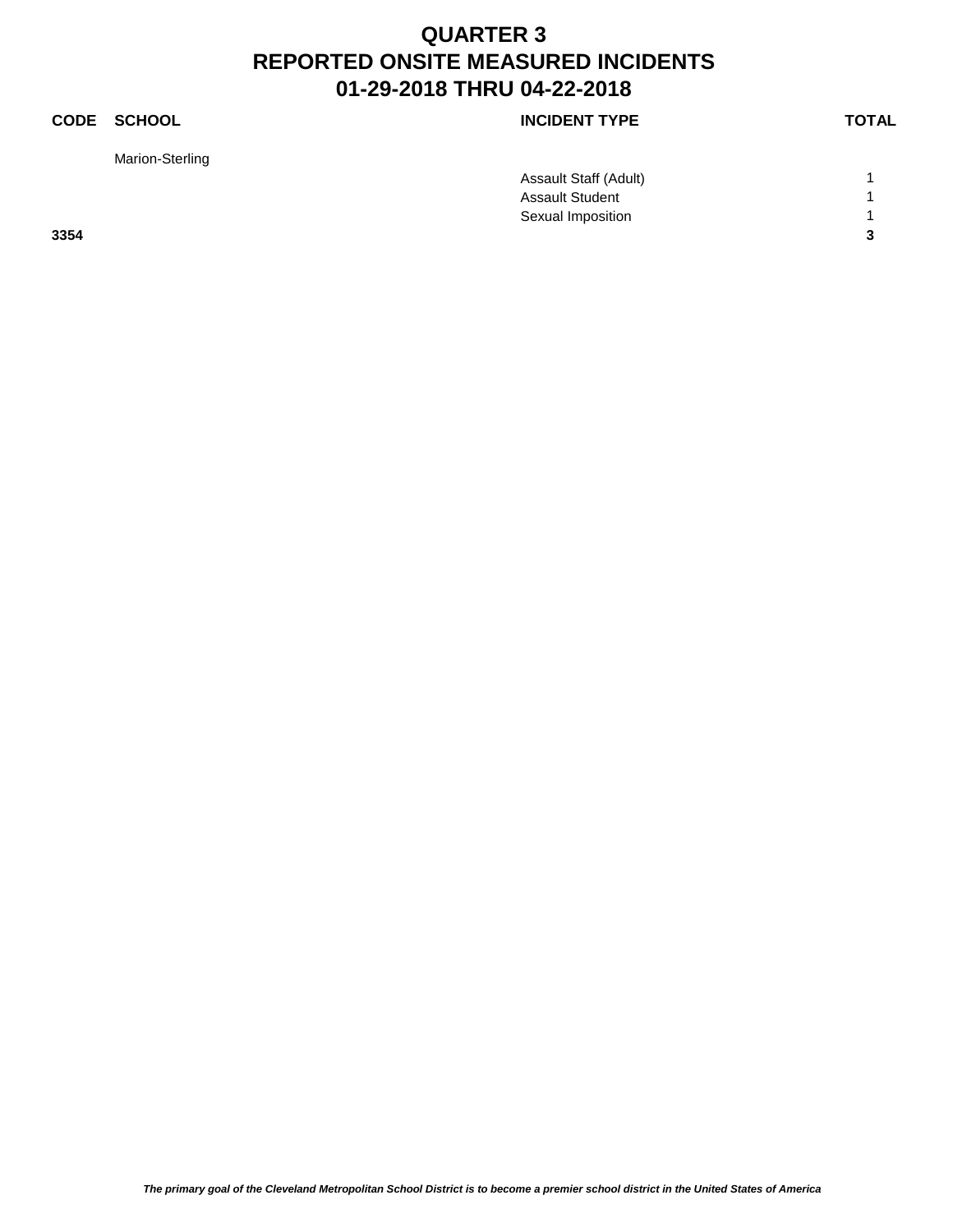# QUARTER 3
# REPORTED ONSITE MEASURED INCIDENTS
# 01-29-2018 THRU 04-22-2018

| CODE | SCHOOL | INCIDENT TYPE | TOTAL |
|---|---|---|---|
| | Marion-Sterling | | |
| | | Assault Staff (Adult) | 1 |
| | | Assault Student | 1 |
| | | Sexual Imposition | 1 |
| **3354** | | | **3** |

***The primary goal of the Cleveland Metropolitan School District is to become a premier school district in the United States of America***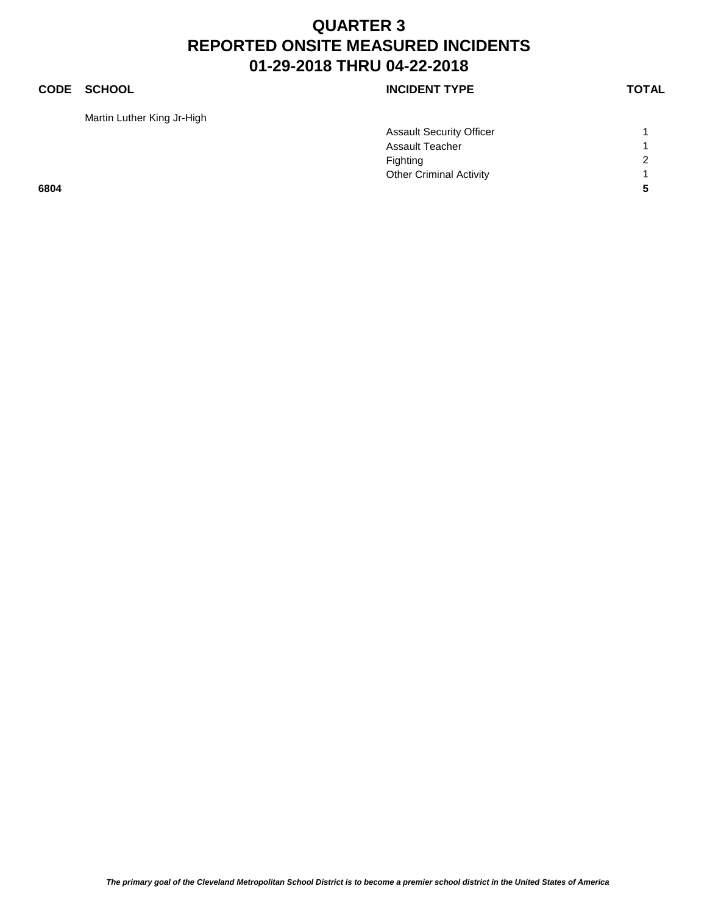# QUARTER 3
# REPORTED ONSITE MEASURED INCIDENTS
# 01-29-2018 THRU 04-22-2018

| CODE | SCHOOL | INCIDENT TYPE | TOTAL |
|---|---|---|---|
| | Martin Luther King Jr-High | | |
| | | Assault Security Officer | 1 |
| | | Assault Teacher | 1 |
| | | Fighting | 2 |
| | | Other Criminal Activity | 1 |
| **6804** | | | **5** |

***The primary goal of the Cleveland Metropolitan School District is to become a premier school district in the United States of America***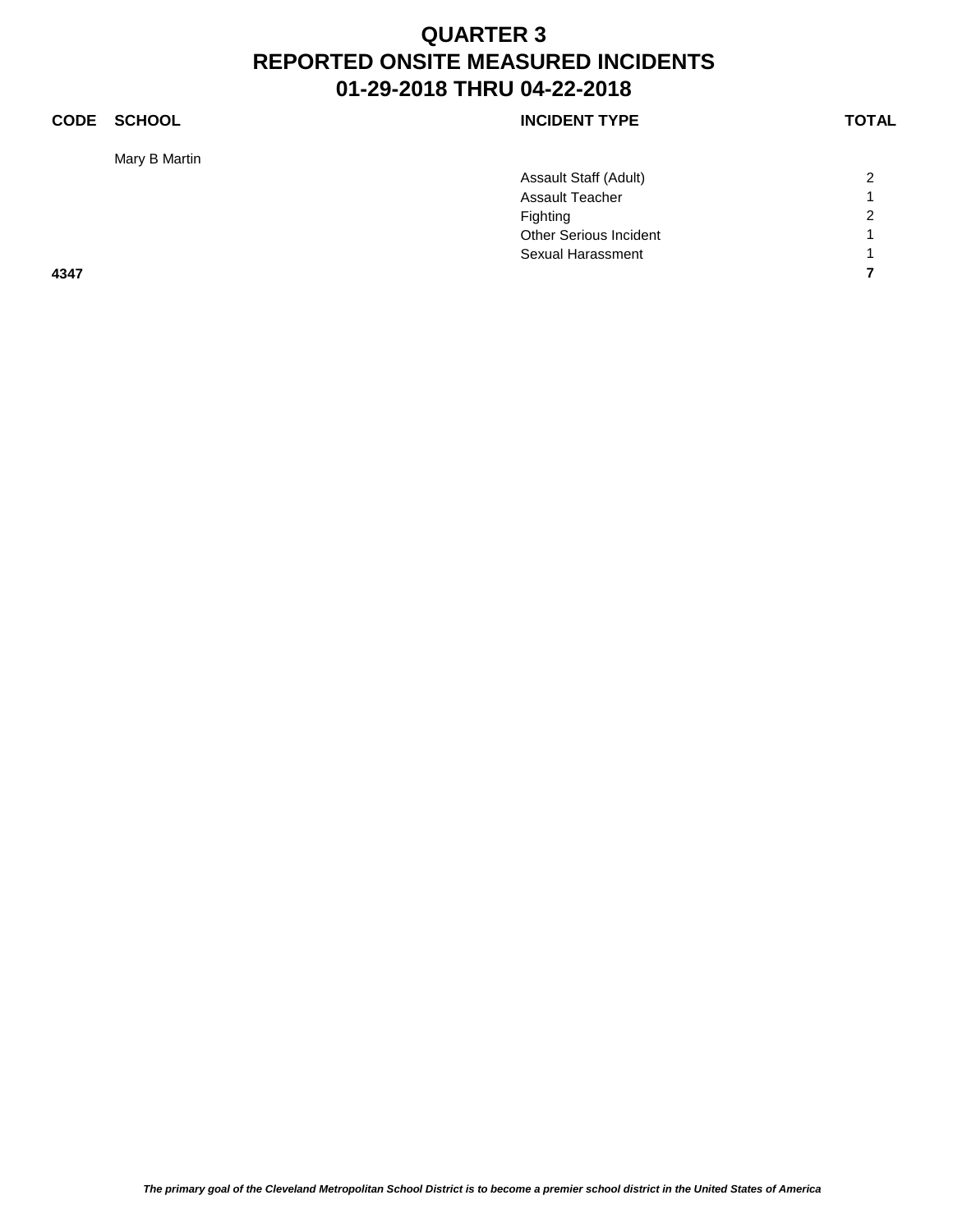# QUARTER 3
# REPORTED ONSITE MEASURED INCIDENTS
# 01-29-2018 THRU 04-22-2018

| CODE | SCHOOL | INCIDENT TYPE | TOTAL |
|---|---|---|---|
| | Mary B Martin | | |
| | | Assault Staff (Adult) | 2 |
| | | Assault Teacher | 1 |
| | | Fighting | 2 |
| | | Other Serious Incident | 1 |
| | | Sexual Harassment | 1 |
| **4347** | | | **7** |

*The primary goal of the Cleveland Metropolitan School District is to become a premier school district in the United States of America*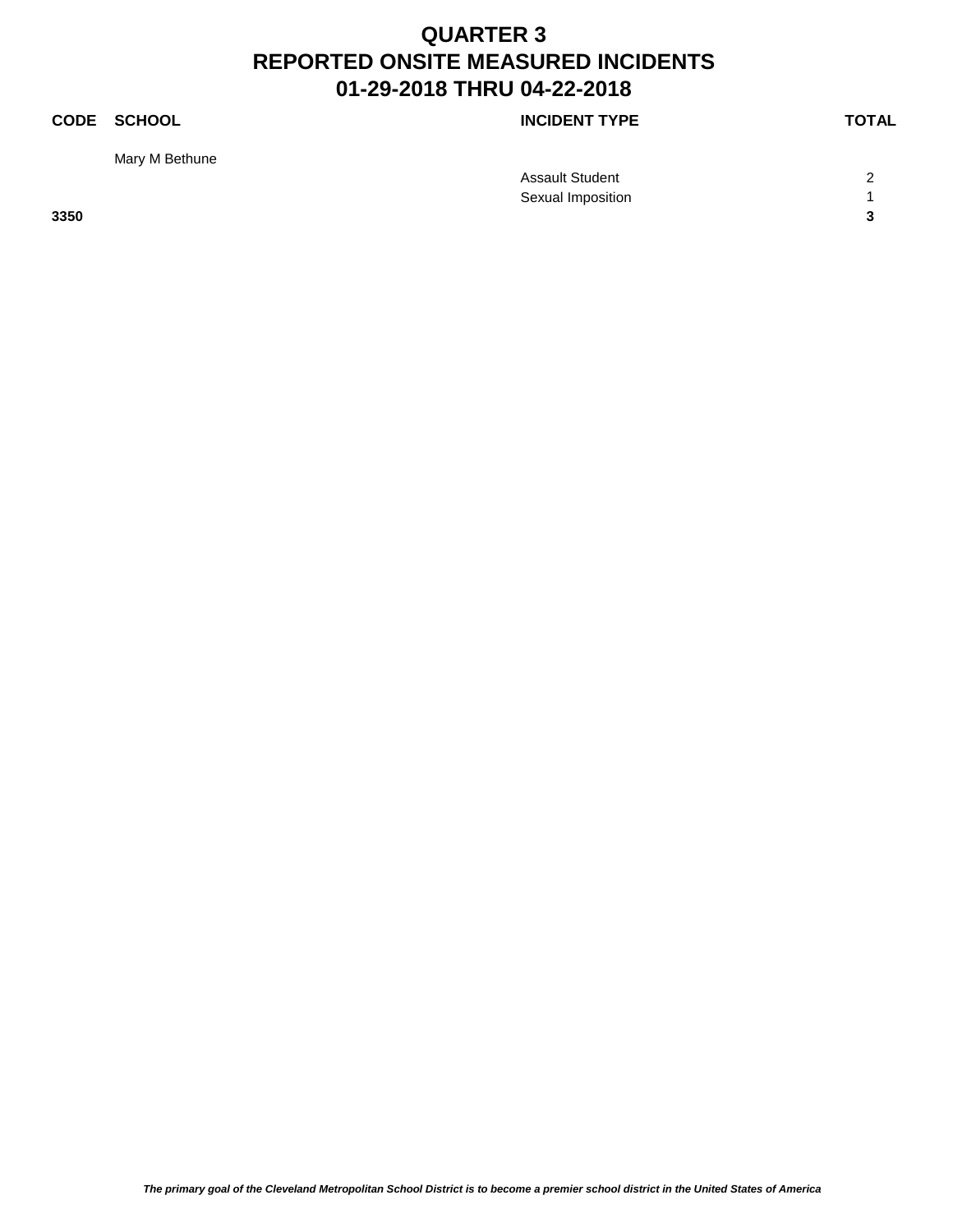# QUARTER 3
# REPORTED ONSITE MEASURED INCIDENTS
# 01-29-2018 THRU 04-22-2018

| CODE | SCHOOL | INCIDENT TYPE | TOTAL |
|---|---|---|---|
| | Mary M Bethune | | |
| | | Assault Student | 2 |
| | | Sexual Imposition | 1 |
| **3350** | | | **3** |

*The primary goal of the Cleveland Metropolitan School District is to become a premier school district in the United States of America*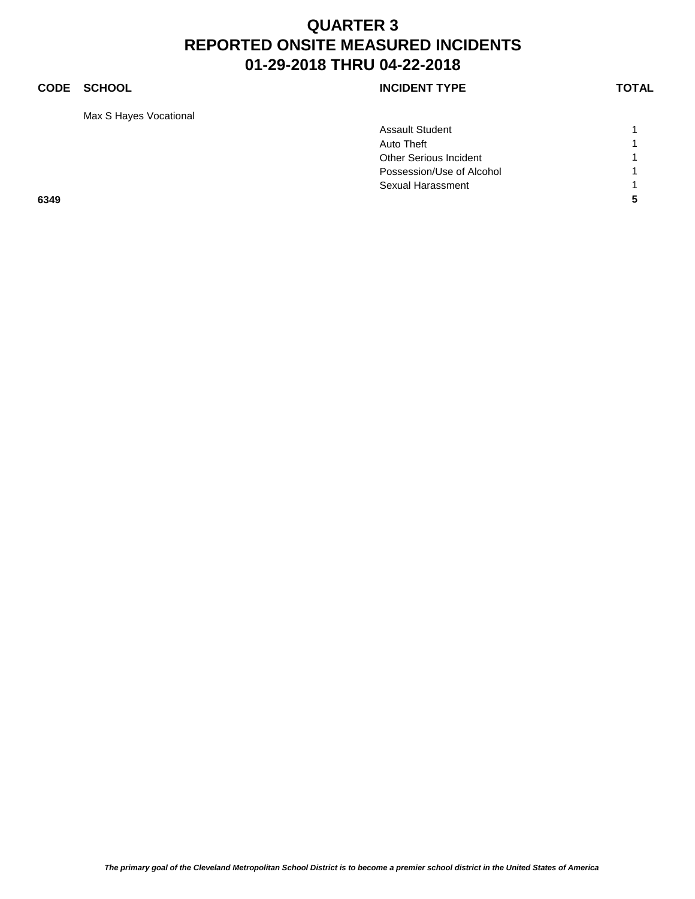# QUARTER 3
# REPORTED ONSITE MEASURED INCIDENTS
# 01-29-2018 THRU 04-22-2018

| CODE | SCHOOL | INCIDENT TYPE | TOTAL |
|---|---|---|---|
| | Max S Hayes Vocational | | |
| | | Assault Student | 1 |
| | | Auto Theft | 1 |
| | | Other Serious Incident | 1 |
| | | Possession/Use of Alcohol | 1 |
| | | Sexual Harassment | 1 |
| **6349** | | | **5** |

*The primary goal of the Cleveland Metropolitan School District is to become a premier school district in the United States of America*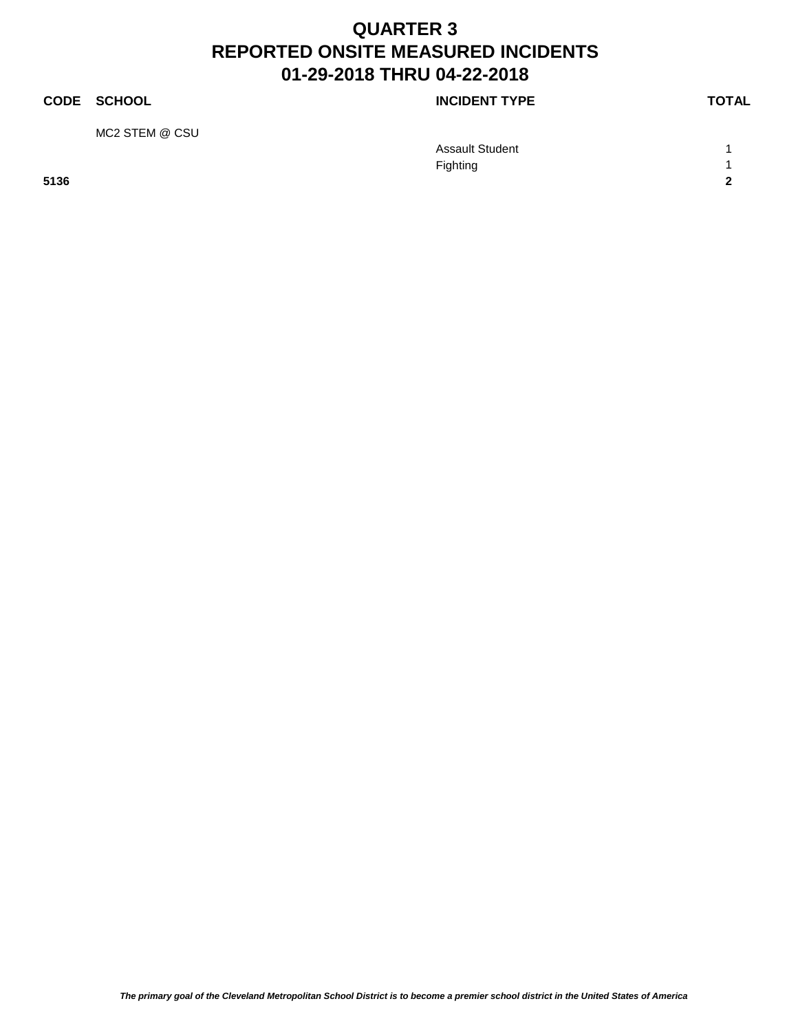# QUARTER 3
# REPORTED ONSITE MEASURED INCIDENTS
# 01-29-2018 THRU 04-22-2018

| CODE | SCHOOL | INCIDENT TYPE | TOTAL |
|---|---|---|---|
| | MC2 STEM @ CSU | | |
| | | Assault Student | 1 |
| | | Fighting | 1 |
| **5136** | | | **2** |

*The primary goal of the Cleveland Metropolitan School District is to become a premier school district in the United States of America*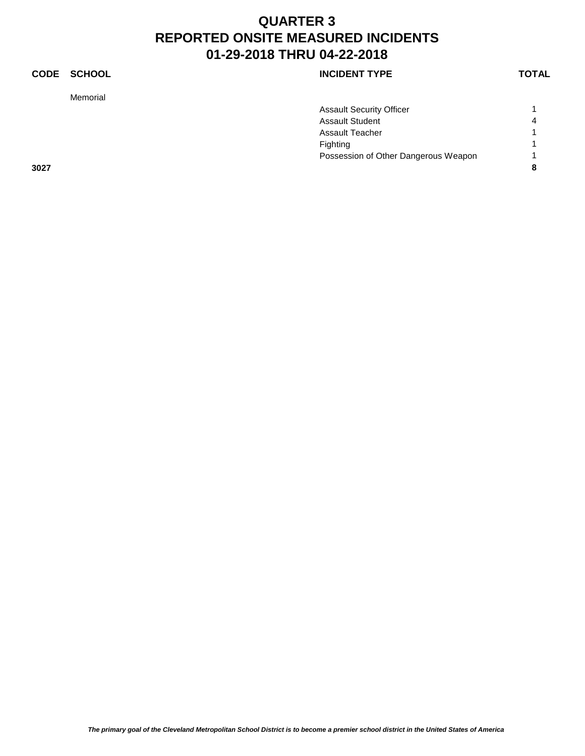# QUARTER 3
# REPORTED ONSITE MEASURED INCIDENTS
# 01-29-2018 THRU 04-22-2018

| CODE | SCHOOL | INCIDENT TYPE | TOTAL |
|---|---|---|---|
| | Memorial | | |
| | | Assault Security Officer | 1 |
| | | Assault Student | 4 |
| | | Assault Teacher | 1 |
| | | Fighting | 1 |
| | | Possession of Other Dangerous Weapon | 1 |
| **3027** | | | **8** |

*The primary goal of the Cleveland Metropolitan School District is to become a premier school district in the United States of America*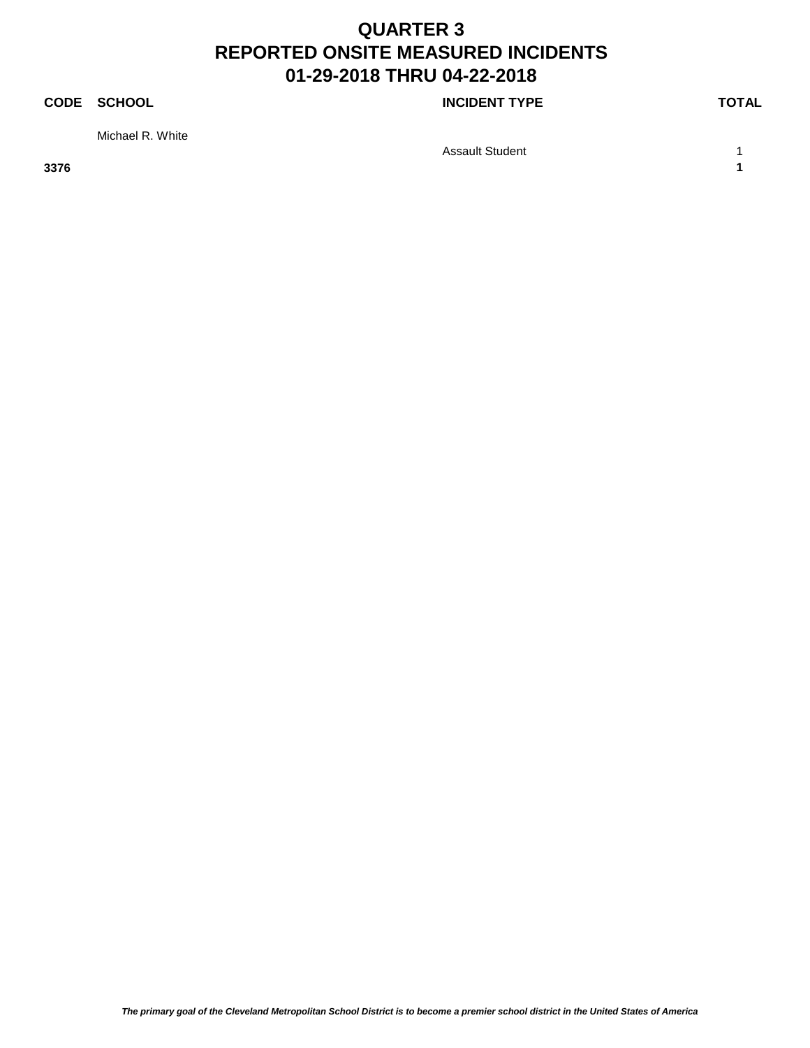# QUARTER 3
# REPORTED ONSITE MEASURED INCIDENTS
# 01-29-2018 THRU 04-22-2018

| CODE | SCHOOL | INCIDENT TYPE | TOTAL |
|---|---|---|---|
| | Michael R. White | | |
| | | Assault Student | 1 |
| **3376** | | | **1** |

***The primary goal of the Cleveland Metropolitan School District is to become a premier school district in the United States of America***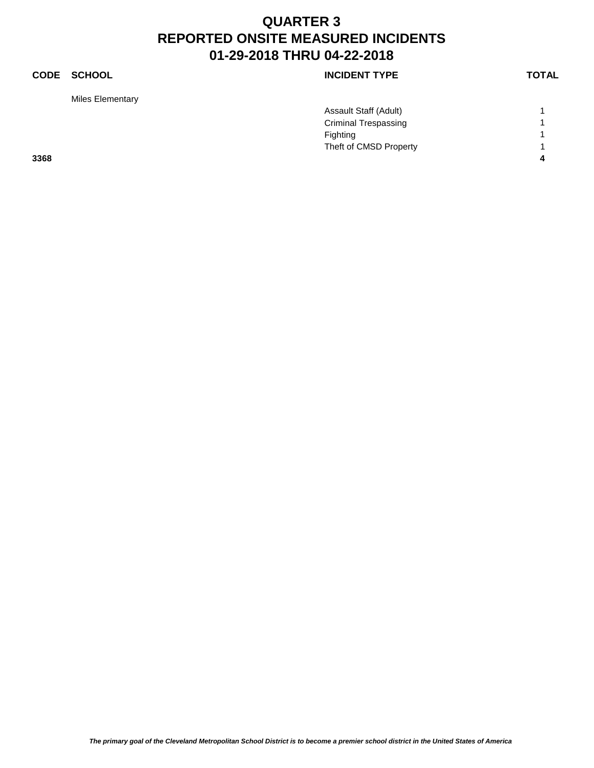# QUARTER 3
# REPORTED ONSITE MEASURED INCIDENTS
# 01-29-2018 THRU 04-22-2018

| CODE | SCHOOL | INCIDENT TYPE | TOTAL |
|---|---|---|---|
| | Miles Elementary | | |
| | | Assault Staff (Adult) | 1 |
| | | Criminal Trespassing | 1 |
| | | Fighting | 1 |
| | | Theft of CMSD Property | 1 |
| **3368** | | | **4** |

*The primary goal of the Cleveland Metropolitan School District is to become a premier school district in the United States of America*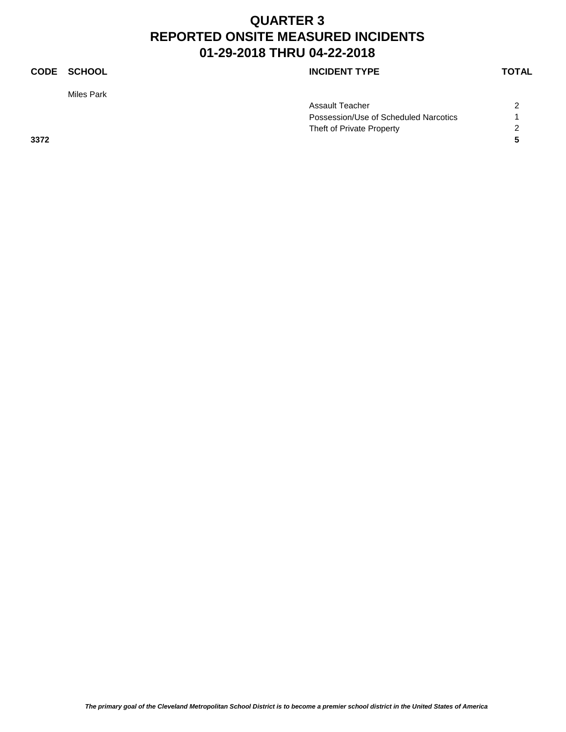# QUARTER 3
# REPORTED ONSITE MEASURED INCIDENTS
# 01-29-2018 THRU 04-22-2018

| CODE | SCHOOL | INCIDENT TYPE | TOTAL |
|---|---|---|---|
| | Miles Park | | |
| | | Assault Teacher | 2 |
| | | Possession/Use of Scheduled Narcotics | 1 |
| | | Theft of Private Property | 2 |
| **3372** | | | **5** |

*The primary goal of the Cleveland Metropolitan School District is to become a premier school district in the United States of America*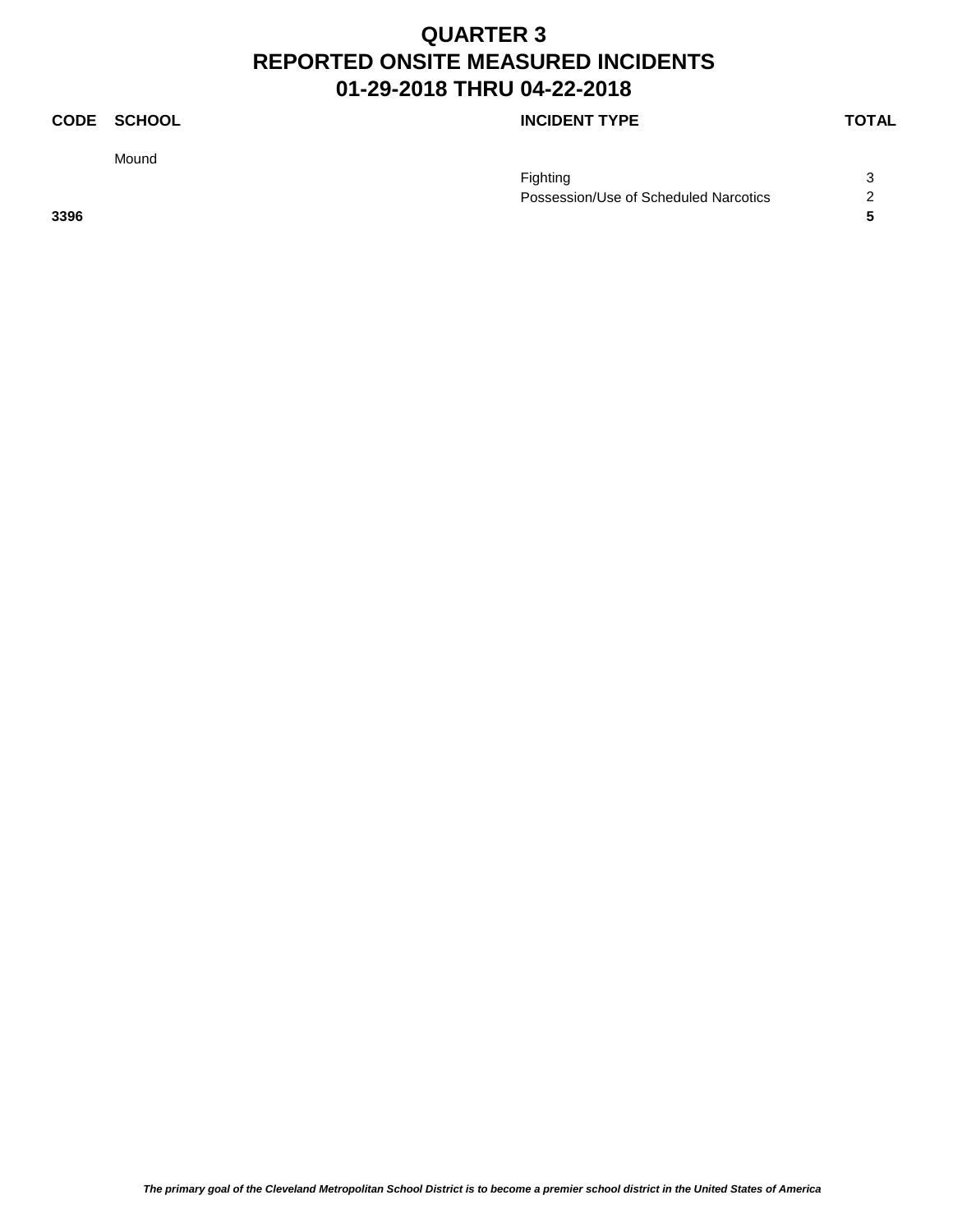# QUARTER 3
# REPORTED ONSITE MEASURED INCIDENTS
# 01-29-2018 THRU 04-22-2018

| CODE | SCHOOL | INCIDENT TYPE | TOTAL |
|---|---|---|---|
| | Mound | | |
| | | Fighting | 3 |
| | | Possession/Use of Scheduled Narcotics | 2 |
| **3396** | | | **5** |

*The primary goal of the Cleveland Metropolitan School District is to become a premier school district in the United States of America*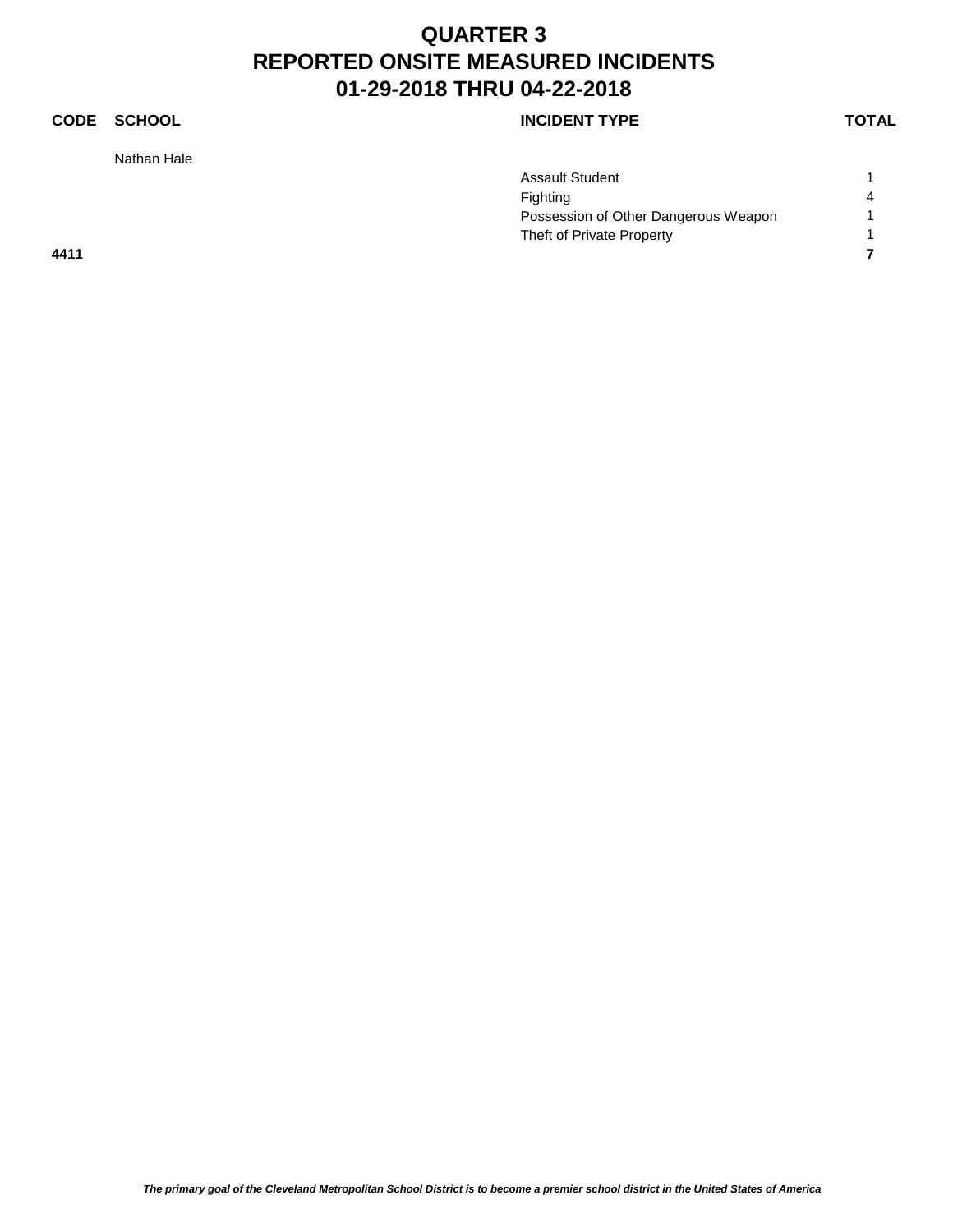# QUARTER 3
# REPORTED ONSITE MEASURED INCIDENTS
# 01-29-2018 THRU 04-22-2018

| CODE | SCHOOL | INCIDENT TYPE | TOTAL |
|---|---|---|---|
| | Nathan Hale | | |
| | | Assault Student | 1 |
| | | Fighting | 4 |
| | | Possession of Other Dangerous Weapon | 1 |
| | | Theft of Private Property | 1 |
| **4411** | | | **7** |

*The primary goal of the Cleveland Metropolitan School District is to become a premier school district in the United States of America*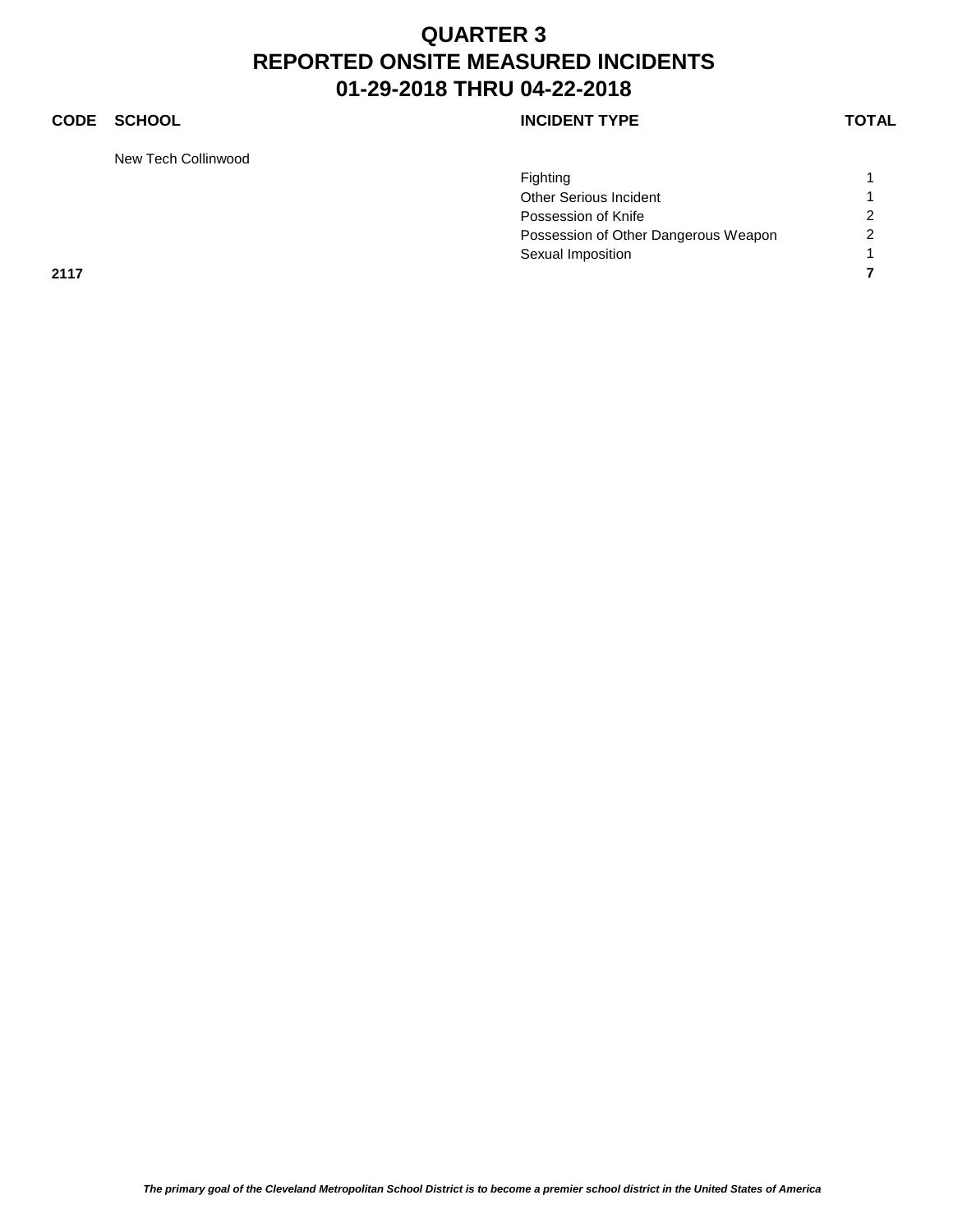# QUARTER 3
# REPORTED ONSITE MEASURED INCIDENTS
# 01-29-2018 THRU 04-22-2018

| CODE | SCHOOL | INCIDENT TYPE | TOTAL |
|---|---|---|---|
| | New Tech Collinwood | | |
| | | Fighting | 1 |
| | | Other Serious Incident | 1 |
| | | Possession of Knife | 2 |
| | | Possession of Other Dangerous Weapon | 2 |
| | | Sexual Imposition | 1 |
| **2117** | | | **7** |

*The primary goal of the Cleveland Metropolitan School District is to become a premier school district in the United States of America*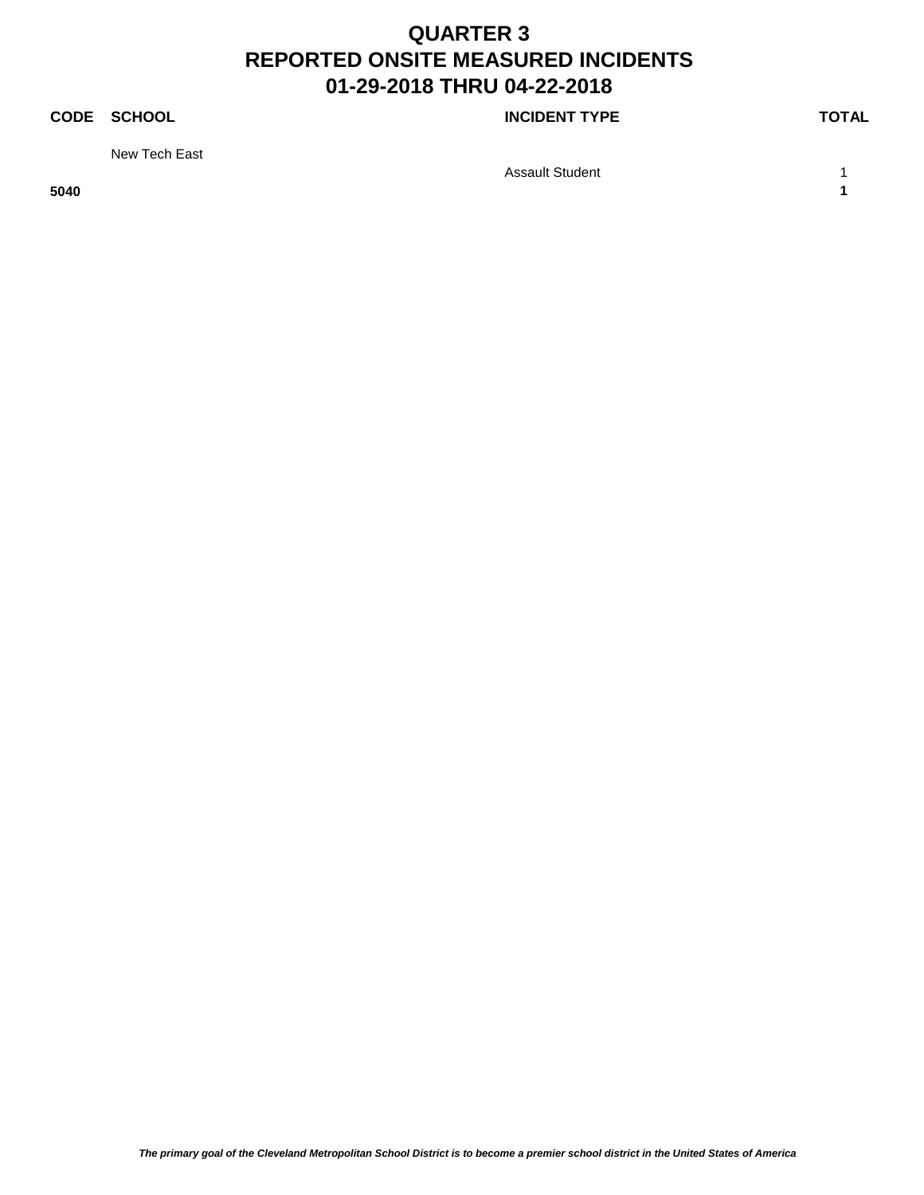# QUARTER 3
# REPORTED ONSITE MEASURED INCIDENTS
# 01-29-2018 THRU 04-22-2018

| CODE | SCHOOL | INCIDENT TYPE | TOTAL |
|---|---|---|---|
| | New Tech East | | |
| | | Assault Student | 1 |
| **5040** | | | **1** |

***The primary goal of the Cleveland Metropolitan School District is to become a premier school district in the United States of America***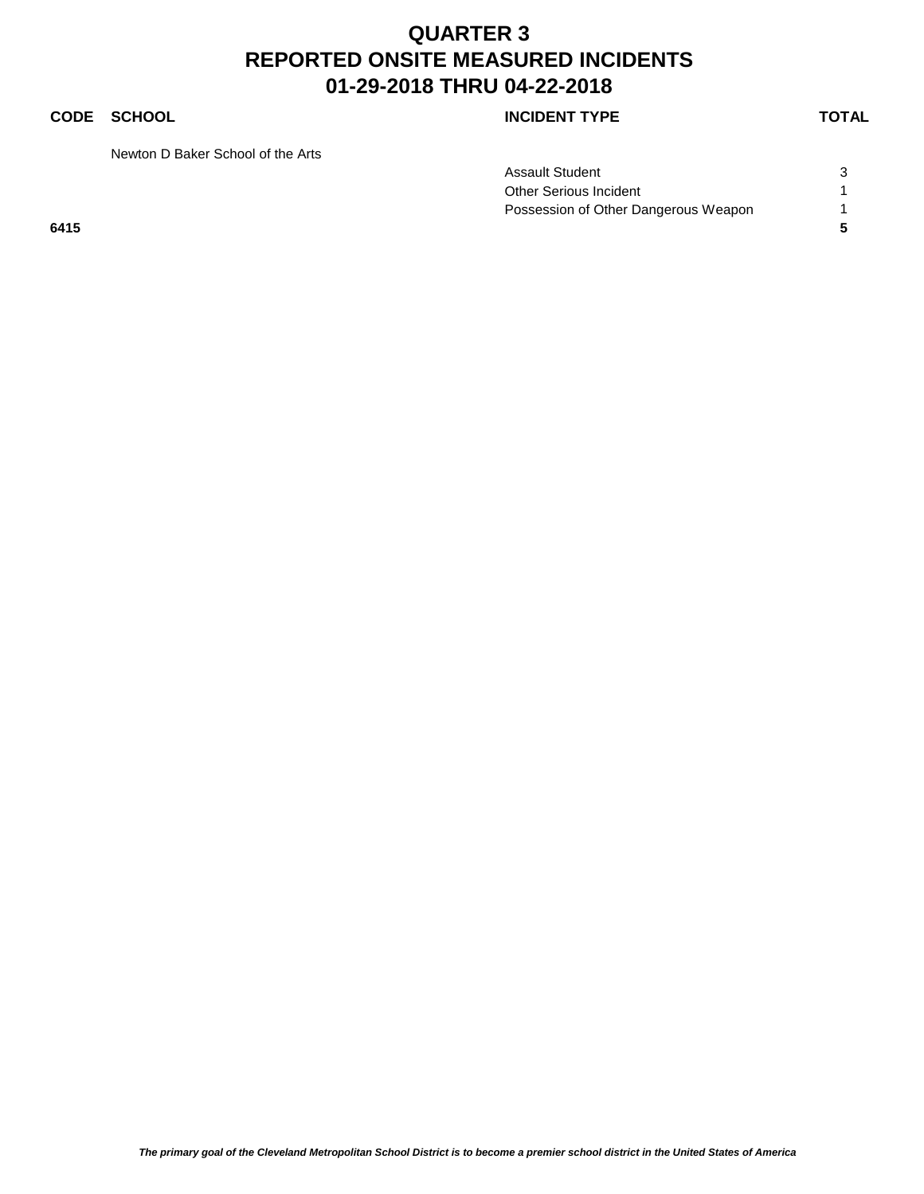# QUARTER 3
# REPORTED ONSITE MEASURED INCIDENTS
# 01-29-2018 THRU 04-22-2018

| CODE | SCHOOL | INCIDENT TYPE | TOTAL |
|---|---|---|---|
| | Newton D Baker School of the Arts | | |
| | | Assault Student | 3 |
| | | Other Serious Incident | 1 |
| | | Possession of Other Dangerous Weapon | 1 |
| **6415** | | | **5** |

*The primary goal of the Cleveland Metropolitan School District is to become a premier school district in the United States of America*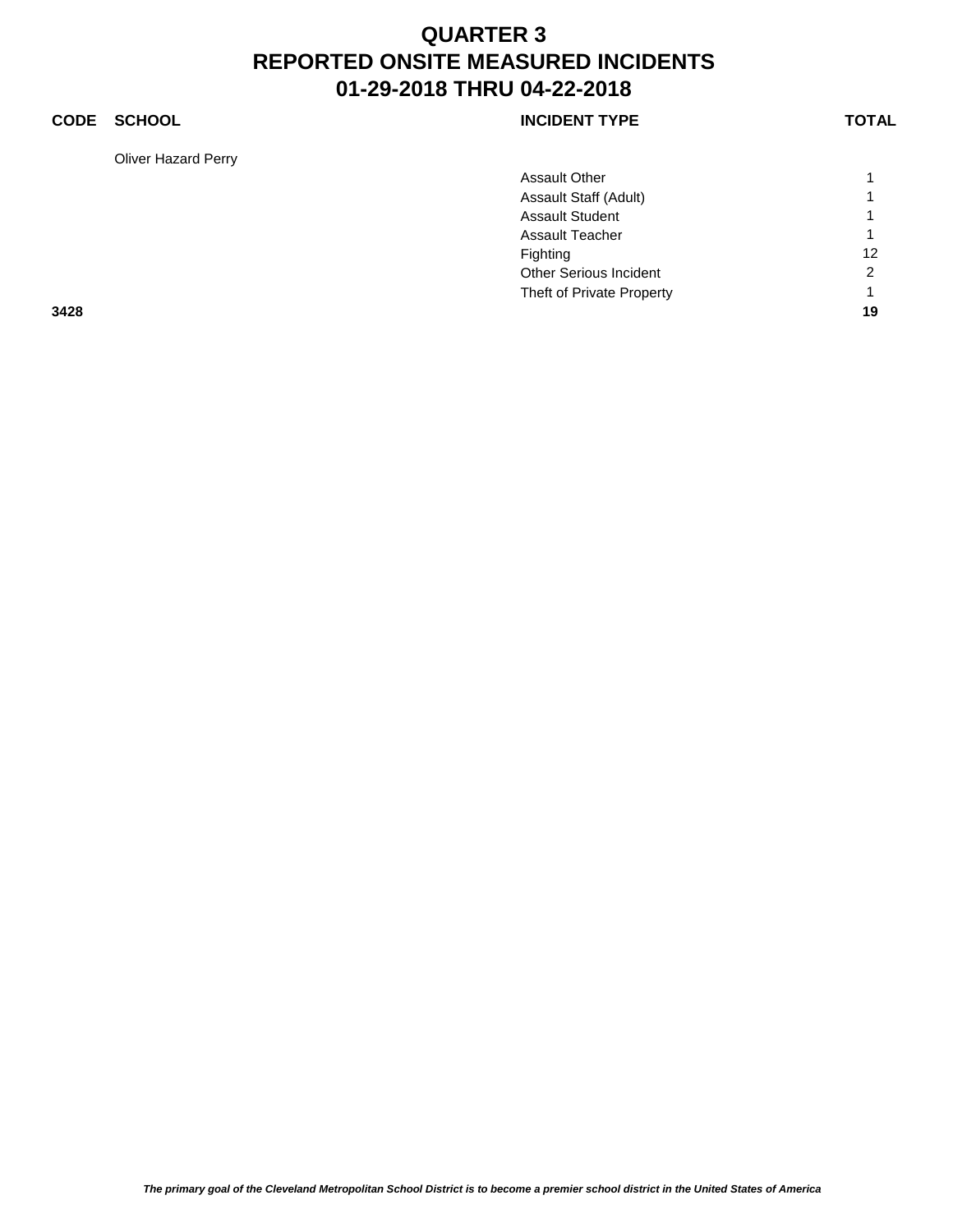# QUARTER 3
# REPORTED ONSITE MEASURED INCIDENTS
# 01-29-2018 THRU 04-22-2018

| CODE | SCHOOL | INCIDENT TYPE | TOTAL |
|---|---|---|---|
| | Oliver Hazard Perry | | |
| | | Assault Other | 1 |
| | | Assault Staff (Adult) | 1 |
| | | Assault Student | 1 |
| | | Assault Teacher | 1 |
| | | Fighting | 12 |
| | | Other Serious Incident | 2 |
| | | Theft of Private Property | 1 |
| **3428** | | | **19** |

*The primary goal of the Cleveland Metropolitan School District is to become a premier school district in the United States of America*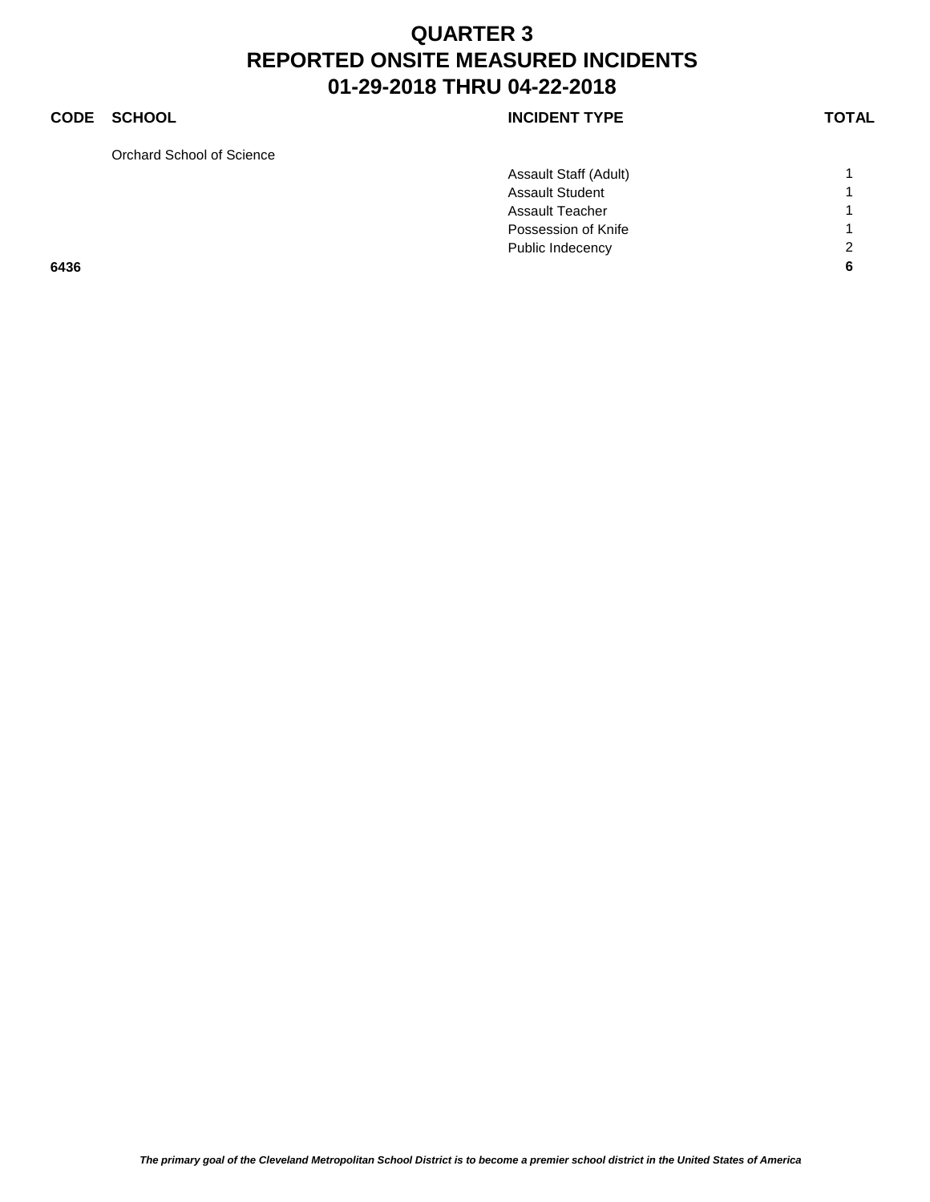# QUARTER 3
# REPORTED ONSITE MEASURED INCIDENTS
# 01-29-2018 THRU 04-22-2018

| CODE | SCHOOL | INCIDENT TYPE | TOTAL |
|---|---|---|---|
| | Orchard School of Science | | |
| | | Assault Staff (Adult) | 1 |
| | | Assault Student | 1 |
| | | Assault Teacher | 1 |
| | | Possession of Knife | 1 |
| | | Public Indecency | 2 |
| **6436** | | | **6** |

***The primary goal of the Cleveland Metropolitan School District is to become a premier school district in the United States of America***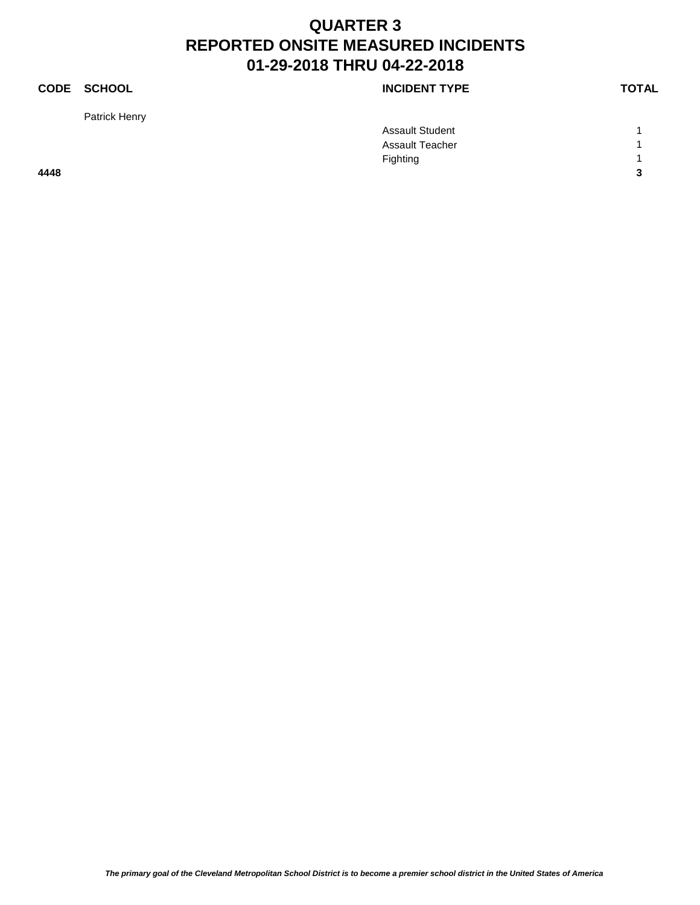# QUARTER 3
# REPORTED ONSITE MEASURED INCIDENTS
# 01-29-2018 THRU 04-22-2018

| CODE | SCHOOL | INCIDENT TYPE | TOTAL |
|---|---|---|---|
| | Patrick Henry | | |
| | | Assault Student | 1 |
| | | Assault Teacher | 1 |
| | | Fighting | 1 |
| **4448** | | | **3** |

*The primary goal of the Cleveland Metropolitan School District is to become a premier school district in the United States of America*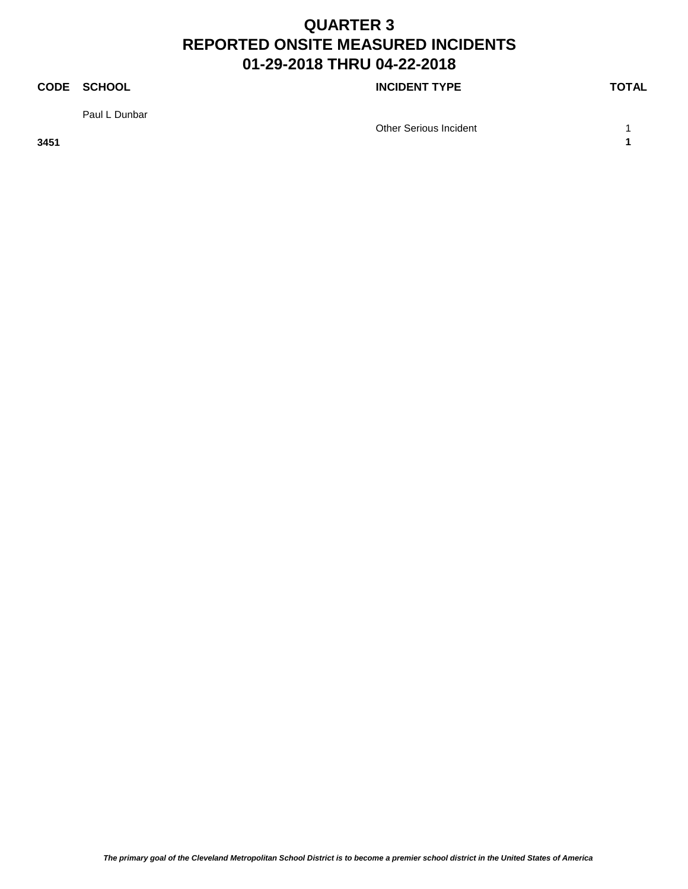# QUARTER 3
# REPORTED ONSITE MEASURED INCIDENTS
# 01-29-2018 THRU 04-22-2018

| CODE | SCHOOL | INCIDENT TYPE | TOTAL |
|---|---|---|---|
| | Paul L Dunbar | | |
| | | Other Serious Incident | 1 |
| **3451** | | | **1** |

***The primary goal of the Cleveland Metropolitan School District is to become a premier school district in the United States of America***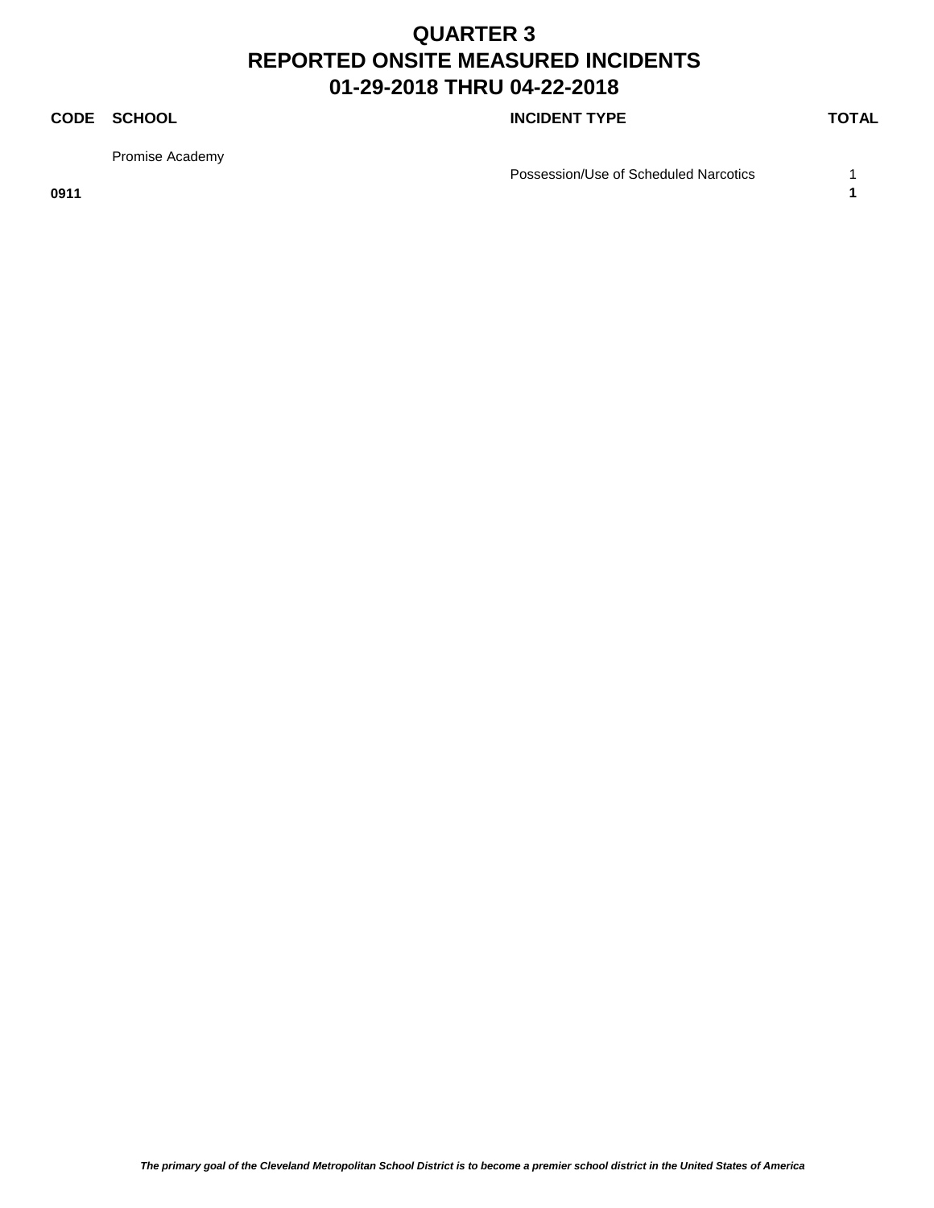# QUARTER 3
# REPORTED ONSITE MEASURED INCIDENTS
# 01-29-2018 THRU 04-22-2018

| CODE | SCHOOL | INCIDENT TYPE | TOTAL |
|---|---|---|---|
| | Promise Academy | | |
| | | Possession/Use of Scheduled Narcotics | 1 |
| **0911** | | | **1** |

***The primary goal of the Cleveland Metropolitan School District is to become a premier school district in the United States of America***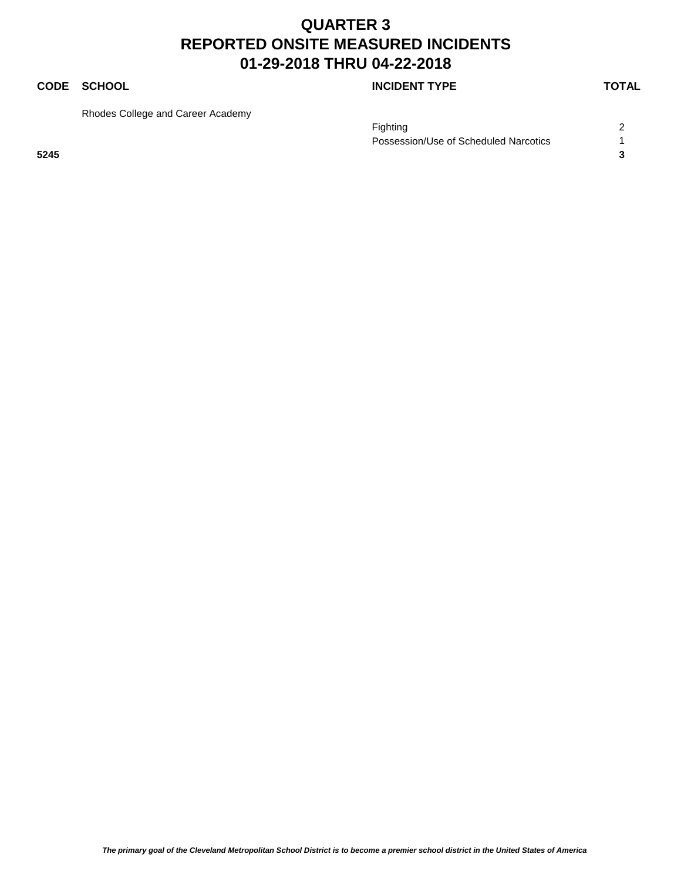# QUARTER 3
# REPORTED ONSITE MEASURED INCIDENTS
# 01-29-2018 THRU 04-22-2018

| CODE | SCHOOL | INCIDENT TYPE | TOTAL |
|---|---|---|---|
| | Rhodes College and Career Academy | | |
| | | Fighting | 2 |
| | | Possession/Use of Scheduled Narcotics | 1 |
| **5245** | | | **3** |

*The primary goal of the Cleveland Metropolitan School District is to become a premier school district in the United States of America*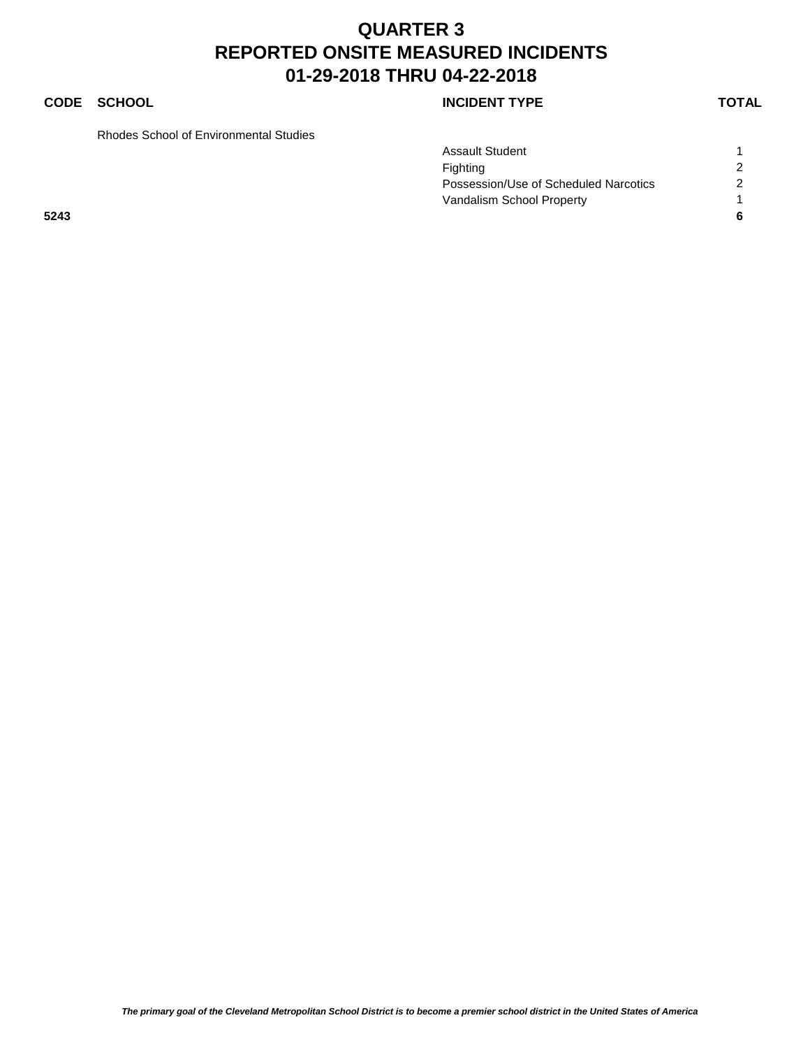# QUARTER 3
# REPORTED ONSITE MEASURED INCIDENTS
# 01-29-2018 THRU 04-22-2018

| CODE | SCHOOL | INCIDENT TYPE | TOTAL |
|---|---|---|---|
| | Rhodes School of Environmental Studies | | |
| | | Assault Student | 1 |
| | | Fighting | 2 |
| | | Possession/Use of Scheduled Narcotics | 2 |
| | | Vandalism School Property | 1 |
| **5243** | | | **6** |

***The primary goal of the Cleveland Metropolitan School District is to become a premier school district in the United States of America***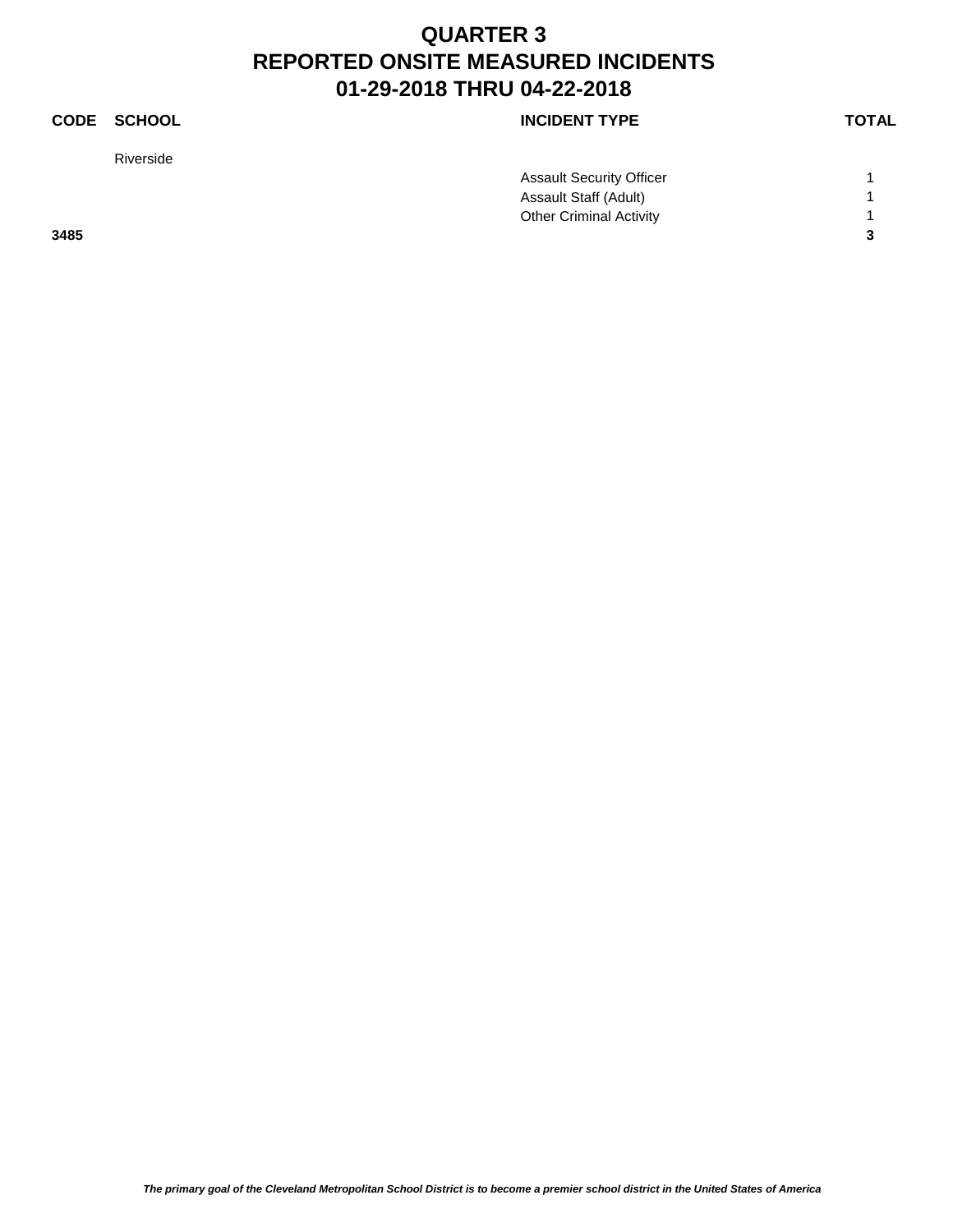# QUARTER 3
# REPORTED ONSITE MEASURED INCIDENTS
# 01-29-2018 THRU 04-22-2018

| CODE | SCHOOL | INCIDENT TYPE | TOTAL |
|---|---|---|---|
| | Riverside | | |
| | | Assault Security Officer | 1 |
| | | Assault Staff (Adult) | 1 |
| | | Other Criminal Activity | 1 |
| **3485** | | | **3** |

*The primary goal of the Cleveland Metropolitan School District is to become a premier school district in the United States of America*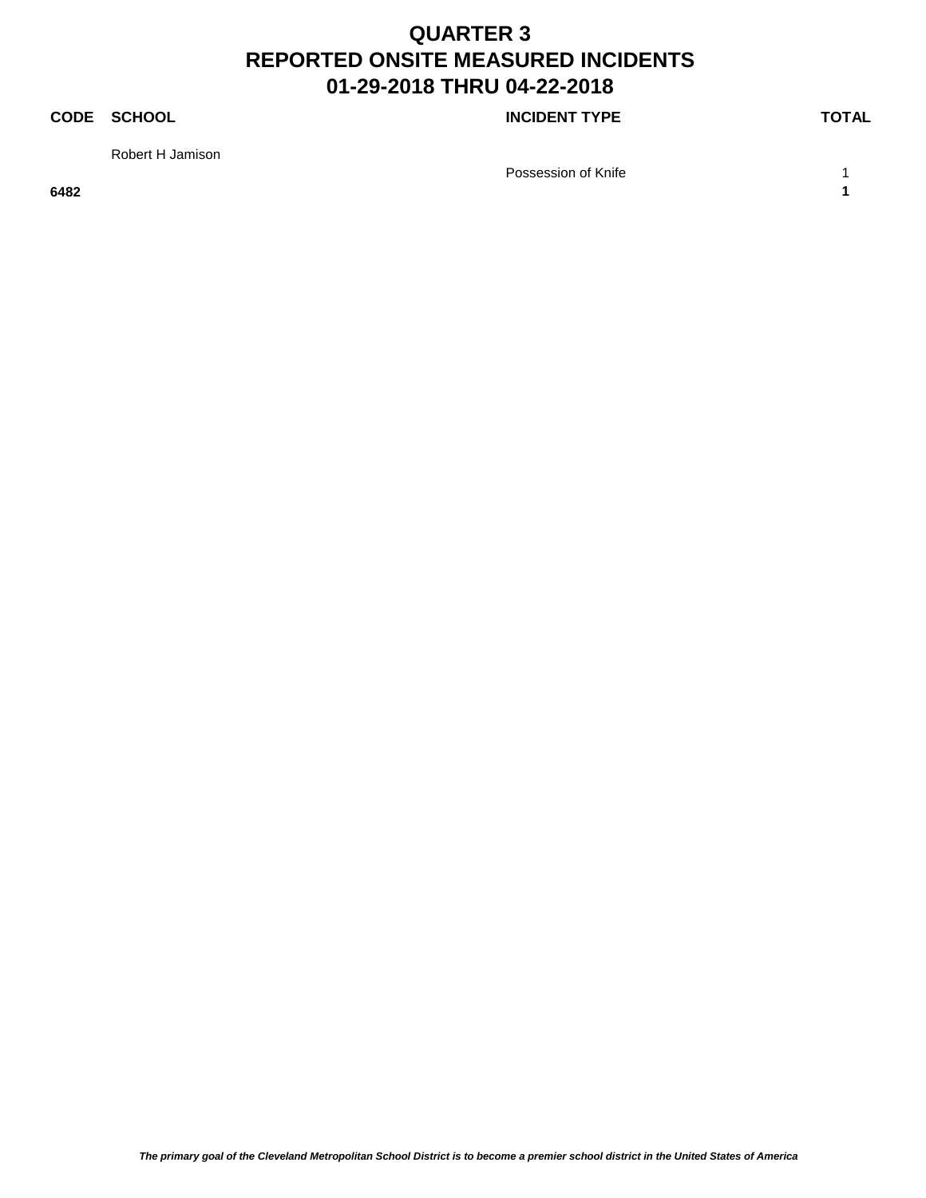# QUARTER 3
# REPORTED ONSITE MEASURED INCIDENTS
# 01-29-2018 THRU 04-22-2018

| CODE | SCHOOL | INCIDENT TYPE | TOTAL |
|---|---|---|---|
| | Robert H Jamison | | |
| | | Possession of Knife | 1 |
| **6482** | | | **1** |

***The primary goal of the Cleveland Metropolitan School District is to become a premier school district in the United States of America***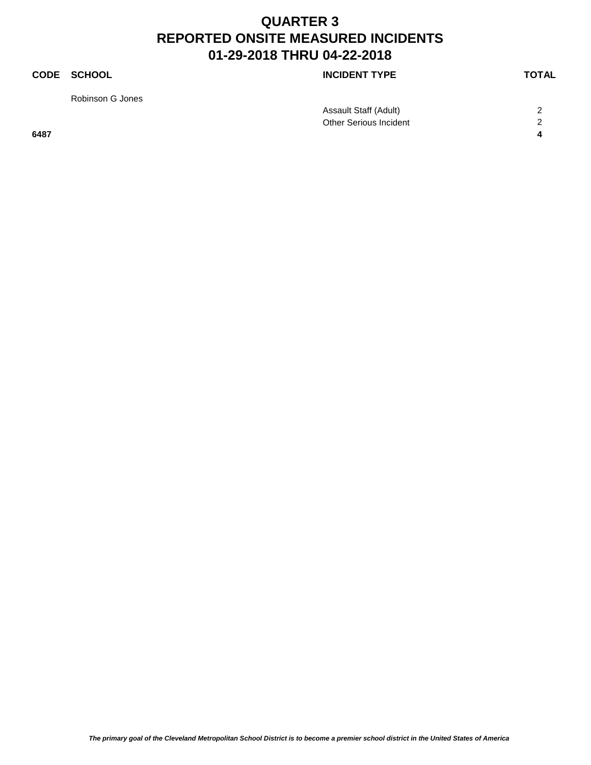# QUARTER 3
# REPORTED ONSITE MEASURED INCIDENTS
# 01-29-2018 THRU 04-22-2018

| CODE | SCHOOL | INCIDENT TYPE | TOTAL |
|---|---|---|---|
| | Robinson G Jones | | |
| | | Assault Staff (Adult) | 2 |
| | | Other Serious Incident | 2 |
| **6487** | | | **4** |

*The primary goal of the Cleveland Metropolitan School District is to become a premier school district in the United States of America*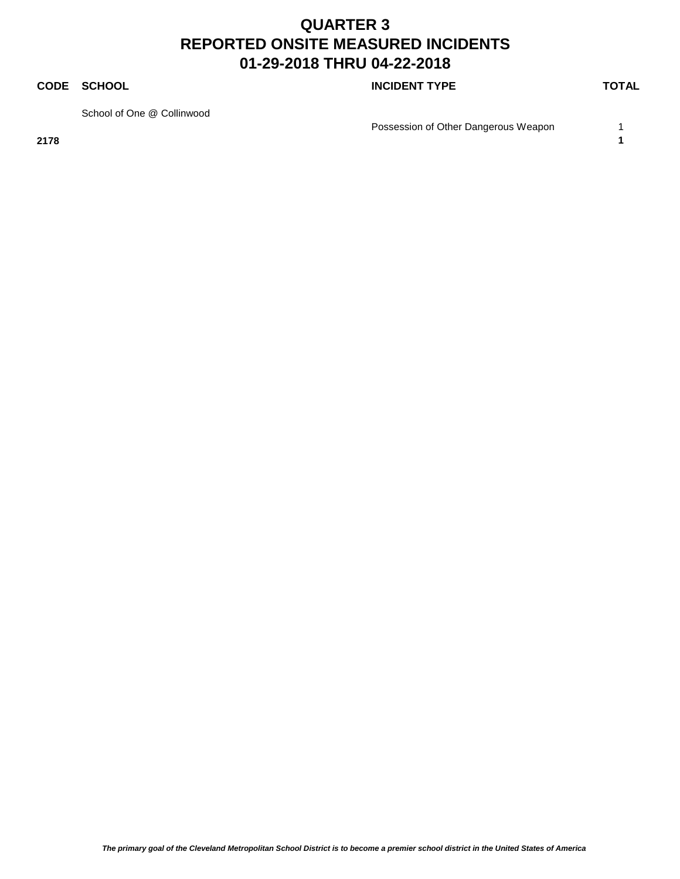# QUARTER 3
# REPORTED ONSITE MEASURED INCIDENTS
# 01-29-2018 THRU 04-22-2018

| CODE | SCHOOL | INCIDENT TYPE | TOTAL |
|---|---|---|---|
| | School of One @ Collinwood | | |
| | | Possession of Other Dangerous Weapon | 1 |
| **2178** | | | **1** |

***The primary goal of the Cleveland Metropolitan School District is to become a premier school district in the United States of America***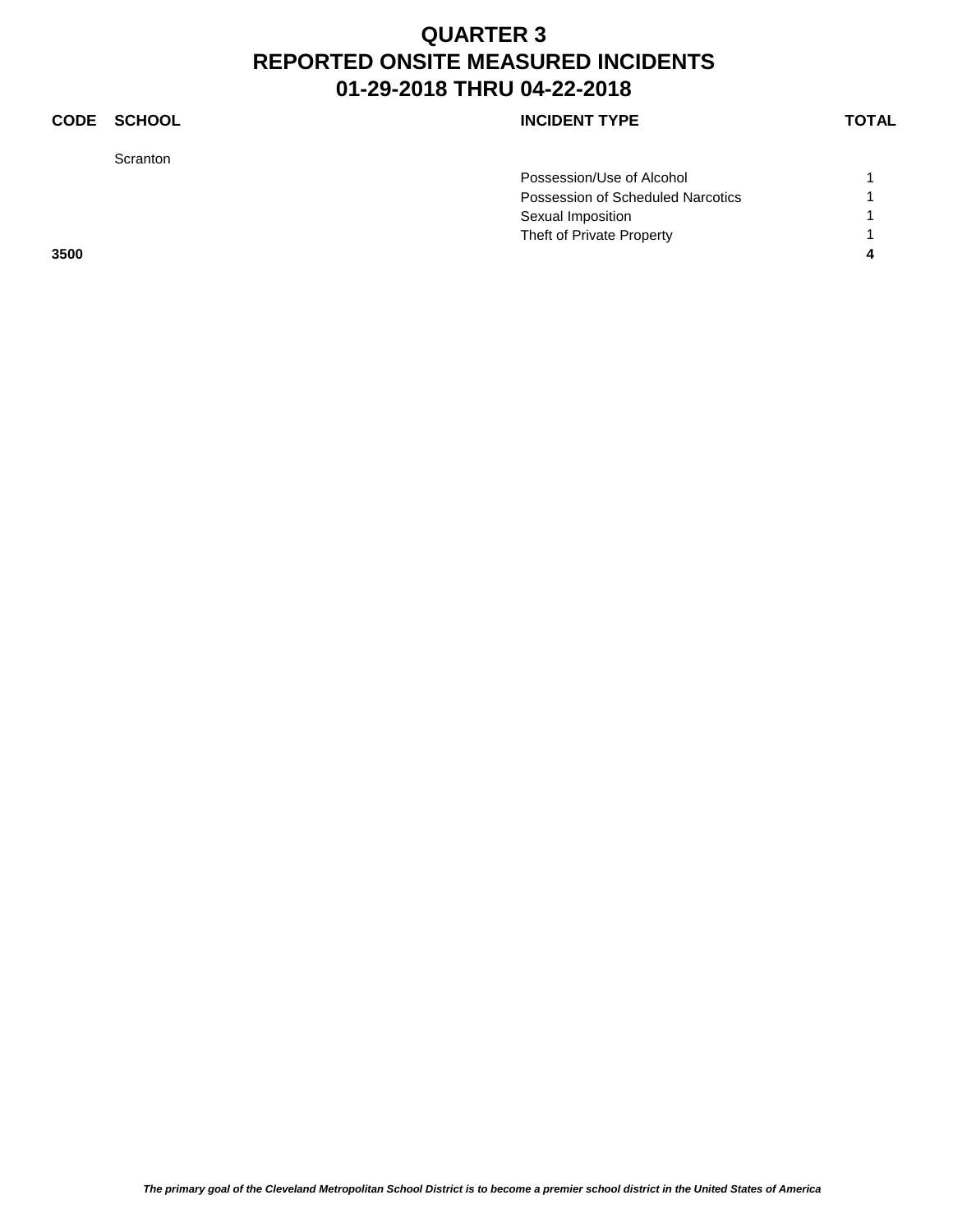# QUARTER 3
# REPORTED ONSITE MEASURED INCIDENTS
# 01-29-2018 THRU 04-22-2018

| CODE | SCHOOL | INCIDENT TYPE | TOTAL |
|---|---|---|---|
| | Scranton | | |
| | | Possession/Use of Alcohol | 1 |
| | | Possession of Scheduled Narcotics | 1 |
| | | Sexual Imposition | 1 |
| | | Theft of Private Property | 1 |
| **3500** | | | **4** |

*The primary goal of the Cleveland Metropolitan School District is to become a premier school district in the United States of America*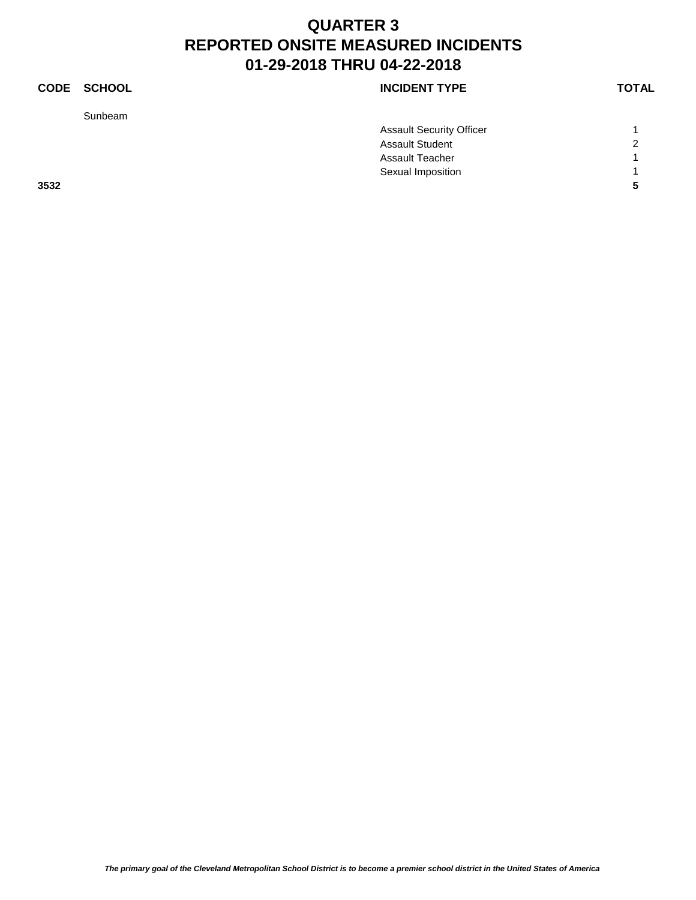# QUARTER 3
# REPORTED ONSITE MEASURED INCIDENTS
# 01-29-2018 THRU 04-22-2018

| CODE | SCHOOL | INCIDENT TYPE | TOTAL |
|---|---|---|---|
| | Sunbeam | | |
| | | Assault Security Officer | 1 |
| | | Assault Student | 2 |
| | | Assault Teacher | 1 |
| | | Sexual Imposition | 1 |
| **3532** | | | **5** |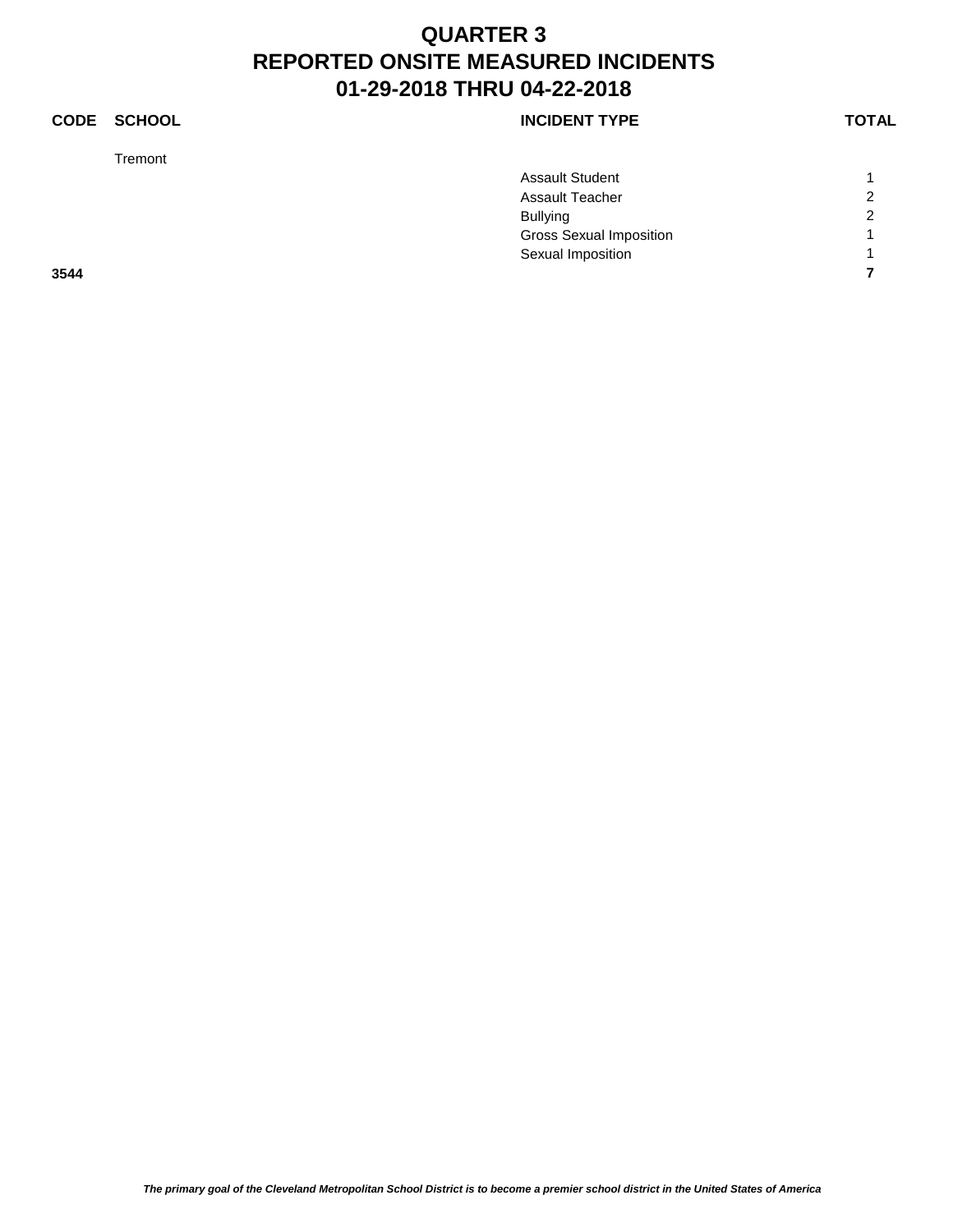# QUARTER 3
# REPORTED ONSITE MEASURED INCIDENTS
# 01-29-2018 THRU 04-22-2018

| CODE | SCHOOL | INCIDENT TYPE | TOTAL |
|---|---|---|---|
| | Tremont | | |
| | | Assault Student | 1 |
| | | Assault Teacher | 2 |
| | | Bullying | 2 |
| | | Gross Sexual Imposition | 1 |
| | | Sexual Imposition | 1 |
| **3544** | | | **7** |

*The primary goal of the Cleveland Metropolitan School District is to become a premier school district in the United States of America*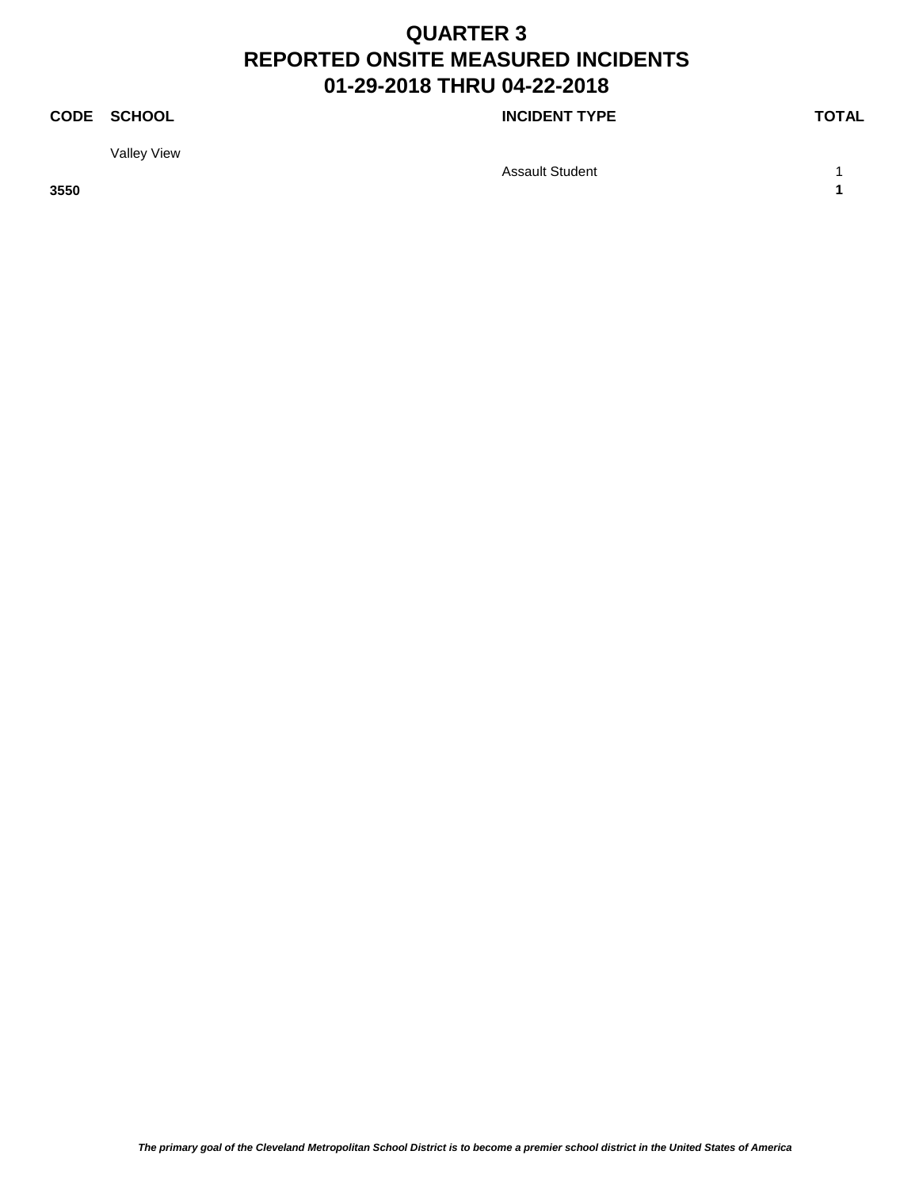# QUARTER 3
# REPORTED ONSITE MEASURED INCIDENTS
# 01-29-2018 THRU 04-22-2018

| CODE | SCHOOL | INCIDENT TYPE | TOTAL |
|---|---|---|---|
| | Valley View | | |
| | | Assault Student | 1 |
| **3550** | | | **1** |

***The primary goal of the Cleveland Metropolitan School District is to become a premier school district in the United States of America***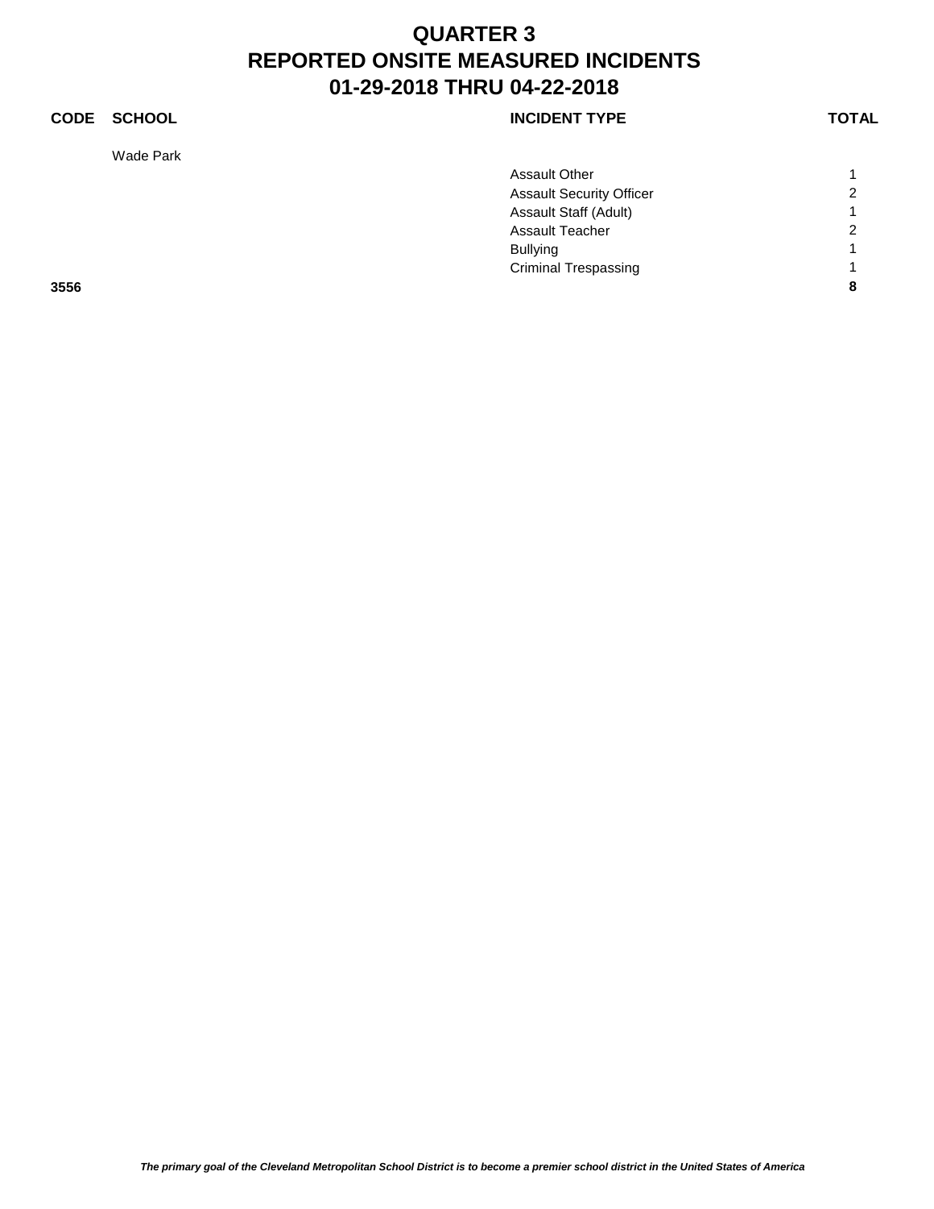# QUARTER 3
# REPORTED ONSITE MEASURED INCIDENTS
# 01-29-2018 THRU 04-22-2018

| CODE | SCHOOL | INCIDENT TYPE | TOTAL |
|---|---|---|---|
| | Wade Park | | |
| | | Assault Other | 1 |
| | | Assault Security Officer | 2 |
| | | Assault Staff (Adult) | 1 |
| | | Assault Teacher | 2 |
| | | Bullying | 1 |
| | | Criminal Trespassing | 1 |
| **3556** | | | **8** |

*The primary goal of the Cleveland Metropolitan School District is to become a premier school district in the United States of America*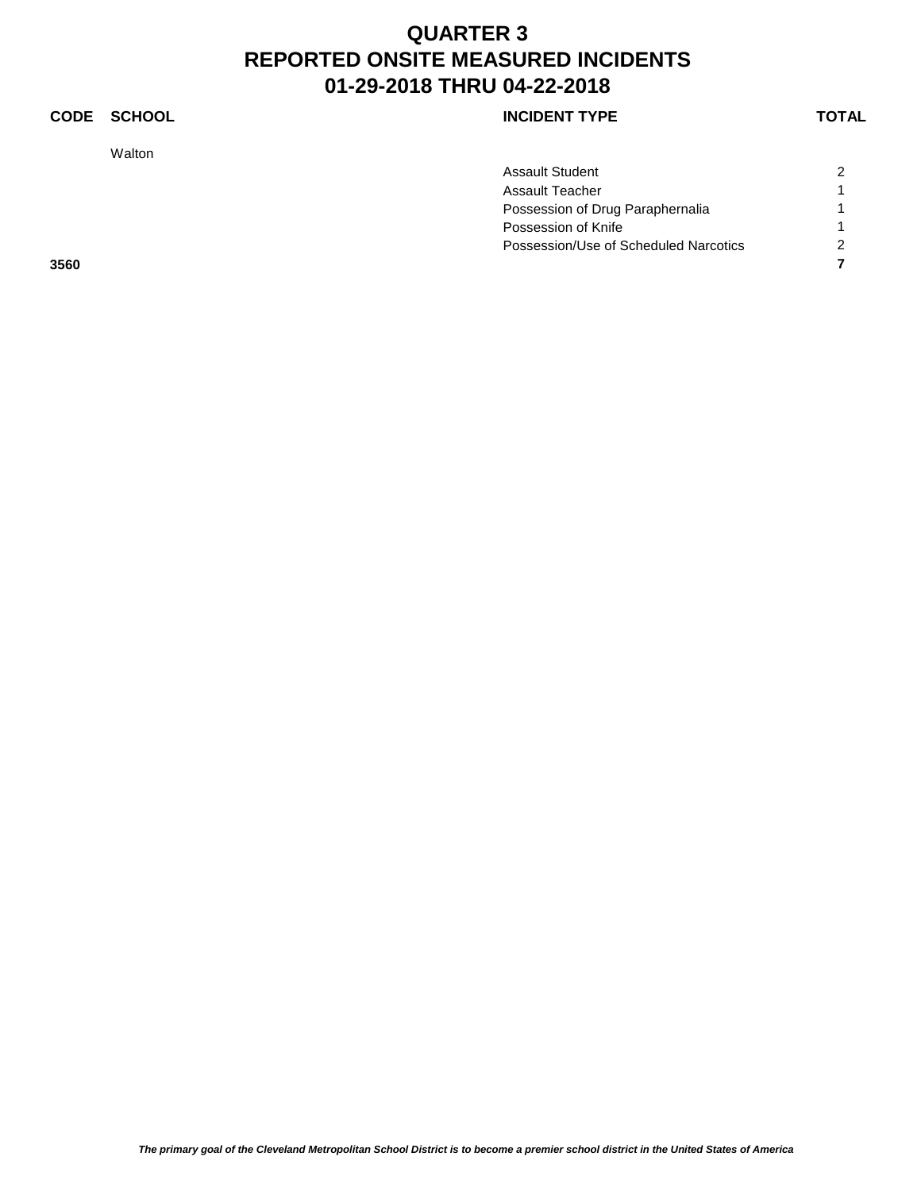# QUARTER 3
# REPORTED ONSITE MEASURED INCIDENTS
# 01-29-2018 THRU 04-22-2018

| CODE | SCHOOL | INCIDENT TYPE | TOTAL |
|---|---|---|---|
| | Walton | | |
| | | Assault Student | 2 |
| | | Assault Teacher | 1 |
| | | Possession of Drug Paraphernalia | 1 |
| | | Possession of Knife | 1 |
| | | Possession/Use of Scheduled Narcotics | 2 |
| **3560** | | | **7** |

*The primary goal of the Cleveland Metropolitan School District is to become a premier school district in the United States of America*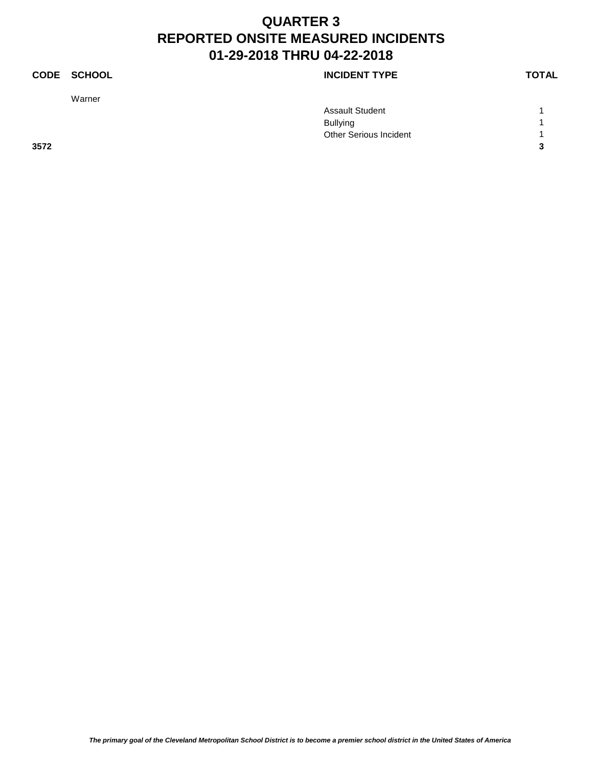# QUARTER 3
# REPORTED ONSITE MEASURED INCIDENTS
# 01-29-2018 THRU 04-22-2018

| CODE | SCHOOL | INCIDENT TYPE | TOTAL |
|---|---|---|---|
| | Warner | | |
| | | Assault Student | 1 |
| | | Bullying | 1 |
| | | Other Serious Incident | 1 |
| **3572** | | | **3** |

*The primary goal of the Cleveland Metropolitan School District is to become a premier school district in the United States of America*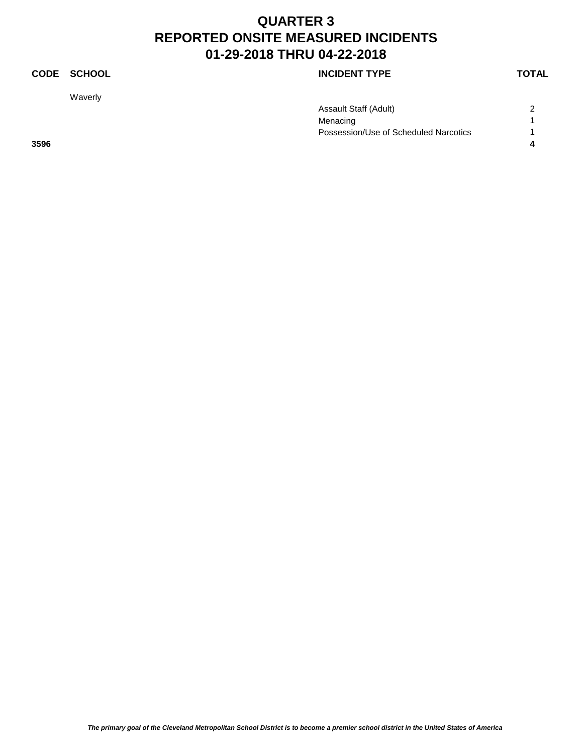# QUARTER 3
# REPORTED ONSITE MEASURED INCIDENTS
# 01-29-2018 THRU 04-22-2018

| CODE | SCHOOL | INCIDENT TYPE | TOTAL |
|---|---|---|---|
| | Waverly | | |
| | | Assault Staff (Adult) | 2 |
| | | Menacing | 1 |
| | | Possession/Use of Scheduled Narcotics | 1 |
| **3596** | | | **4** |

***The primary goal of the Cleveland Metropolitan School District is to become a premier school district in the United States of America***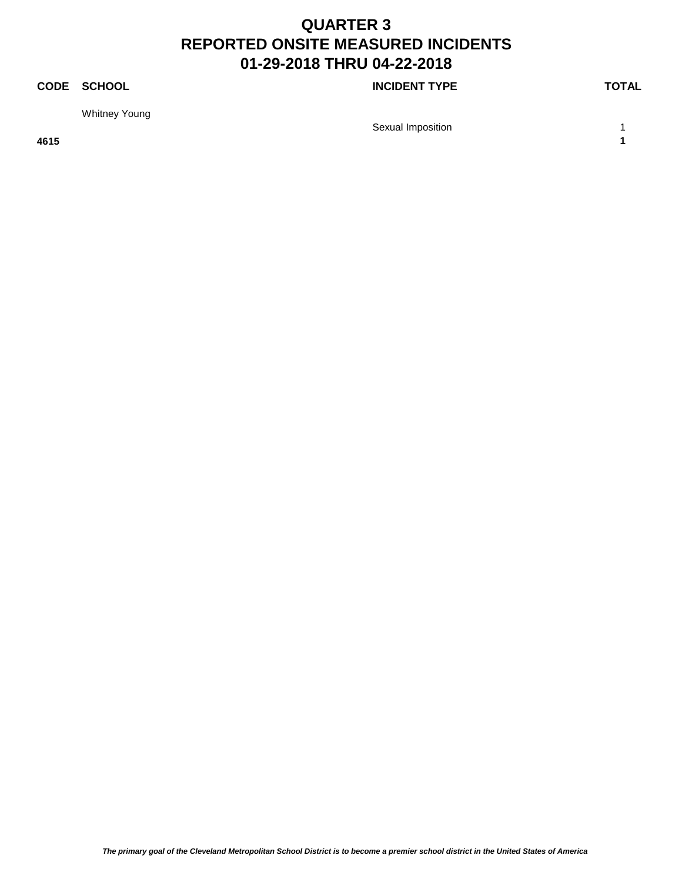# QUARTER 3
# REPORTED ONSITE MEASURED INCIDENTS
# 01-29-2018 THRU 04-22-2018

| CODE | SCHOOL | INCIDENT TYPE | TOTAL |
|---|---|---|---|
| | Whitney Young | | |
| | | Sexual Imposition | 1 |
| **4615** | | | **1** |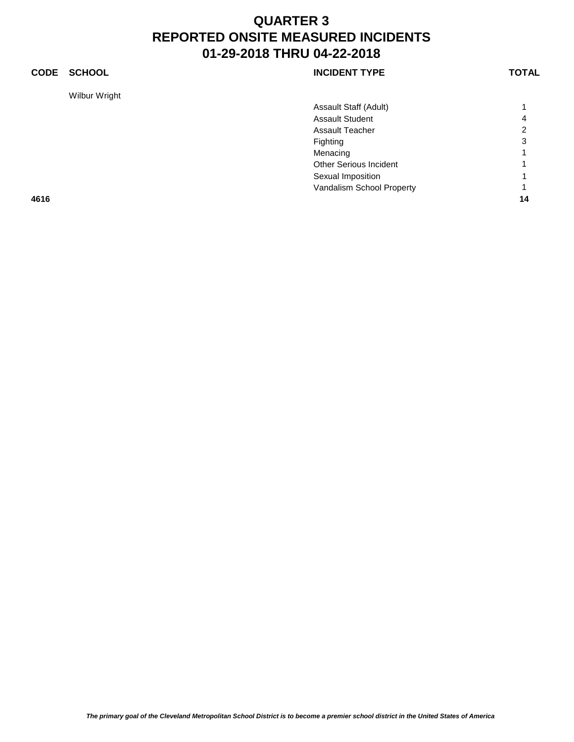# QUARTER 3
# REPORTED ONSITE MEASURED INCIDENTS
# 01-29-2018 THRU 04-22-2018

| CODE | SCHOOL | INCIDENT TYPE | TOTAL |
|---|---|---|---|
| | Wilbur Wright | | |
| | | Assault Staff (Adult) | 1 |
| | | Assault Student | 4 |
| | | Assault Teacher | 2 |
| | | Fighting | 3 |
| | | Menacing | 1 |
| | | Other Serious Incident | 1 |
| | | Sexual Imposition | 1 |
| | | Vandalism School Property | 1 |
| **4616** | | | **14** |

*The primary goal of the Cleveland Metropolitan School District is to become a premier school district in the United States of America*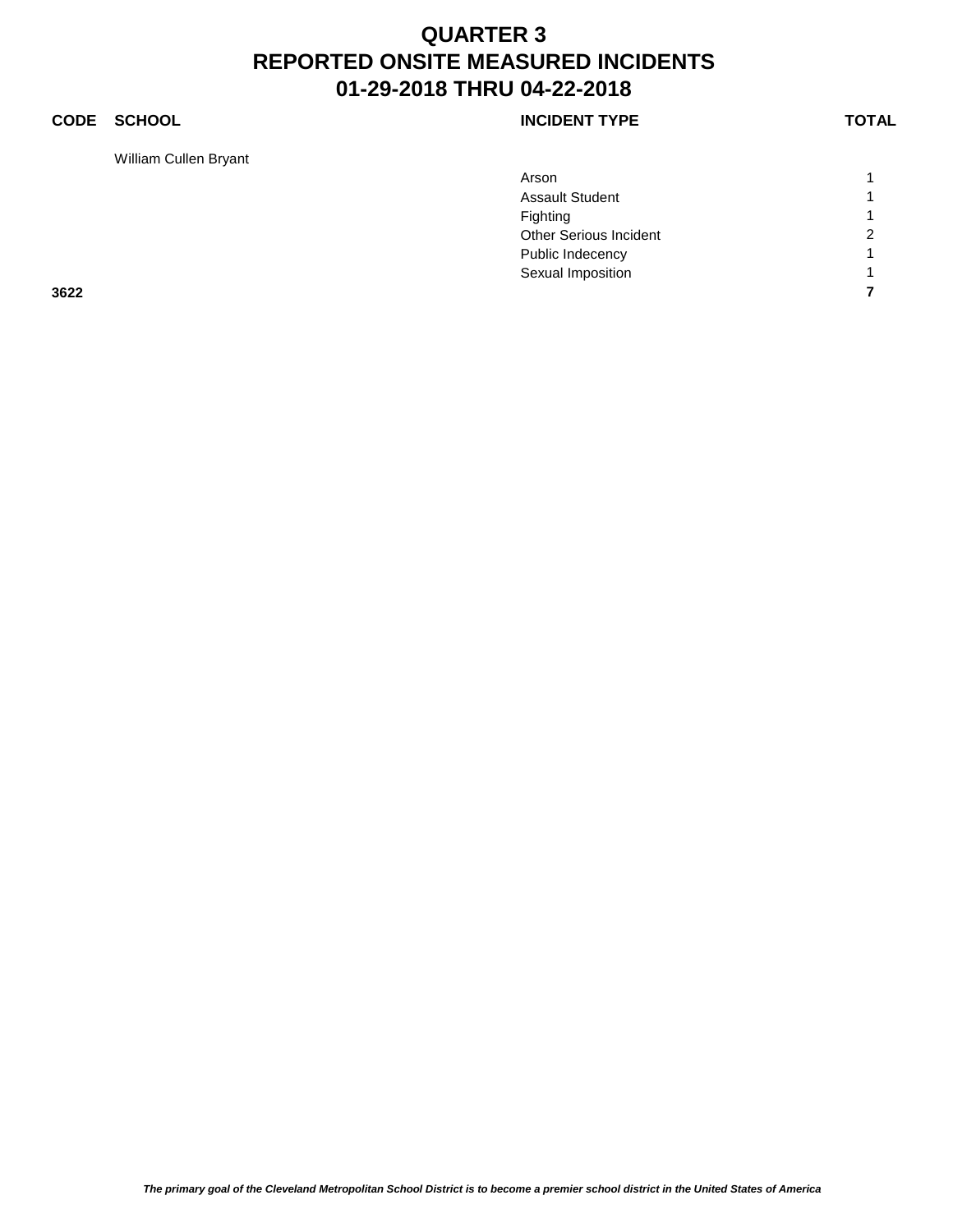# QUARTER 3
# REPORTED ONSITE MEASURED INCIDENTS
# 01-29-2018 THRU 04-22-2018

| CODE | SCHOOL | INCIDENT TYPE | TOTAL |
|---|---|---|---|
| | William Cullen Bryant | | |
| | | Arson | 1 |
| | | Assault Student | 1 |
| | | Fighting | 1 |
| | | Other Serious Incident | 2 |
| | | Public Indecency | 1 |
| | | Sexual Imposition | 1 |
| **3622** | | | **7** |

*The primary goal of the Cleveland Metropolitan School District is to become a premier school district in the United States of America*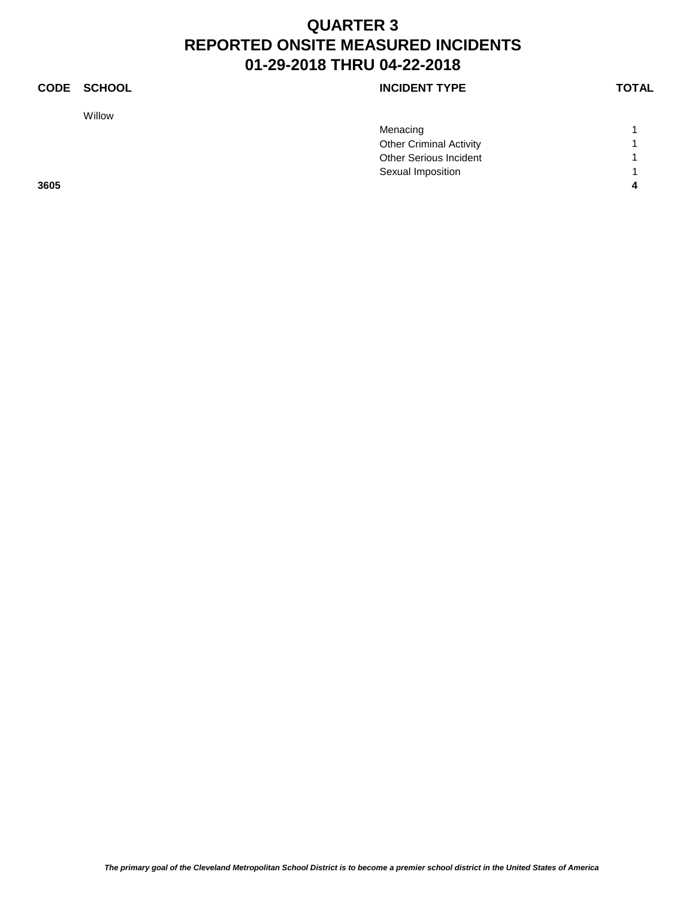# QUARTER 3
# REPORTED ONSITE MEASURED INCIDENTS
# 01-29-2018 THRU 04-22-2018

| CODE | SCHOOL | INCIDENT TYPE | TOTAL |
|---|---|---|---|
| | Willow | | |
| | | Menacing | 1 |
| | | Other Criminal Activity | 1 |
| | | Other Serious Incident | 1 |
| | | Sexual Imposition | 1 |
| **3605** | | | **4** |

***The primary goal of the Cleveland Metropolitan School District is to become a premier school district in the United States of America***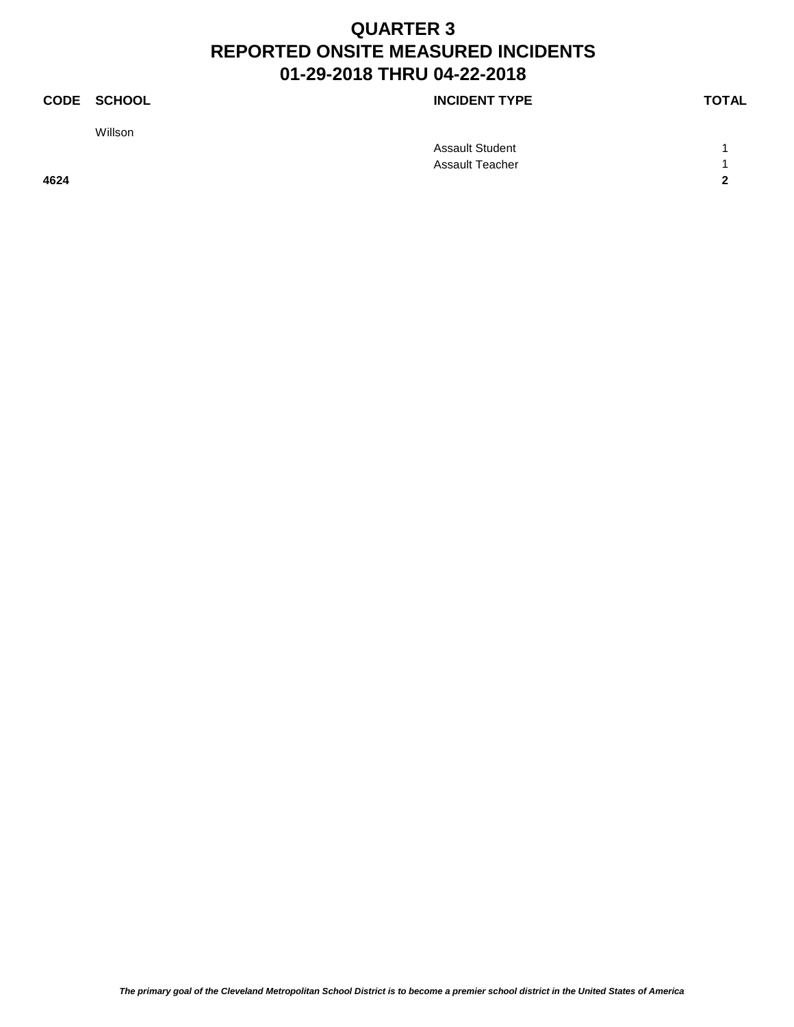# QUARTER 3
# REPORTED ONSITE MEASURED INCIDENTS
# 01-29-2018 THRU 04-22-2018

| CODE | SCHOOL | INCIDENT TYPE | TOTAL |
|---|---|---|---|
| | Willson | | |
| | | Assault Student | 1 |
| | | Assault Teacher | 1 |
| **4624** | | | **2** |

***The primary goal of the Cleveland Metropolitan School District is to become a premier school district in the United States of America***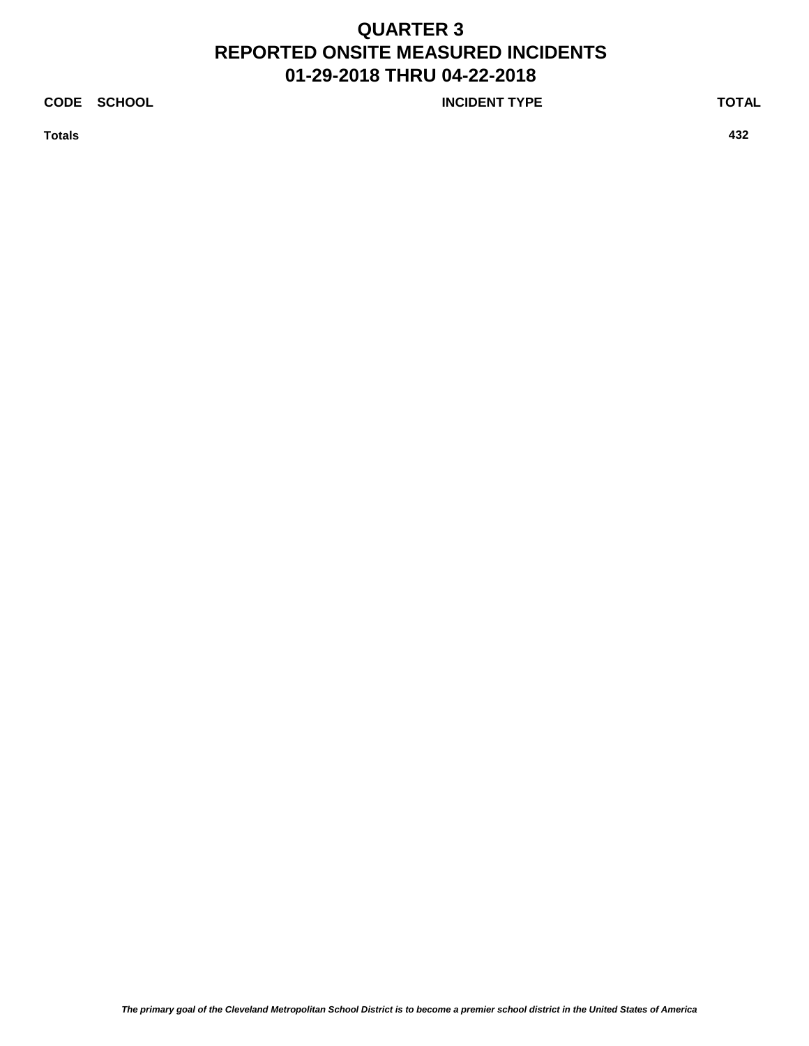# QUARTER 3
# REPORTED ONSITE MEASURED INCIDENTS
# 01-29-2018 THRU 04-22-2018

| CODE | SCHOOL | INCIDENT TYPE | TOTAL |
|---|---|---|---|
| **Totals** | | | **432** |

***The primary goal of the Cleveland Metropolitan School District is to become a premier school district in the United States of America***